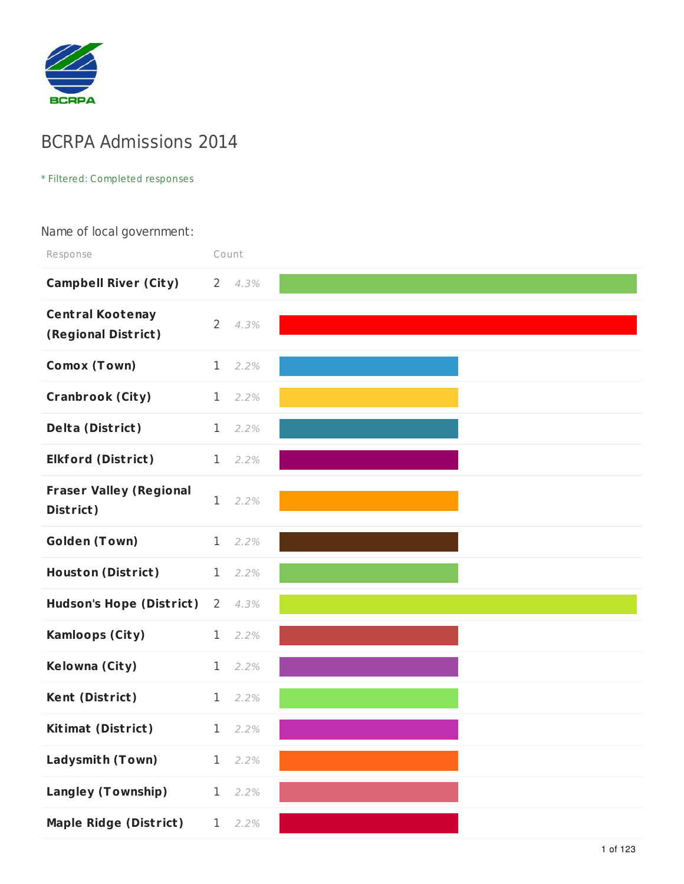BCRPA

# BCRPA Admissions 2014

* Filtered: Completed responses

## Name of local government:

| Response | Count | |
|---|---|---|
| Campbell River (City) | 2 | 4.3% |
| Central Kootenay (Regional District) | 2 | 4.3% |
| Comox (Town) | 1 | 2.2% |
| Cranbrook (City) | 1 | 2.2% |
| Delta (District) | 1 | 2.2% |
| Elkford (District) | 1 | 2.2% |
| Fraser Valley (Regional District) | 1 | 2.2% |
| Golden (Town) | 1 | 2.2% |
| Houston (District) | 1 | 2.2% |
| Hudson's Hope (District) | 2 | 4.3% |
| Kamloops (City) | 1 | 2.2% |
| Kelowna (City) | 1 | 2.2% |
| Kent (District) | 1 | 2.2% |
| Kitimat (District) | 1 | 2.2% |
| Ladysmith (Town) | 1 | 2.2% |
| Langley (Township) | 1 | 2.2% |
| Maple Ridge (District) | 1 | 2.2% |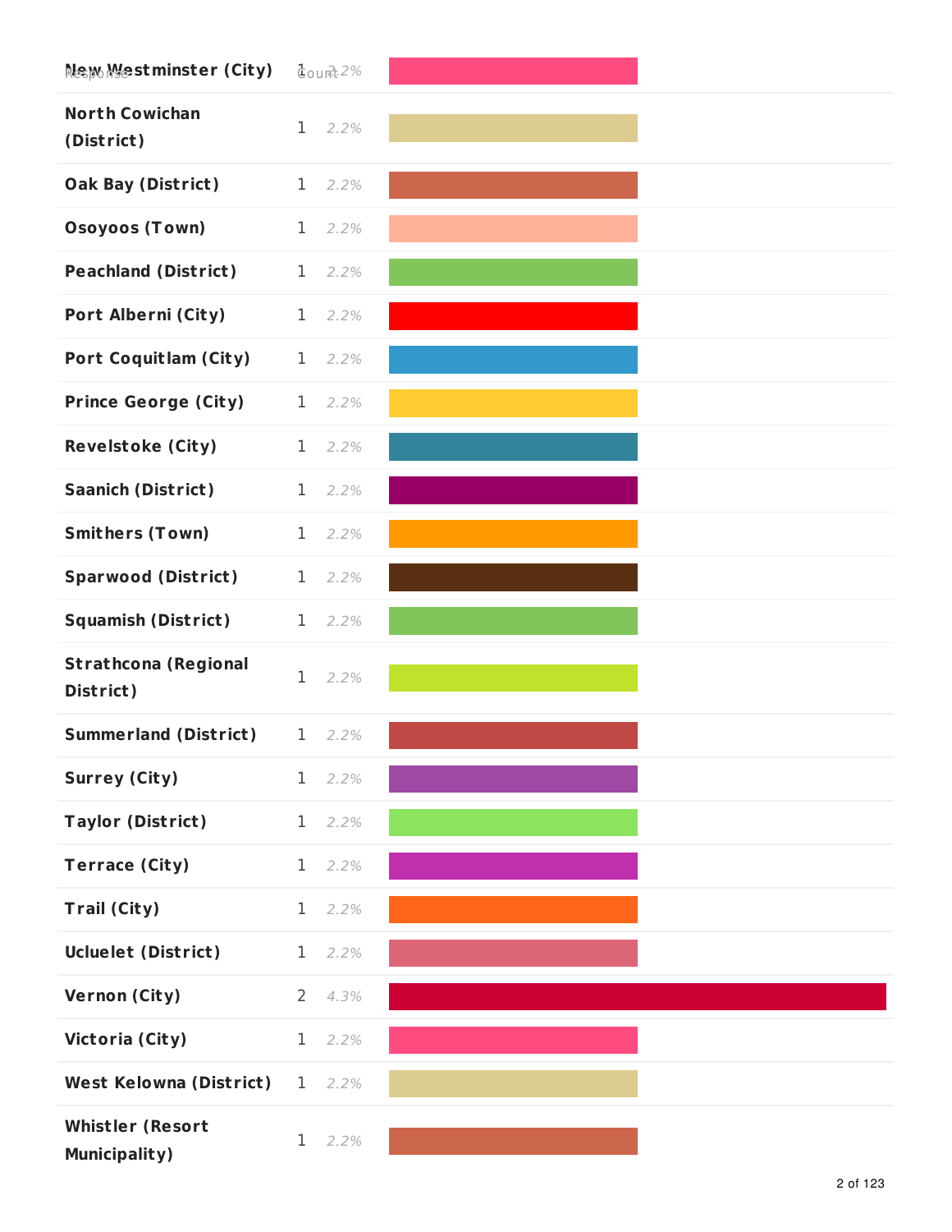| Response | Count | |
|---|---|---|
| New Westminster (City) | 1 | 2.2% |
| North Cowichan (District) | 1 | 2.2% |
| Oak Bay (District) | 1 | 2.2% |
| Osoyoos (Town) | 1 | 2.2% |
| Peachland (District) | 1 | 2.2% |
| Port Alberni (City) | 1 | 2.2% |
| Port Coquitlam (City) | 1 | 2.2% |
| Prince George (City) | 1 | 2.2% |
| Revelstoke (City) | 1 | 2.2% |
| Saanich (District) | 1 | 2.2% |
| Smithers (Town) | 1 | 2.2% |
| Sparwood (District) | 1 | 2.2% |
| Squamish (District) | 1 | 2.2% |
| Strathcona (Regional District) | 1 | 2.2% |
| Summerland (District) | 1 | 2.2% |
| Surrey (City) | 1 | 2.2% |
| Taylor (District) | 1 | 2.2% |
| Terrace (City) | 1 | 2.2% |
| Trail (City) | 1 | 2.2% |
| Ucluelet (District) | 1 | 2.2% |
| Vernon (City) | 2 | 4.3% |
| Victoria (City) | 1 | 2.2% |
| West Kelowna (District) | 1 | 2.2% |
| Whistler (Resort Municipality) | 1 | 2.2% |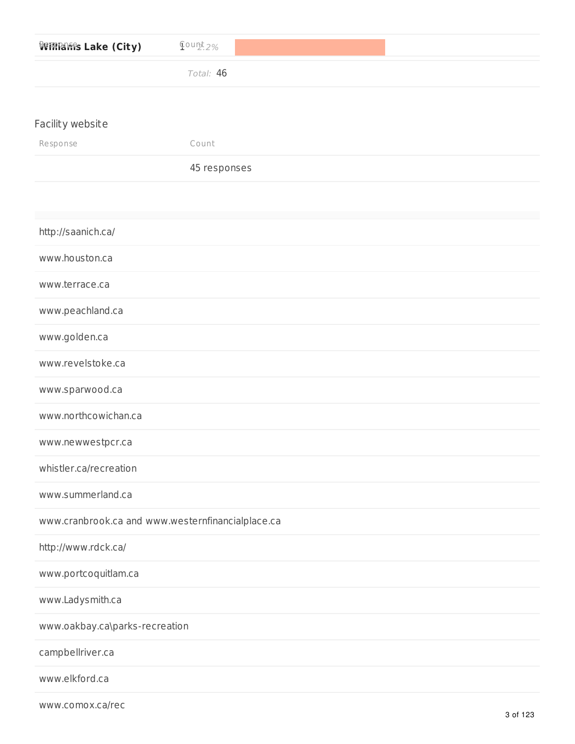| Response | Count | |
|---|---|---|
| **Williams Lake (City)** | 1 | 2.2% |
| | *Total:* 46 | |

## Facility website

| Response | Count |
|---|---|
| | 45 responses |

| |
|---|
| http://saanich.ca/ |
| www.houston.ca |
| www.terrace.ca |
| www.peachland.ca |
| www.golden.ca |
| www.revelstoke.ca |
| www.sparwood.ca |
| www.northcowichan.ca |
| www.newwestpcr.ca |
| whistler.ca/recreation |
| www.summerland.ca |
| www.cranbrook.ca and www.westernfinancialplace.ca |
| http://www.rdck.ca/ |
| www.portcoquitlam.ca |
| www.Ladysmith.ca |
| www.oakbay.ca\parks-recreation |
| campbellriver.ca |
| www.elkford.ca |
| www.comox.ca/rec |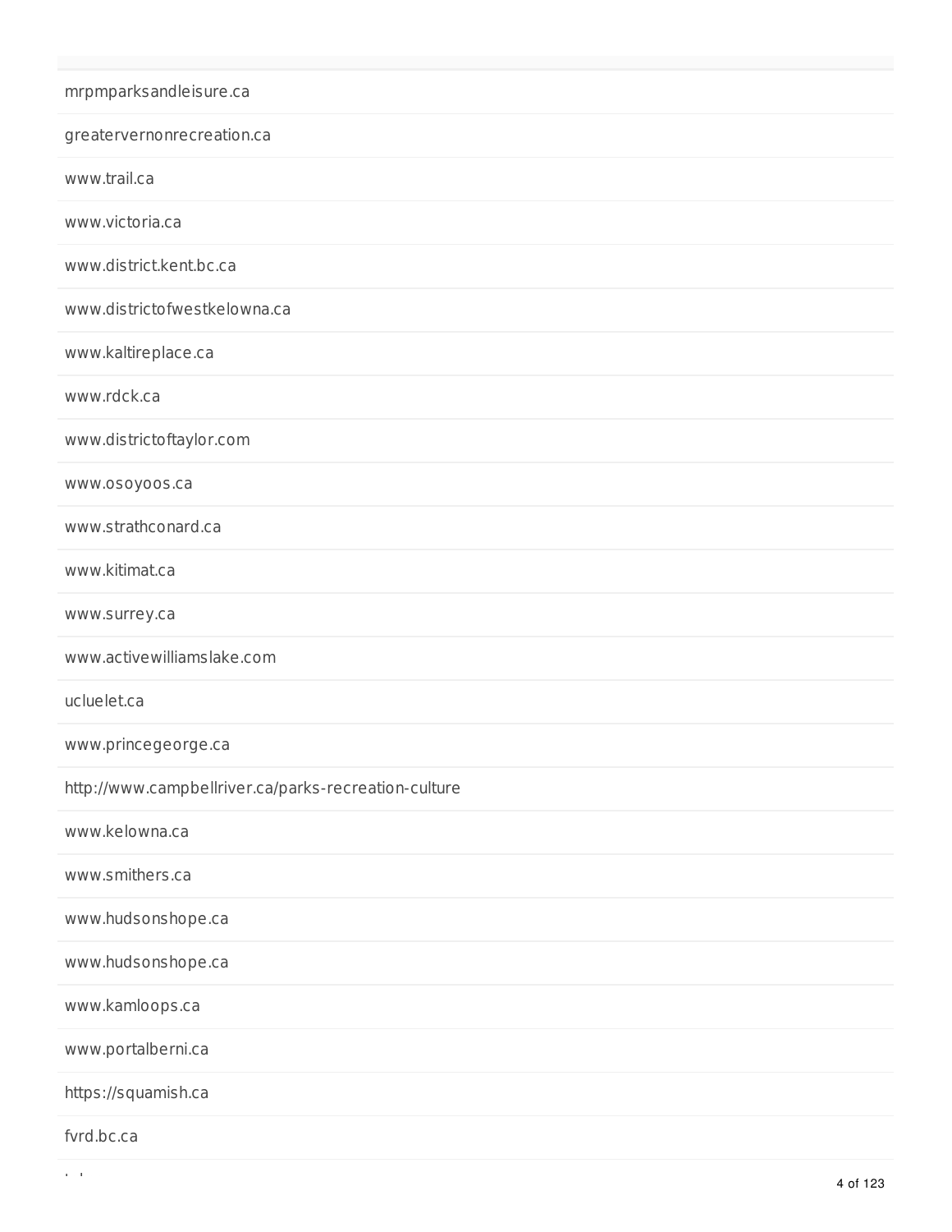mrpmparksandleisure.ca

greatervernonrecreation.ca

www.trail.ca

www.victoria.ca

www.district.kent.bc.ca

www.districtofwestkelowna.ca

www.kaltireplace.ca

www.rdck.ca

www.districtoftaylor.com

www.osoyoos.ca

www.strathconard.ca

www.kitimat.ca

www.surrey.ca

www.activewilliamslake.com

ucluelet.ca

www.princegeorge.ca

http://www.campbellriver.ca/parks-recreation-culture

www.kelowna.ca

www.smithers.ca

www.hudsonshope.ca

www.hudsonshope.ca

www.kamloops.ca

www.portalberni.ca

https://squamish.ca

fvrd.bc.ca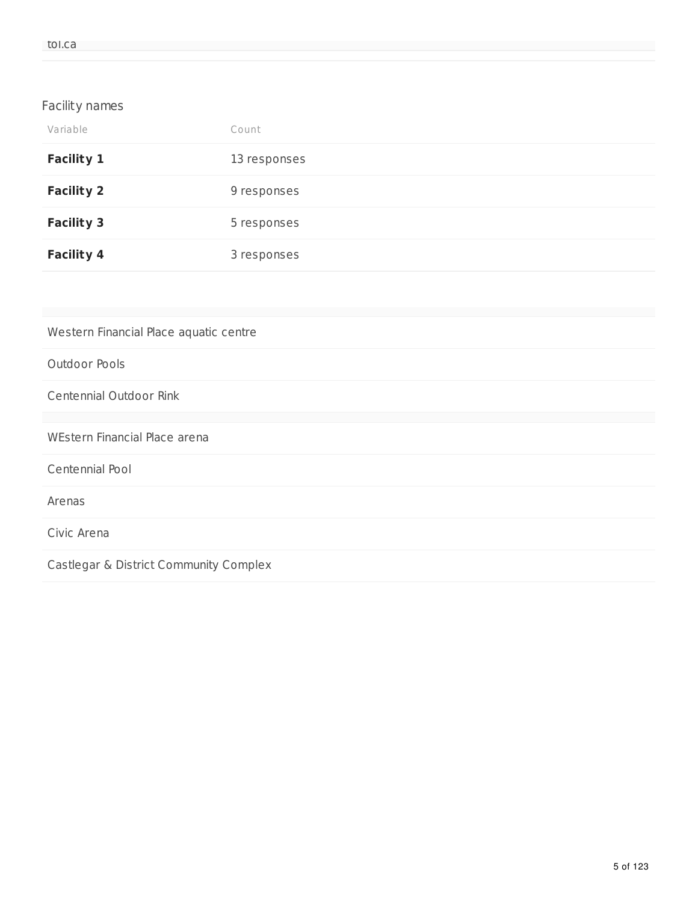tol.ca

Facility names

| Variable | Count |
|---|---|
| **Facility 1** | 13 responses |
| **Facility 2** | 9 responses |
| **Facility 3** | 5 responses |
| **Facility 4** | 3 responses |

| |
|---|
| Western Financial Place aquatic centre |
| Outdoor Pools |
| Centennial Outdoor Rink |
| |
| WEstern Financial Place arena |
| Centennial Pool |
| Arenas |
| Civic Arena |
| Castlegar & District Community Complex |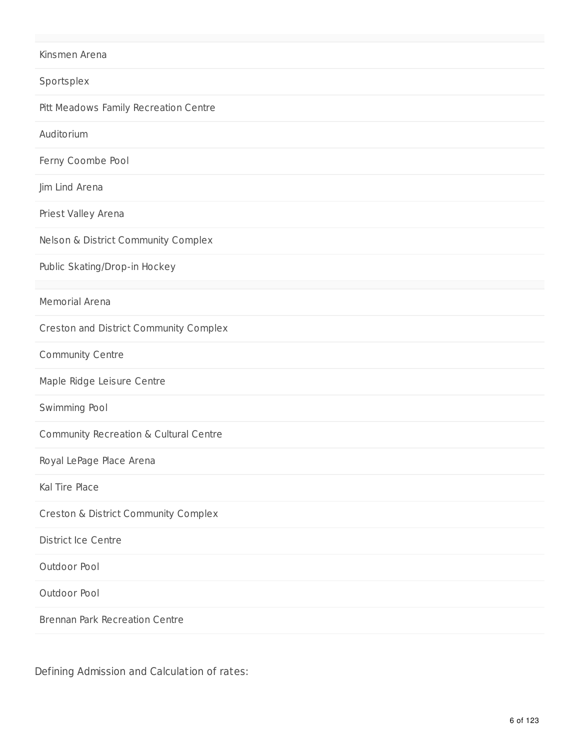Kinsmen Arena

Sportsplex

Pitt Meadows Family Recreation Centre

Auditorium

Ferny Coombe Pool

Jim Lind Arena

Priest Valley Arena

Nelson & District Community Complex

Public Skating/Drop-in Hockey

Memorial Arena

Creston and District Community Complex

Community Centre

Maple Ridge Leisure Centre

Swimming Pool

Community Recreation & Cultural Centre

Royal LePage Place Arena

Kal Tire Place

Creston & District Community Complex

District Ice Centre

Outdoor Pool

Outdoor Pool

Brennan Park Recreation Centre

Defining Admission and Calculation of rates: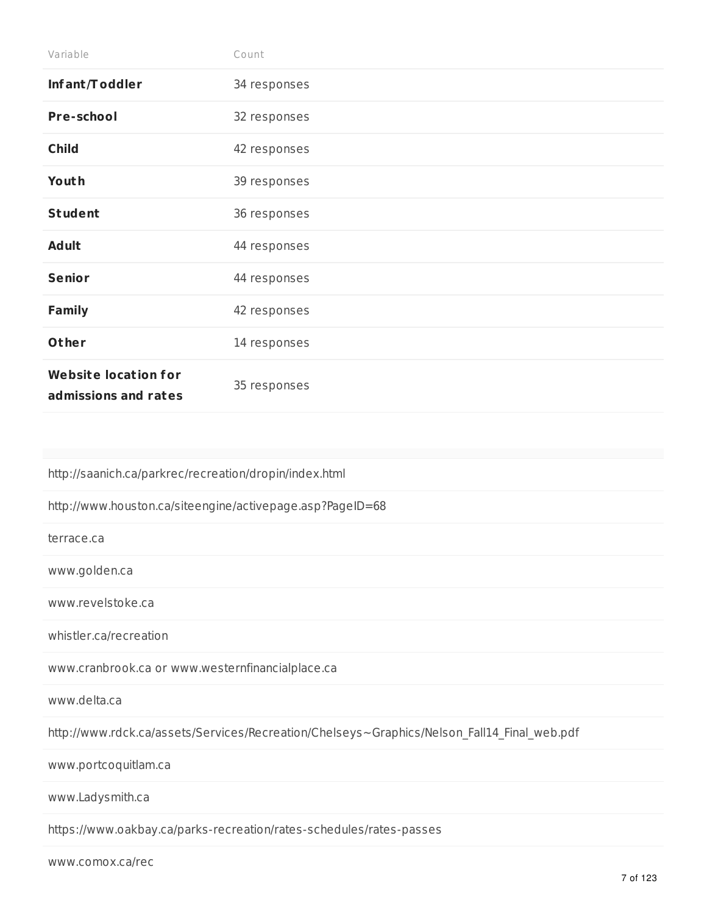| Variable | Count |
| --- | --- |
| **Infant/Toddler** | 34 responses |
| **Pre-school** | 32 responses |
| **Child** | 42 responses |
| **Youth** | 39 responses |
| **Student** | 36 responses |
| **Adult** | 44 responses |
| **Senior** | 44 responses |
| **Family** | 42 responses |
| **Other** | 14 responses |
| **Website location for admissions and rates** | 35 responses |

|  |
| --- |
| http://saanich.ca/parkrec/recreation/dropin/index.html |
| http://www.houston.ca/siteengine/activepage.asp?PageID=68 |
| terrace.ca |
| www.golden.ca |
| www.revelstoke.ca |
| whistler.ca/recreation |
| www.cranbrook.ca or www.westernfinancialplace.ca |
| www.delta.ca |
| http://www.rdck.ca/assets/Services/Recreation/Chelseys~Graphics/Nelson_Fall14_Final_web.pdf |
| www.portcoquitlam.ca |
| www.Ladysmith.ca |
| https://www.oakbay.ca/parks-recreation/rates-schedules/rates-passes |
| www.comox.ca/rec |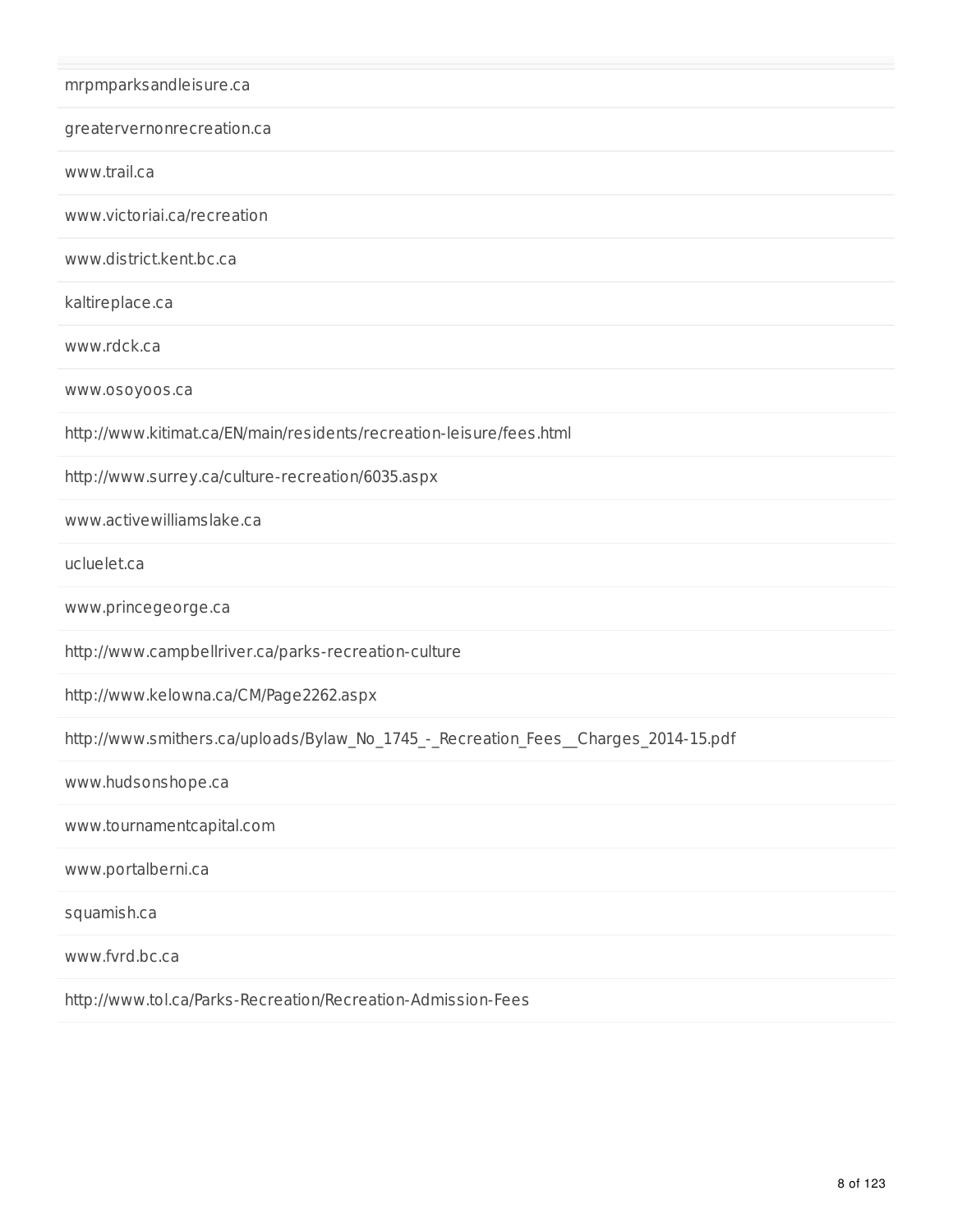mrpmparksandleisure.ca

greatervernonrecreation.ca

www.trail.ca

www.victoriai.ca/recreation

www.district.kent.bc.ca

kaltireplace.ca

www.rdck.ca

www.osoyoos.ca

http://www.kitimat.ca/EN/main/residents/recreation-leisure/fees.html

http://www.surrey.ca/culture-recreation/6035.aspx

www.activewilliamslake.ca

ucluelet.ca

www.princegeorge.ca

http://www.campbellriver.ca/parks-recreation-culture

http://www.kelowna.ca/CM/Page2262.aspx

http://www.smithers.ca/uploads/Bylaw_No_1745_-_Recreation_Fees__Charges_2014-15.pdf

www.hudsonshope.ca

www.tournamentcapital.com

www.portalberni.ca

squamish.ca

www.fvrd.bc.ca

http://www.tol.ca/Parks-Recreation/Recreation-Admission-Fees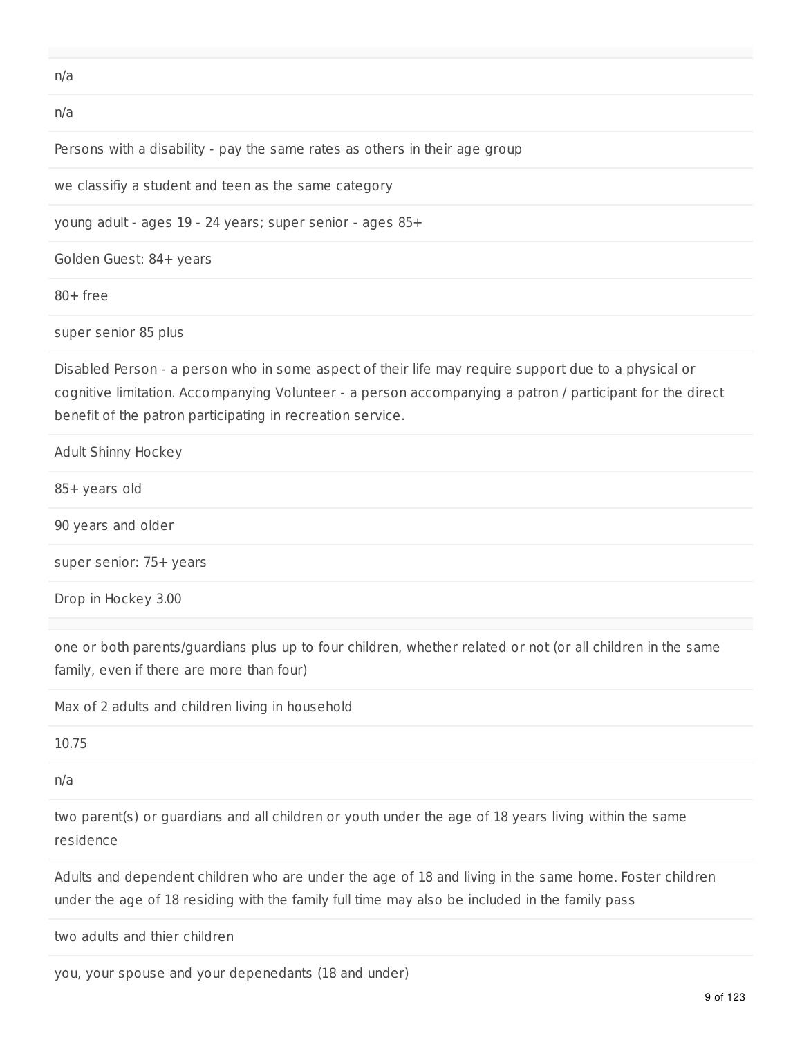n/a

n/a

Persons with a disability - pay the same rates as others in their age group

we classifiy a student and teen as the same category

young adult - ages 19 - 24 years; super senior - ages 85+

Golden Guest: 84+ years

80+ free

super senior 85 plus

Disabled Person - a person who in some aspect of their life may require support due to a physical or cognitive limitation. Accompanying Volunteer - a person accompanying a patron / participant for the direct benefit of the patron participating in recreation service.

Adult Shinny Hockey

85+ years old

90 years and older

super senior: 75+ years

Drop in Hockey 3.00

---

one or both parents/guardians plus up to four children, whether related or not (or all children in the same family, even if there are more than four)

Max of 2 adults and children living in household

10.75

n/a

two parent(s) or guardians and all children or youth under the age of 18 years living within the same residence

Adults and dependent children who are under the age of 18 and living in the same home. Foster children under the age of 18 residing with the family full time may also be included in the family pass

two adults and thier children

you, your spouse and your depenedants (18 and under)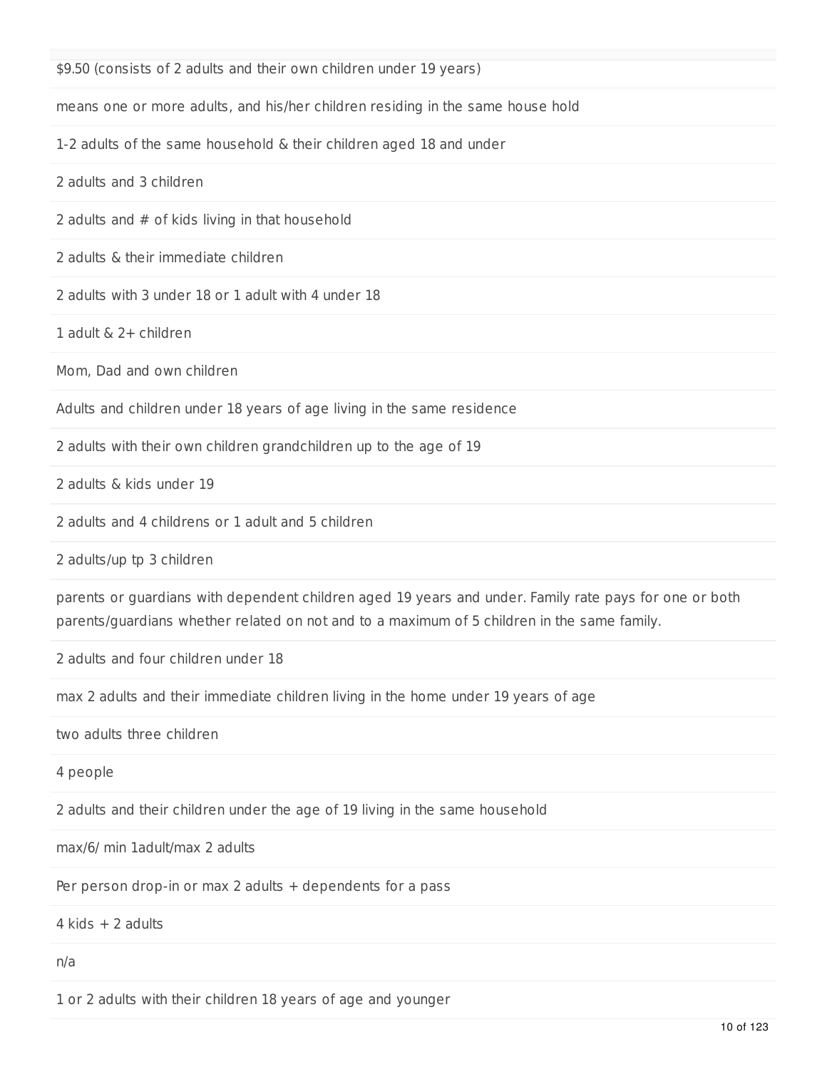$9.50 (consists of 2 adults and their own children under 19 years)

means one or more adults, and his/her children residing in the same house hold

1-2 adults of the same household & their children aged 18 and under

2 adults and 3 children

2 adults and # of kids living in that household

2 adults & their immediate children

2 adults with 3 under 18 or 1 adult with 4 under 18

1 adult & 2+ children

Mom, Dad and own children

Adults and children under 18 years of age living in the same residence

2 adults with their own children grandchildren up to the age of 19

2 adults & kids under 19

2 adults and 4 childrens or 1 adult and 5 children

2 adults/up tp 3 children

parents or guardians with dependent children aged 19 years and under. Family rate pays for one or both parents/guardians whether related on not and to a maximum of 5 children in the same family.

2 adults and four children under 18

max 2 adults and their immediate children living in the home under 19 years of age

two adults three children

4 people

2 adults and their children under the age of 19 living in the same household

max/6/ min 1adult/max 2 adults

Per person drop-in or max 2 adults + dependents for a pass

4 kids + 2 adults

n/a

1 or 2 adults with their children 18 years of age and younger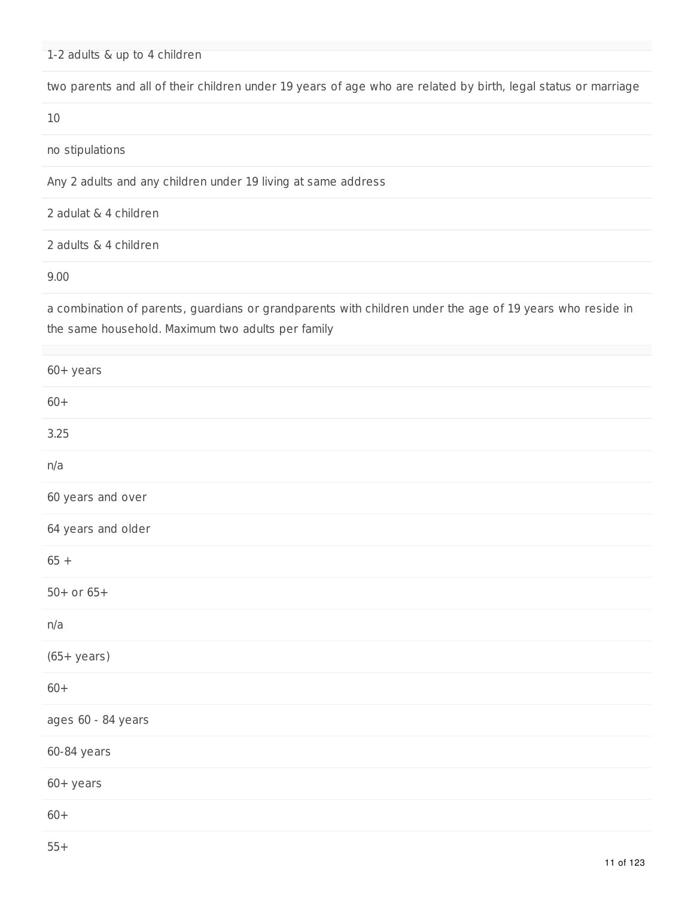1-2 adults & up to 4 children

two parents and all of their children under 19 years of age who are related by birth, legal status or marriage

10

no stipulations

Any 2 adults and any children under 19 living at same address

2 adulat & 4 children

2 adults & 4 children

9.00

a combination of parents, guardians or grandparents with children under the age of 19 years who reside in the same household. Maximum two adults per family

---

60+ years

60+

3.25

n/a

60 years and over

64 years and older

65 +

50+ or 65+

n/a

(65+ years)

60+

ages 60 - 84 years

60-84 years

60+ years

60+

55+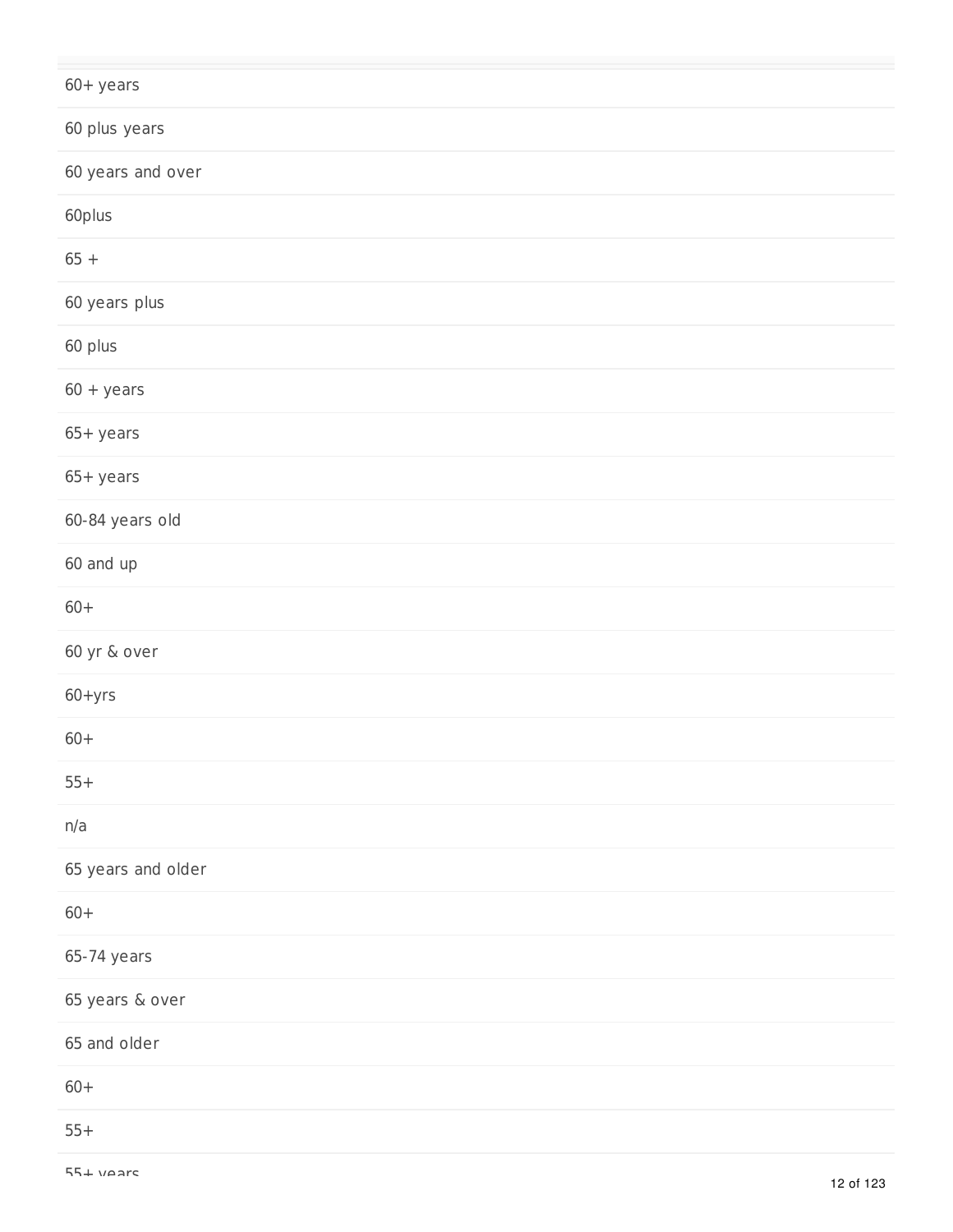60+ years

60 plus years

60 years and over

60plus

65 +

60 years plus

60 plus

60 + years

65+ years

65+ years

60-84 years old

60 and up

60+

60 yr & over

60+yrs

60+

55+

n/a

65 years and older

60+

65-74 years

65 years & over

65 and older

60+

55+

55+ years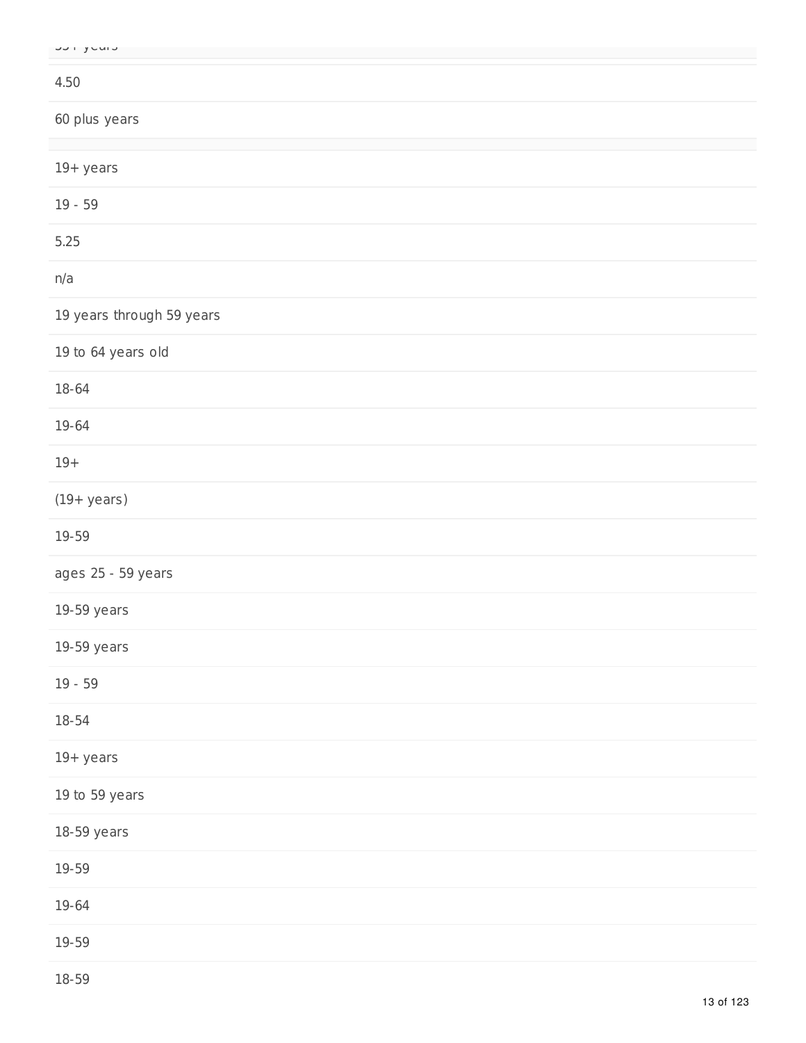55+ years

4.50

60 plus years

19+ years

19 - 59

5.25

n/a

19 years through 59 years

19 to 64 years old

18-64

19-64

19+

(19+ years)

19-59

ages 25 - 59 years

19-59 years

19-59 years

19 - 59

18-54

19+ years

19 to 59 years

18-59 years

19-59

19-64

19-59

18-59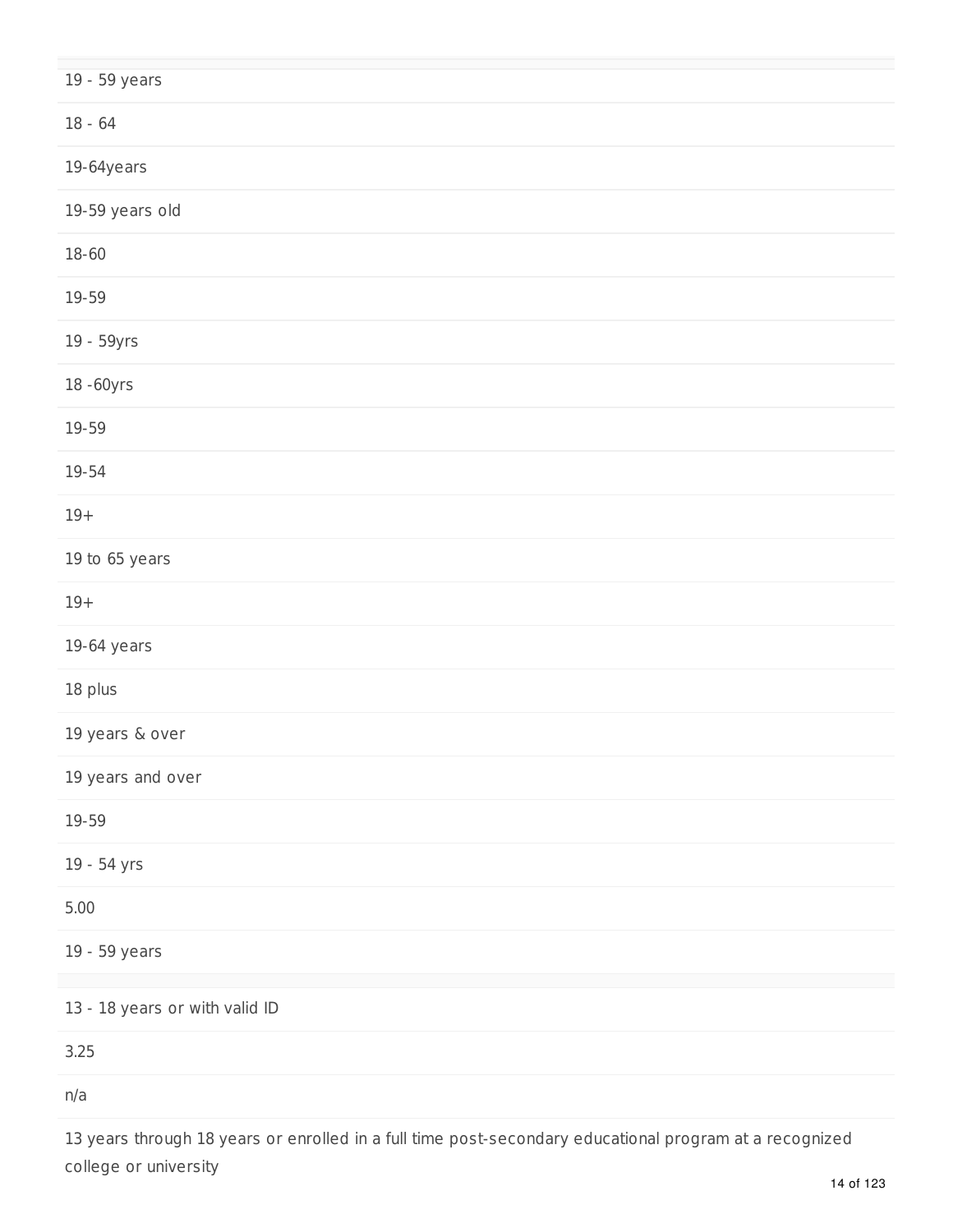19 - 59 years

18 - 64

19-64years

19-59 years old

18-60

19-59

19 - 59yrs

18 -60yrs

19-59

19-54

19+

19 to 65 years

19+

19-64 years

18 plus

19 years & over

19 years and over

19-59

19 - 54 yrs

5.00

19 - 59 years

---

13 - 18 years or with valid ID

3.25

n/a

13 years through 18 years or enrolled in a full time post-secondary educational program at a recognized college or university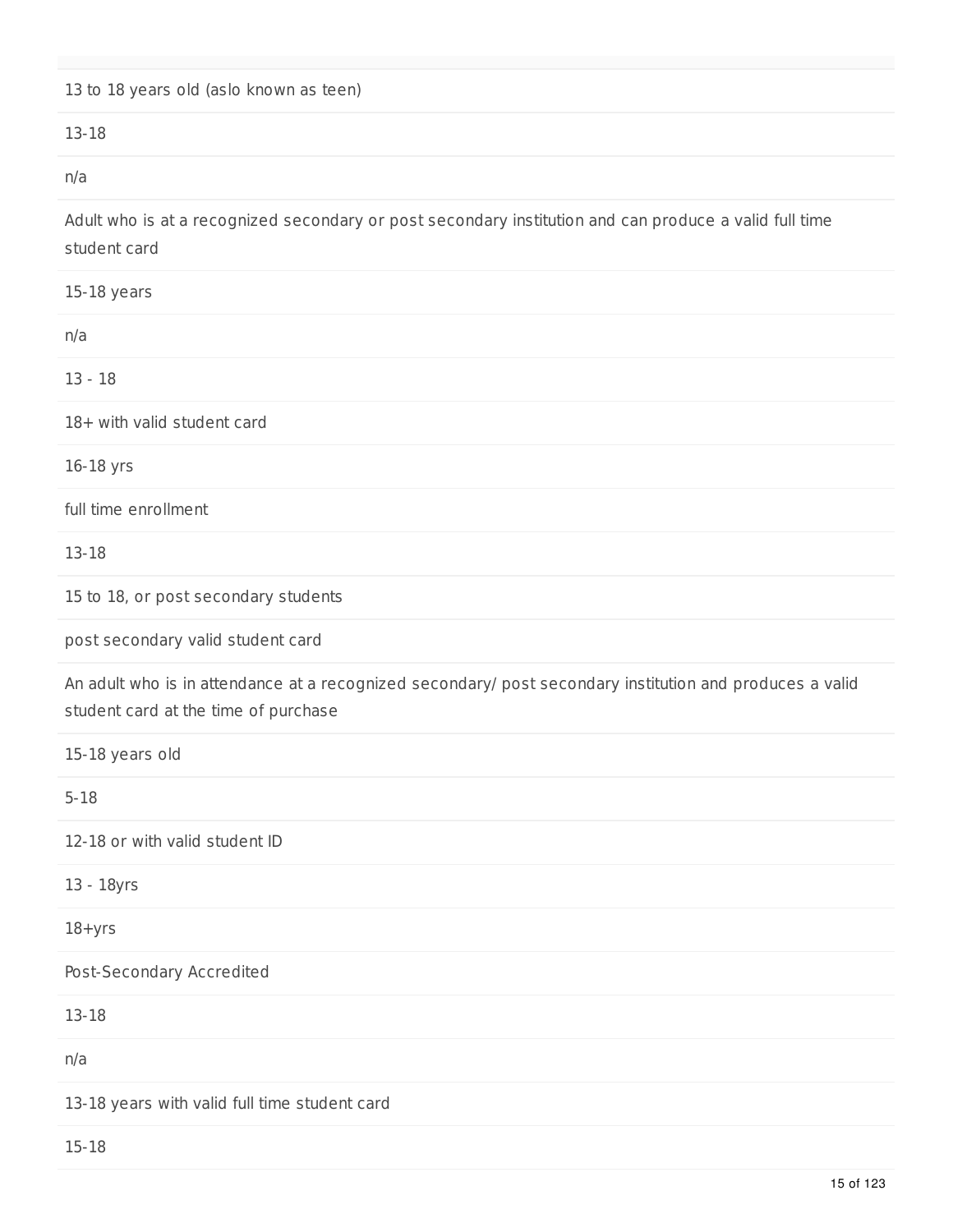13 to 18 years old (aslo known as teen)

13-18

n/a

Adult who is at a recognized secondary or post secondary institution and can produce a valid full time student card

15-18 years

n/a

13 - 18

18+ with valid student card

16-18 yrs

full time enrollment

13-18

15 to 18, or post secondary students

post secondary valid student card

An adult who is in attendance at a recognized secondary/ post secondary institution and produces a valid student card at the time of purchase

15-18 years old

5-18

12-18 or with valid student ID

13 - 18yrs

18+yrs

Post-Secondary Accredited

13-18

n/a

13-18 years with valid full time student card

15-18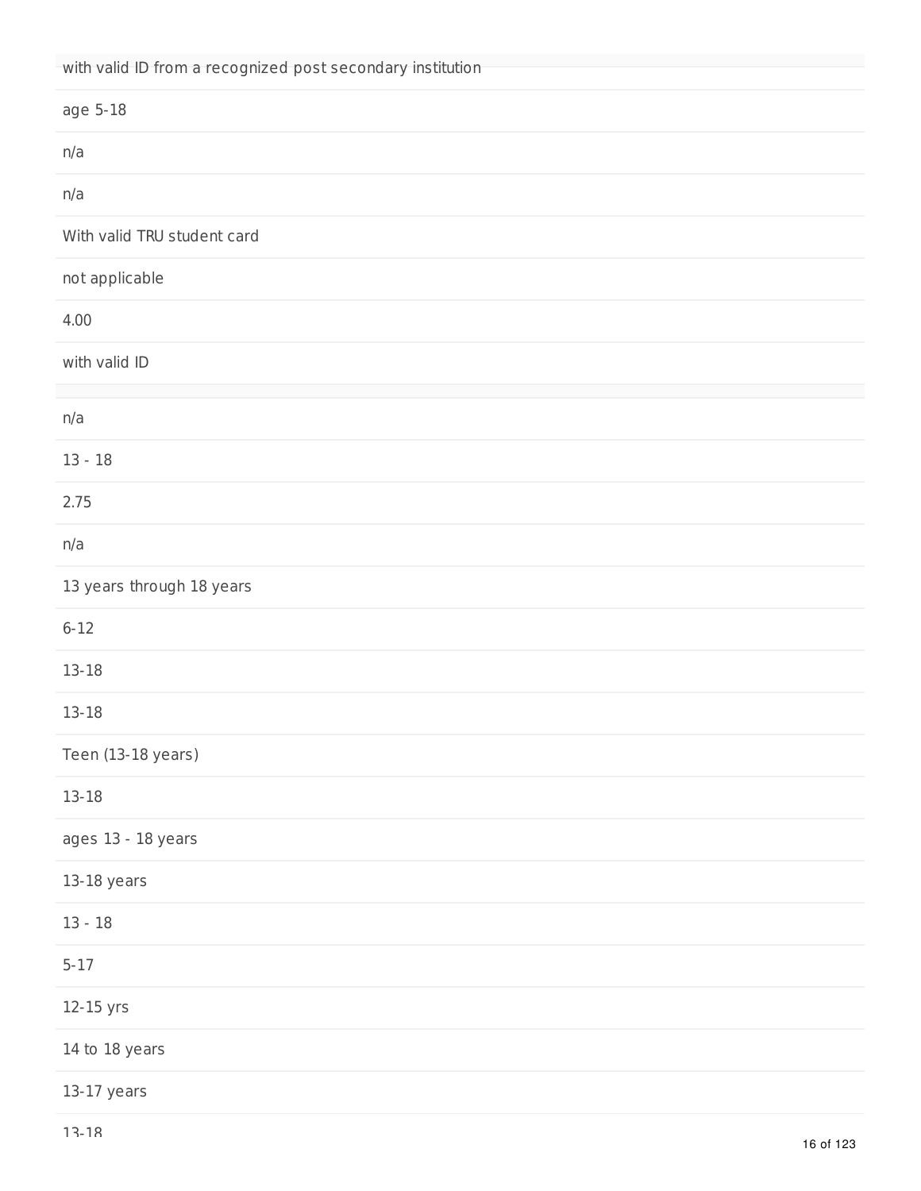with valid ID from a recognized post secondary institution

age 5-18

n/a

n/a

With valid TRU student card

not applicable

4.00

with valid ID

n/a

13 - 18

2.75

n/a

13 years through 18 years

6-12

13-18

13-18

Teen (13-18 years)

13-18

ages 13 - 18 years

13-18 years

13 - 18

5-17

12-15 yrs

14 to 18 years

13-17 years

13-18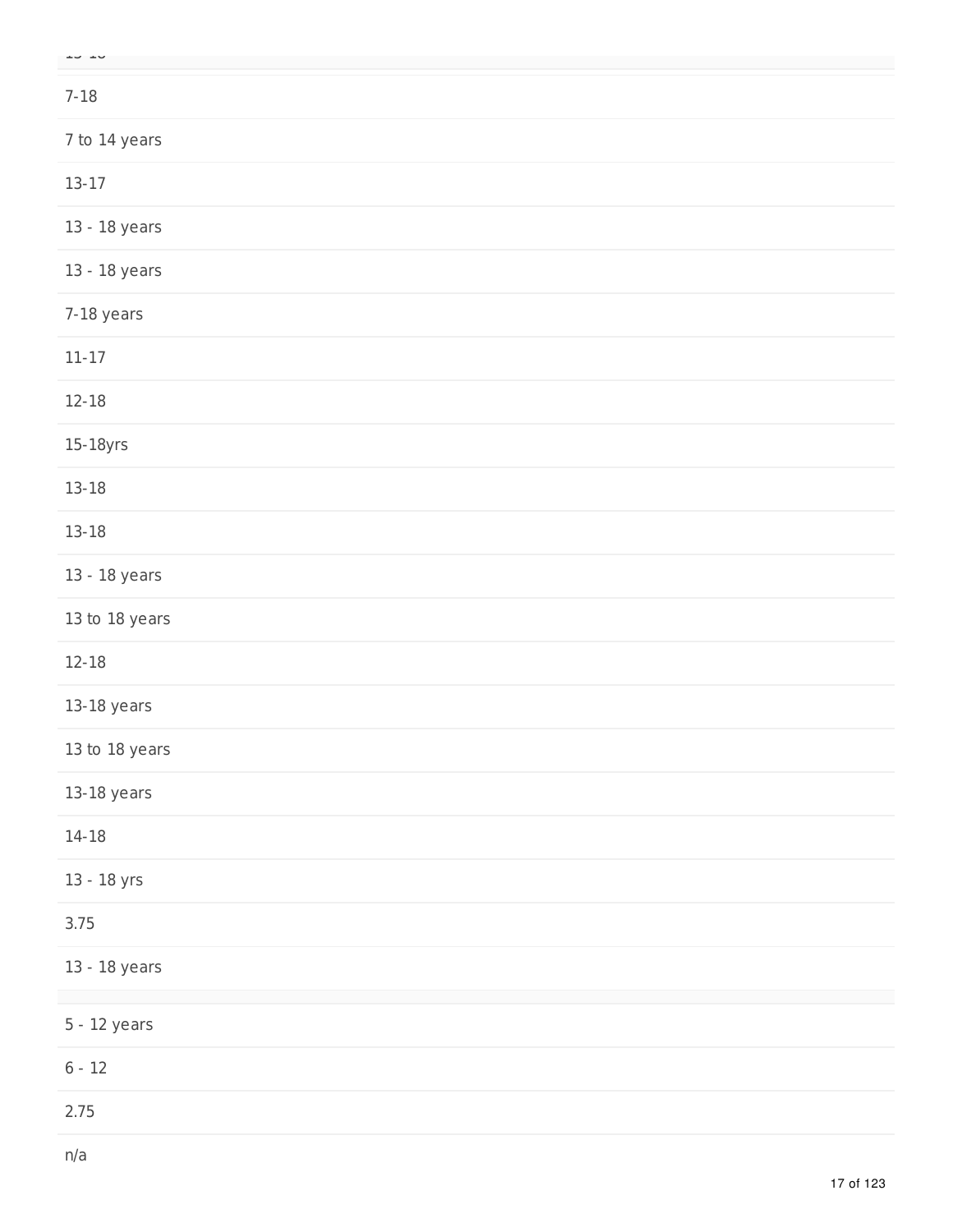7-18

7 to 14 years

13-17

13 - 18 years

13 - 18 years

7-18 years

11-17

12-18

15-18yrs

13-18

13-18

13 - 18 years

13 to 18 years

12-18

13-18 years

13 to 18 years

13-18 years

14-18

13 - 18 yrs

3.75

13 - 18 years

5 - 12 years

6 - 12

2.75

n/a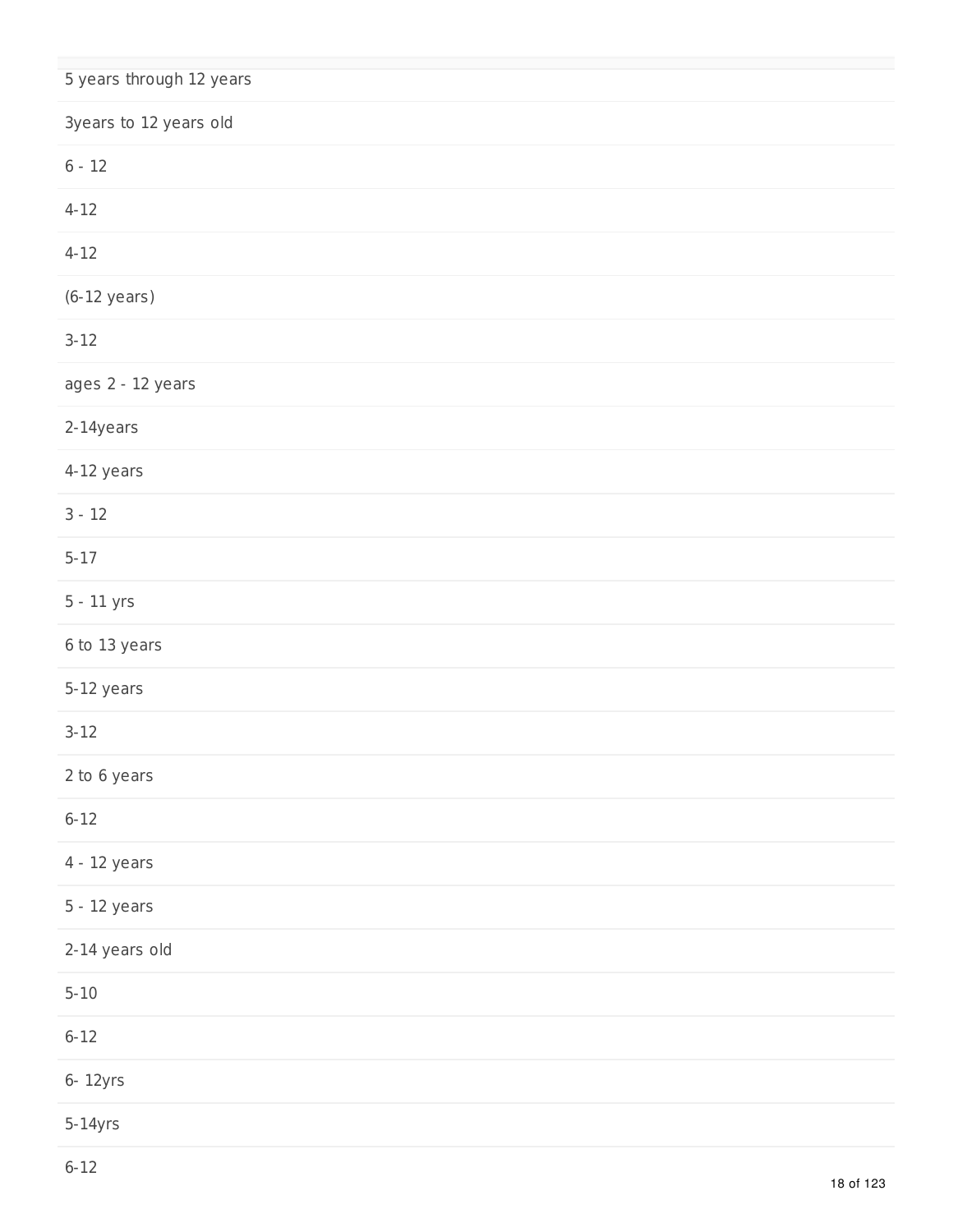5 years through 12 years

3years to 12 years old

6 - 12

4-12

4-12

(6-12 years)

3-12

ages 2 - 12 years

2-14years

4-12 years

3 - 12

5-17

5 - 11 yrs

6 to 13 years

5-12 years

3-12

2 to 6 years

6-12

4 - 12 years

5 - 12 years

2-14 years old

5-10

6-12

6- 12yrs

5-14yrs

6-12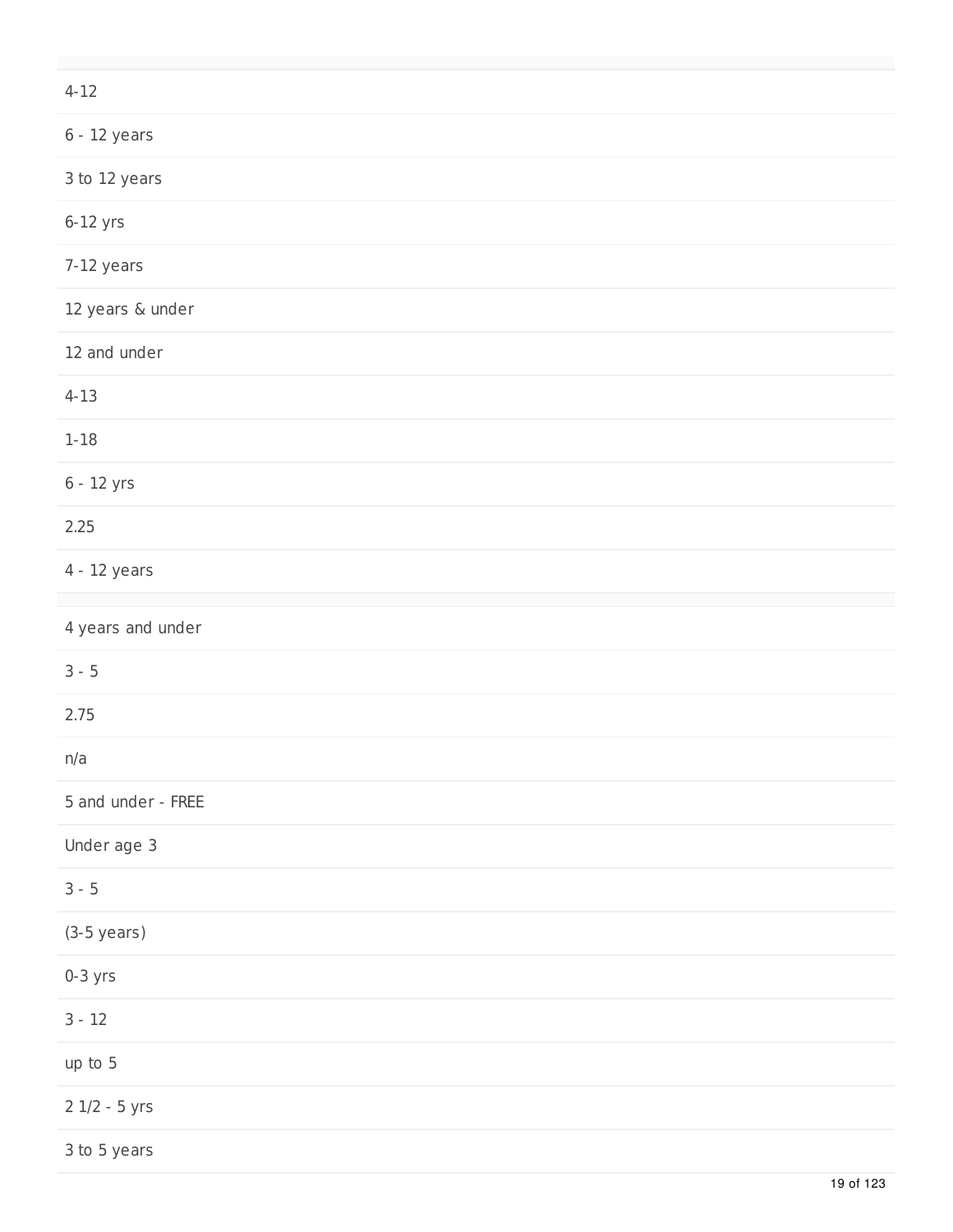4-12

6 - 12 years

3 to 12 years

6-12 yrs

7-12 years

12 years & under

12 and under

4-13

1-18

6 - 12 yrs

2.25

4 - 12 years

4 years and under

3 - 5

2.75

n/a

5 and under - FREE

Under age 3

3 - 5

(3-5 years)

0-3 yrs

3 - 12

up to 5

2 1/2 - 5 yrs

3 to 5 years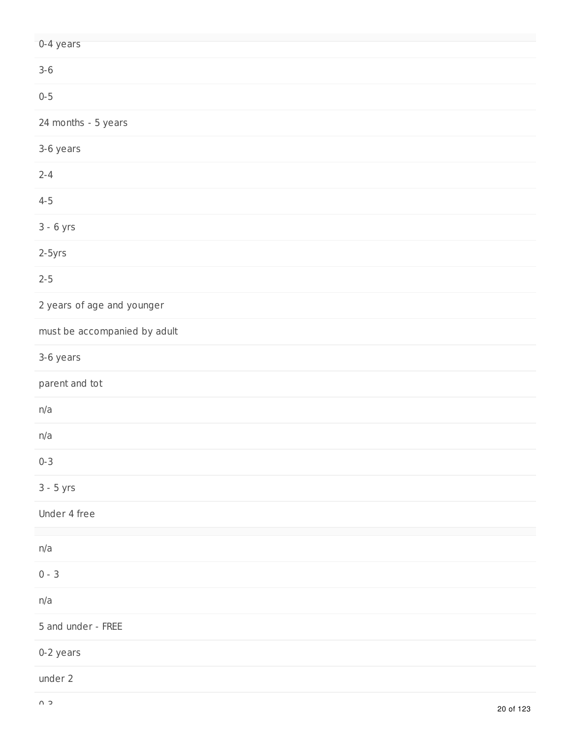0-4 years

3-6

0-5

24 months - 5 years

3-6 years

2-4

4-5

3 - 6 yrs

2-5yrs

2-5

2 years of age and younger

must be accompanied by adult

3-6 years

parent and tot

n/a

n/a

0-3

3 - 5 yrs

Under 4 free

n/a

0 - 3

n/a

5 and under - FREE

0-2 years

under 2

0-3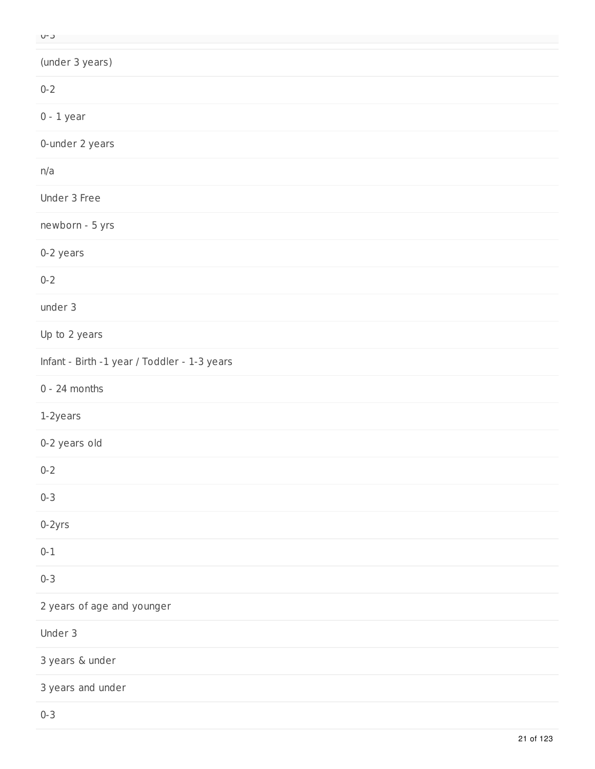0-3

(under 3 years)

0-2

0 - 1 year

0-under 2 years

n/a

Under 3 Free

newborn - 5 yrs

0-2 years

0-2

under 3

Up to 2 years

Infant - Birth -1 year / Toddler - 1-3 years

0 - 24 months

1-2years

0-2 years old

0-2

0-3

0-2yrs

0-1

0-3

2 years of age and younger

Under 3

3 years & under

3 years and under

0-3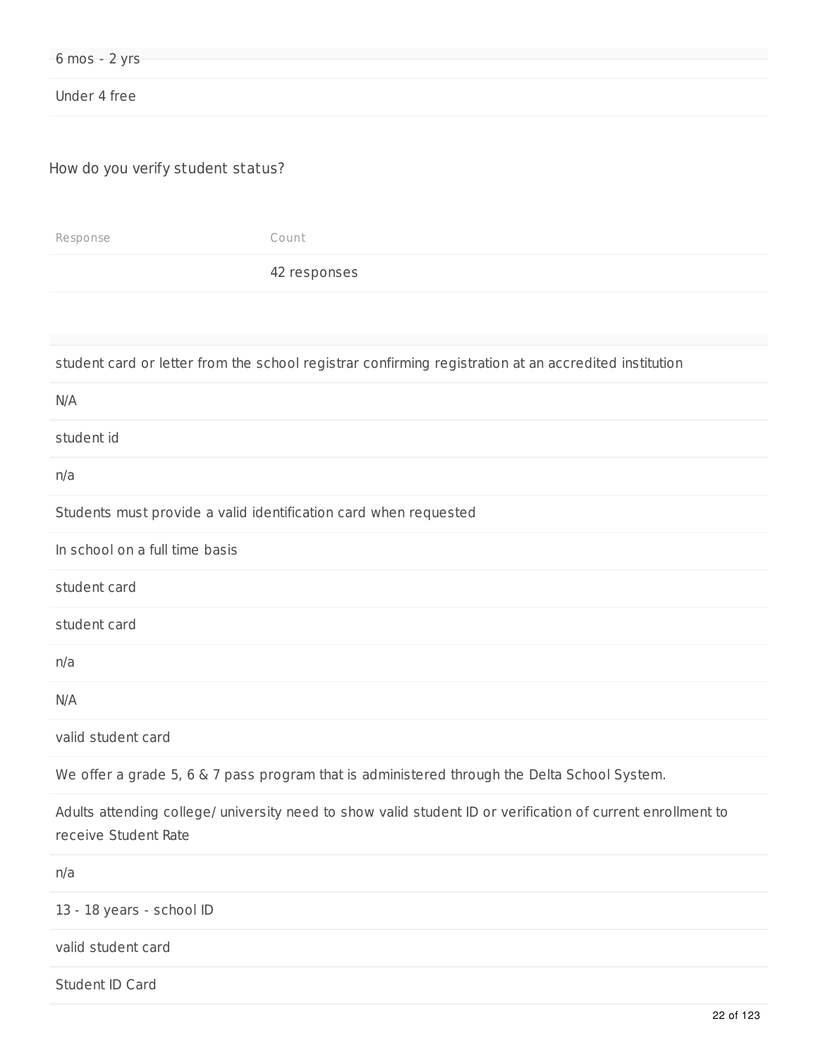| 6 mos - 2 yrs |
|---|
| Under 4 free |

How do you verify student status?

| Response | Count |
|---|---|
| | 42 responses |

| |
|---|
| student card or letter from the school registrar confirming registration at an accredited institution |
| N/A |
| student id |
| n/a |
| Students must provide a valid identification card when requested |
| In school on a full time basis |
| student card |
| student card |
| n/a |
| N/A |
| valid student card |
| We offer a grade 5, 6 & 7 pass program that is administered through the Delta School System. |
| Adults attending college/ university need to show valid student ID or verification of current enrollment to receive Student Rate |
| n/a |
| 13 - 18 years - school ID |
| valid student card |
| Student ID Card |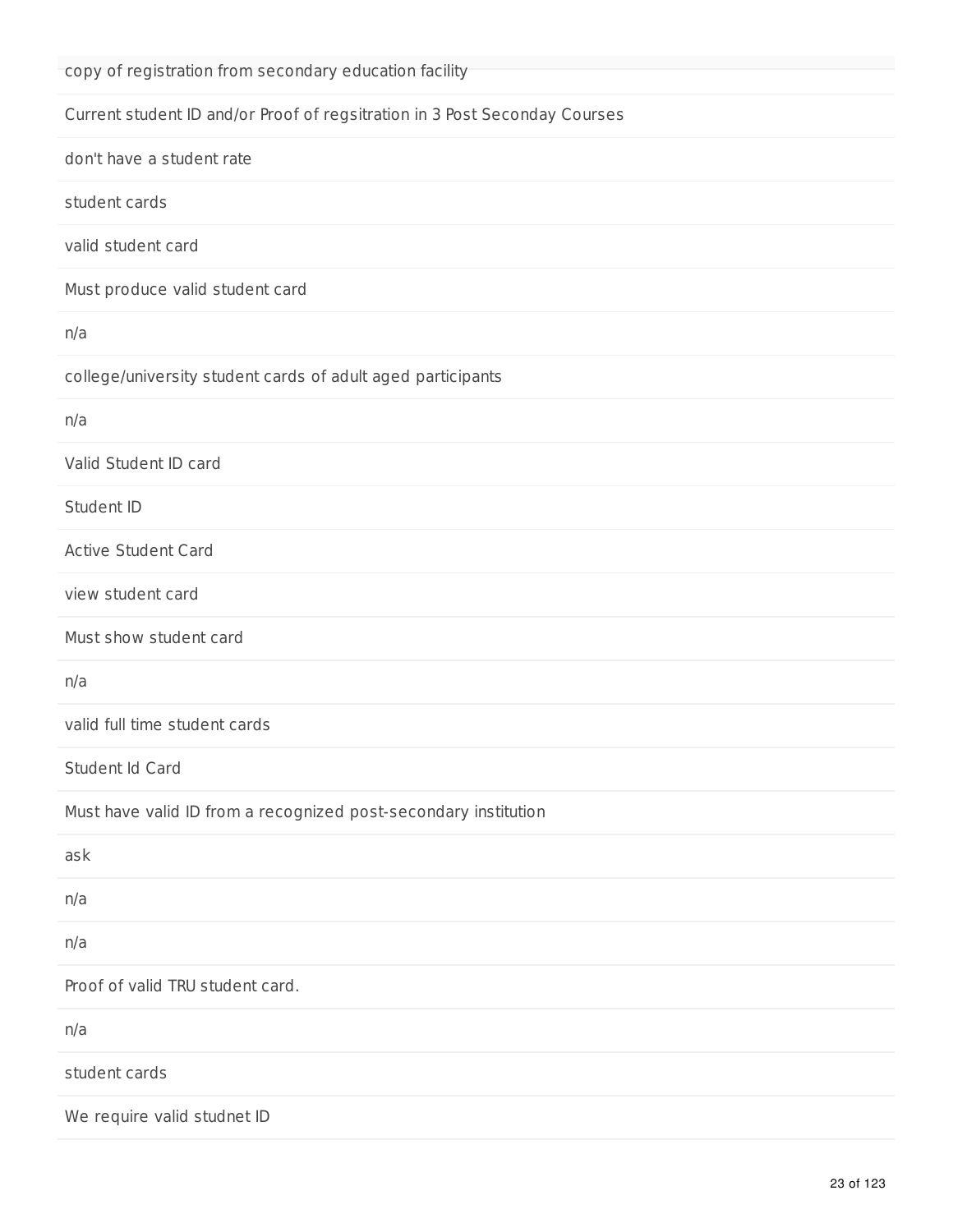copy of registration from secondary education facility

Current student ID and/or Proof of regsitration in 3 Post Seconday Courses

don't have a student rate

student cards

valid student card

Must produce valid student card

n/a

college/university student cards of adult aged participants

n/a

Valid Student ID card

Student ID

Active Student Card

view student card

Must show student card

n/a

valid full time student cards

Student Id Card

Must have valid ID from a recognized post-secondary institution

ask

n/a

n/a

Proof of valid TRU student card.

n/a

student cards

We require valid studnet ID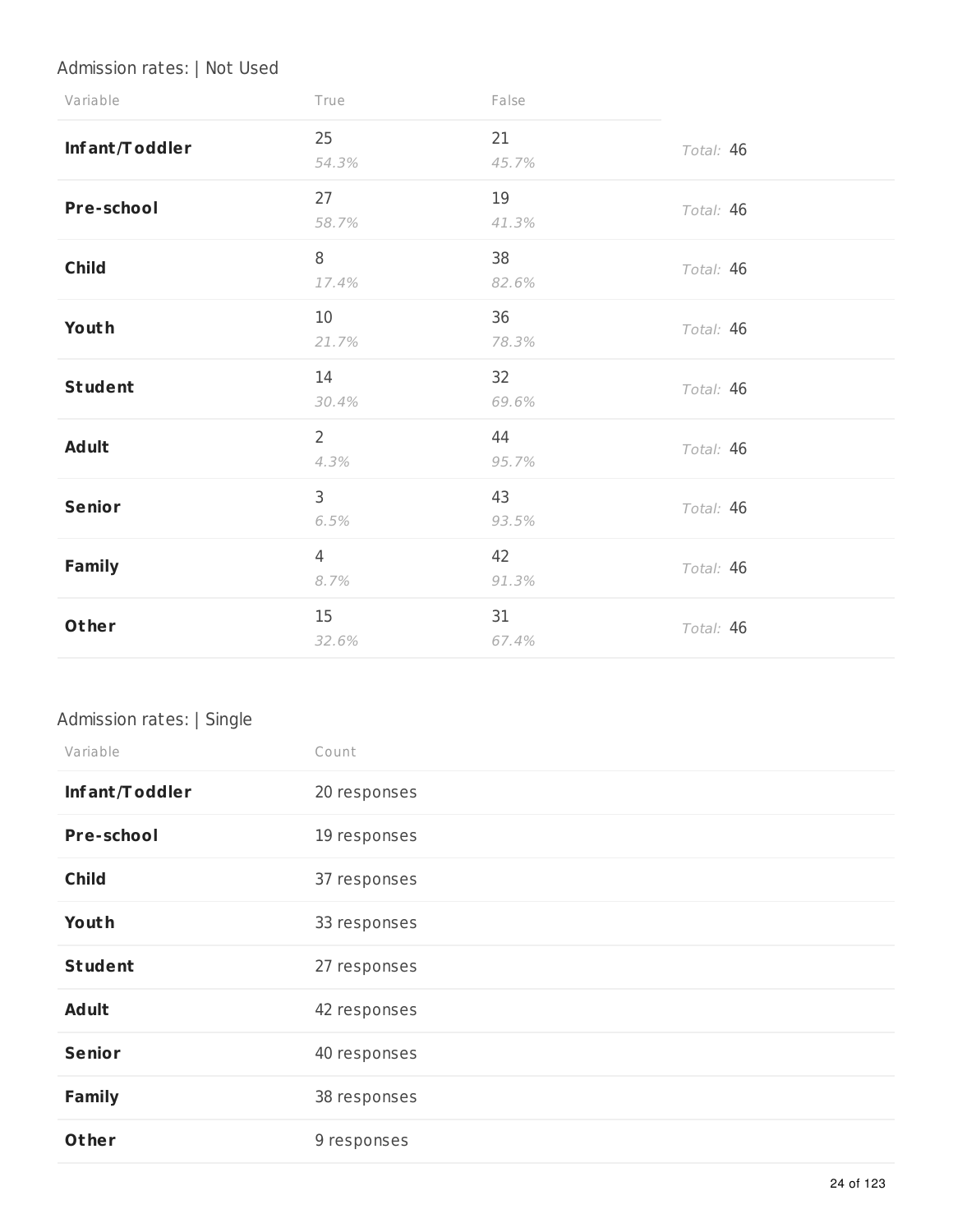### Admission rates: | Not Used

| Variable | True | False | |
|---|---|---|---|
| **Infant/Toddler** | 25 *54.3%* | 21 *45.7%* | *Total:* 46 |
| **Pre-school** | 27 *58.7%* | 19 *41.3%* | *Total:* 46 |
| **Child** | 8 *17.4%* | 38 *82.6%* | *Total:* 46 |
| **Youth** | 10 *21.7%* | 36 *78.3%* | *Total:* 46 |
| **Student** | 14 *30.4%* | 32 *69.6%* | *Total:* 46 |
| **Adult** | 2 *4.3%* | 44 *95.7%* | *Total:* 46 |
| **Senior** | 3 *6.5%* | 43 *93.5%* | *Total:* 46 |
| **Family** | 4 *8.7%* | 42 *91.3%* | *Total:* 46 |
| **Other** | 15 *32.6%* | 31 *67.4%* | *Total:* 46 |

### Admission rates: | Single

| Variable | Count |
|---|---|
| **Infant/Toddler** | 20 responses |
| **Pre-school** | 19 responses |
| **Child** | 37 responses |
| **Youth** | 33 responses |
| **Student** | 27 responses |
| **Adult** | 42 responses |
| **Senior** | 40 responses |
| **Family** | 38 responses |
| **Other** | 9 responses |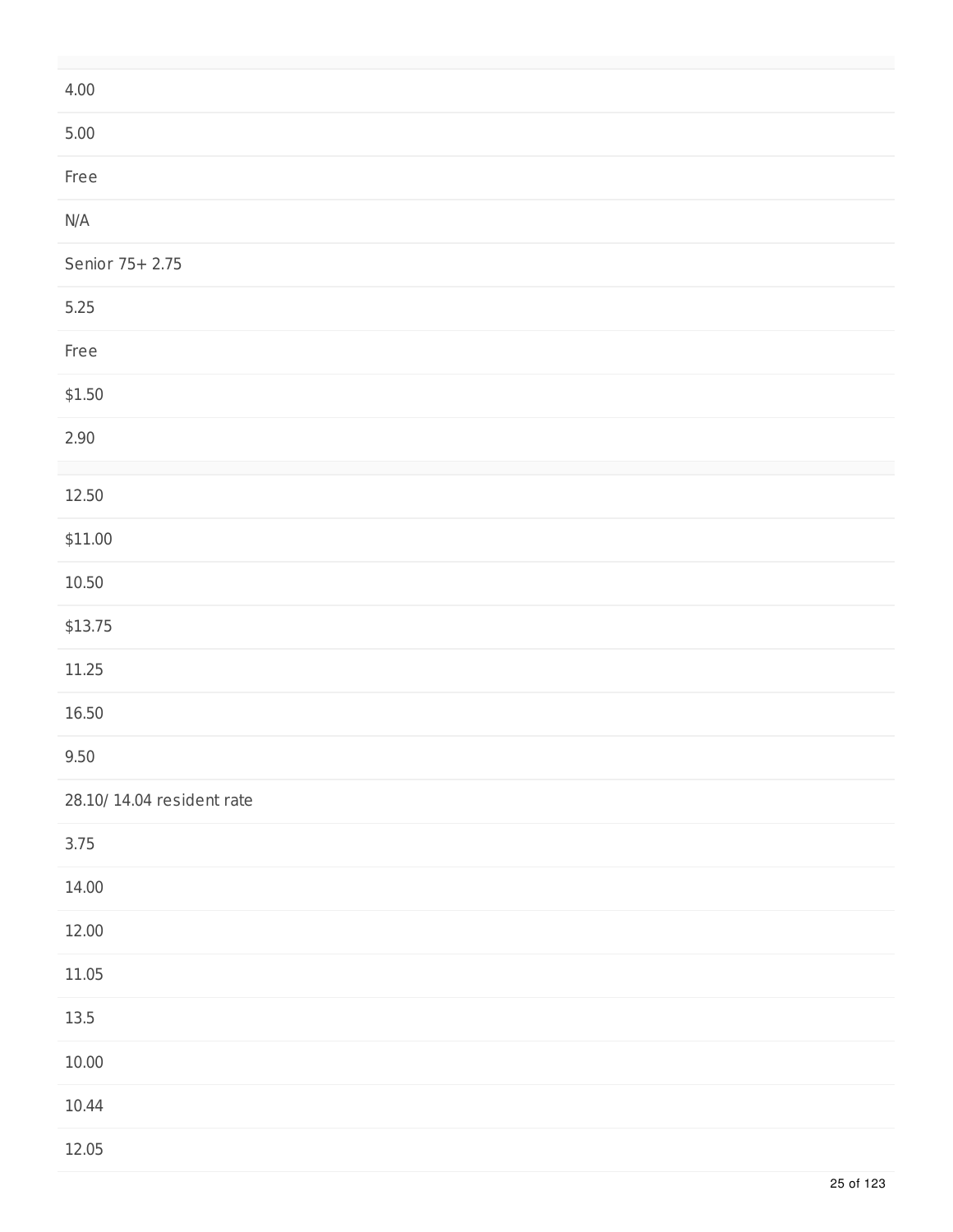| |
|---|
| 4.00 |
| 5.00 |
| Free |
| N/A |
| Senior 75+ 2.75 |
| 5.25 |
| Free |
| $1.50 |
| 2.90 |

| |
|---|
| 12.50 |
| $11.00 |
| 10.50 |
| $13.75 |
| 11.25 |
| 16.50 |
| 9.50 |
| 28.10/ 14.04 resident rate |
| 3.75 |
| 14.00 |
| 12.00 |
| 11.05 |
| 13.5 |
| 10.00 |
| 10.44 |
| 12.05 |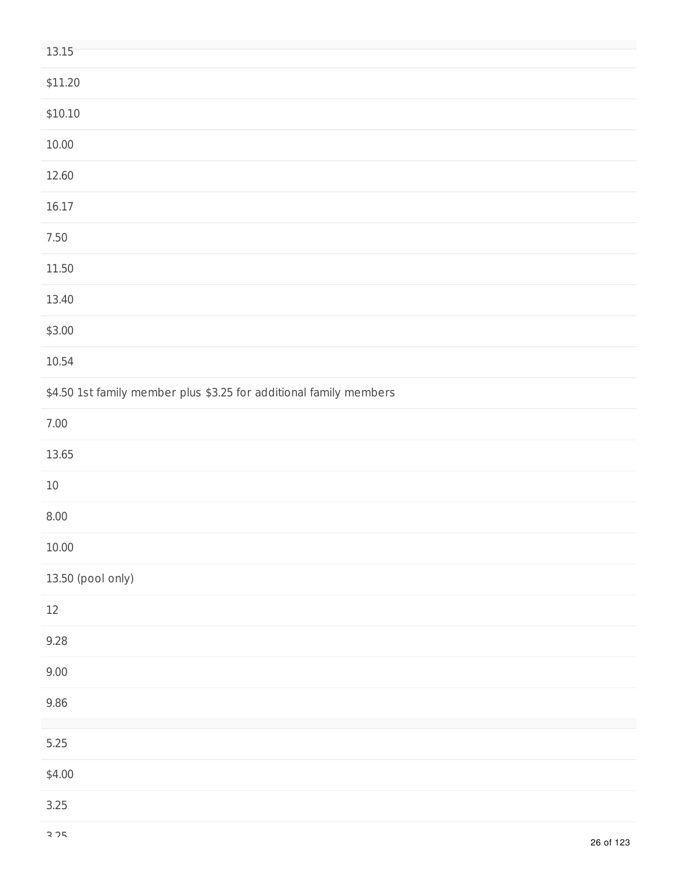13.15

$11.20

$10.10

10.00

12.60

16.17

7.50

11.50

13.40

$3.00

10.54

$4.50 1st family member plus $3.25 for additional family members

7.00

13.65

10

8.00

10.00

13.50 (pool only)

12

9.28

9.00

9.86

5.25

$4.00

3.25

3.25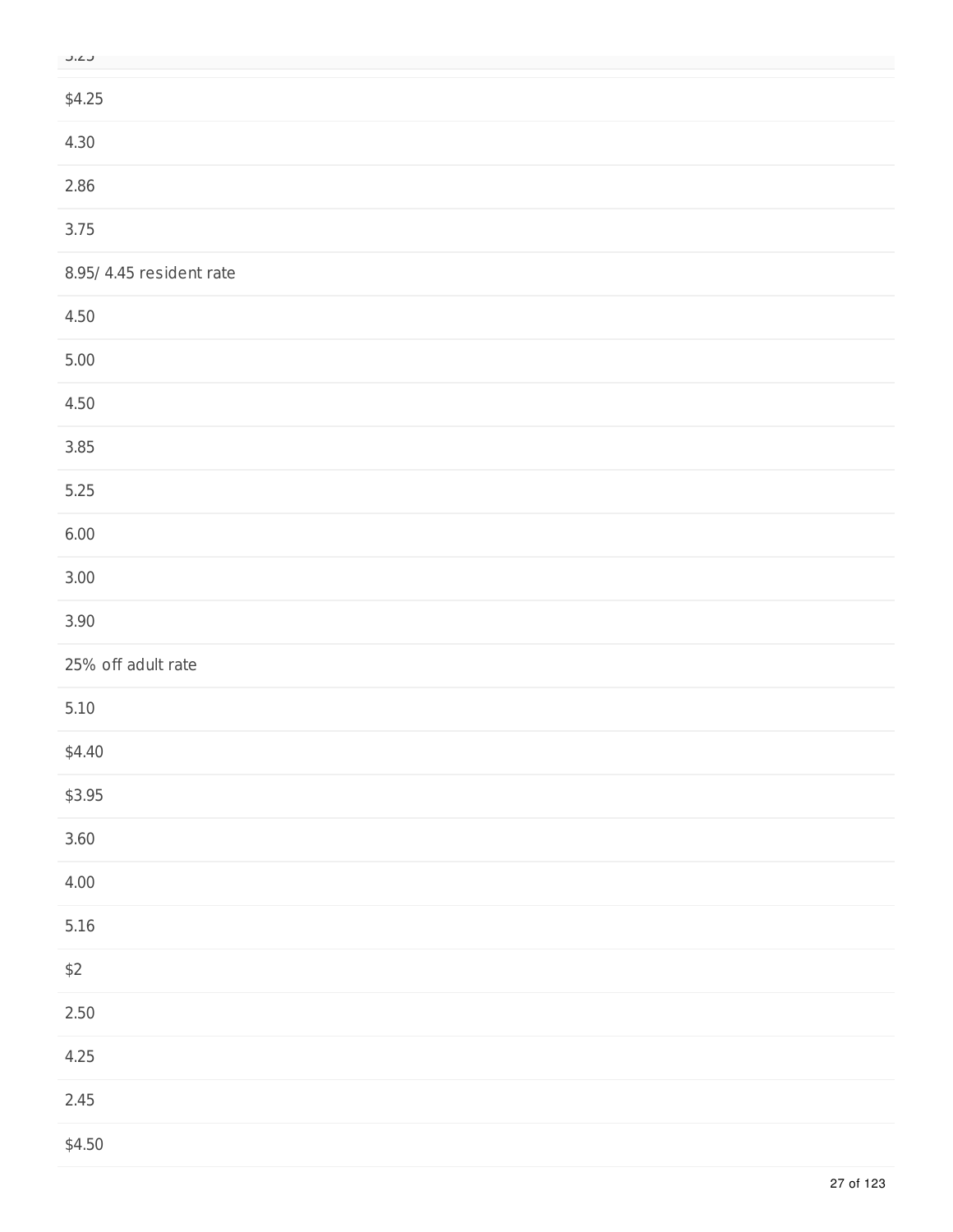3.25

$4.25

4.30

2.86

3.75

8.95/ 4.45 resident rate

4.50

5.00

4.50

3.85

5.25

6.00

3.00

3.90

25% off adult rate

5.10

$4.40

$3.95

3.60

4.00

5.16

$2

2.50

4.25

2.45

$4.50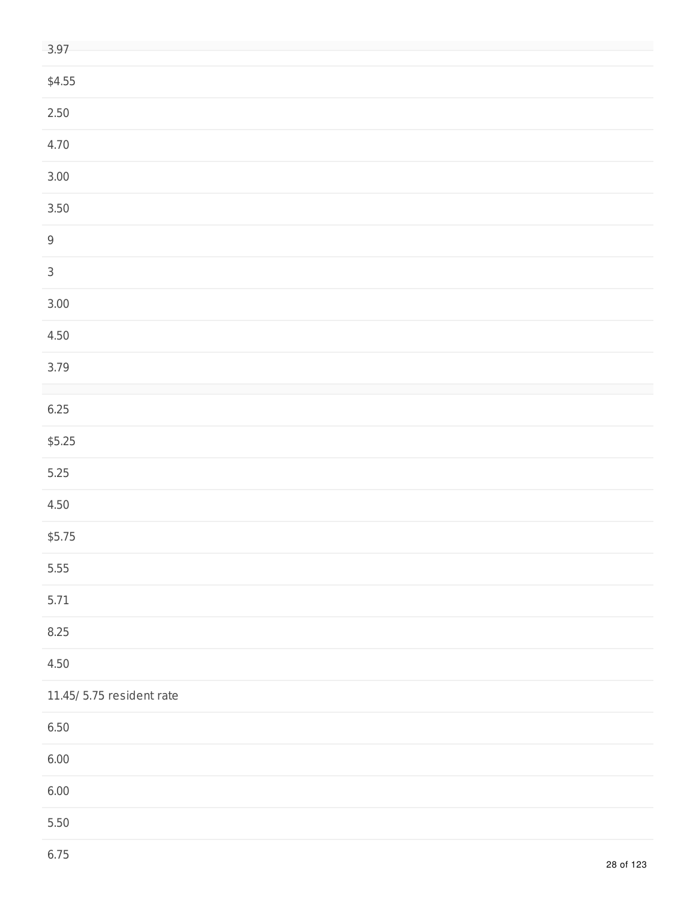3.97

$4.55

2.50

4.70

3.00

3.50

9

3

3.00

4.50

3.79

6.25

$5.25

5.25

4.50

$5.75

5.55

5.71

8.25

4.50

11.45/ 5.75 resident rate

6.50

6.00

6.00

5.50

6.75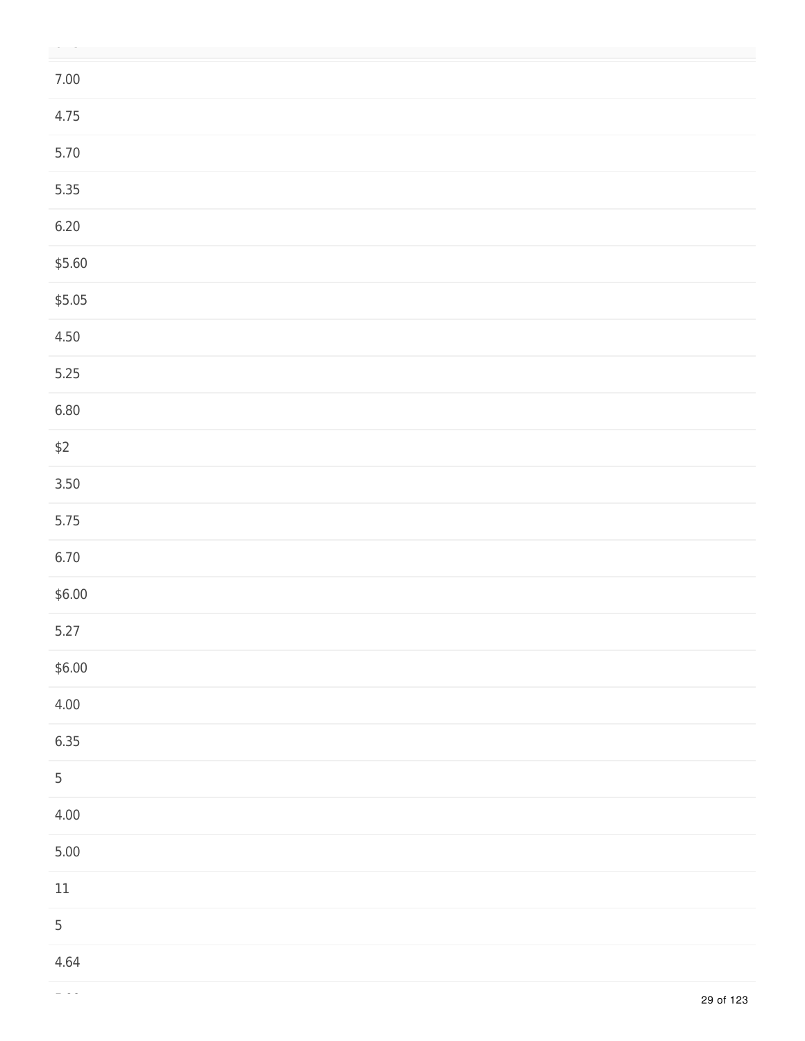7.00

4.75

5.70

5.35

6.20

$5.60

$5.05

4.50

5.25

6.80

$2

3.50

5.75

6.70

$6.00

5.27

$6.00

4.00

6.35

5

4.00

5.00

11

5

4.64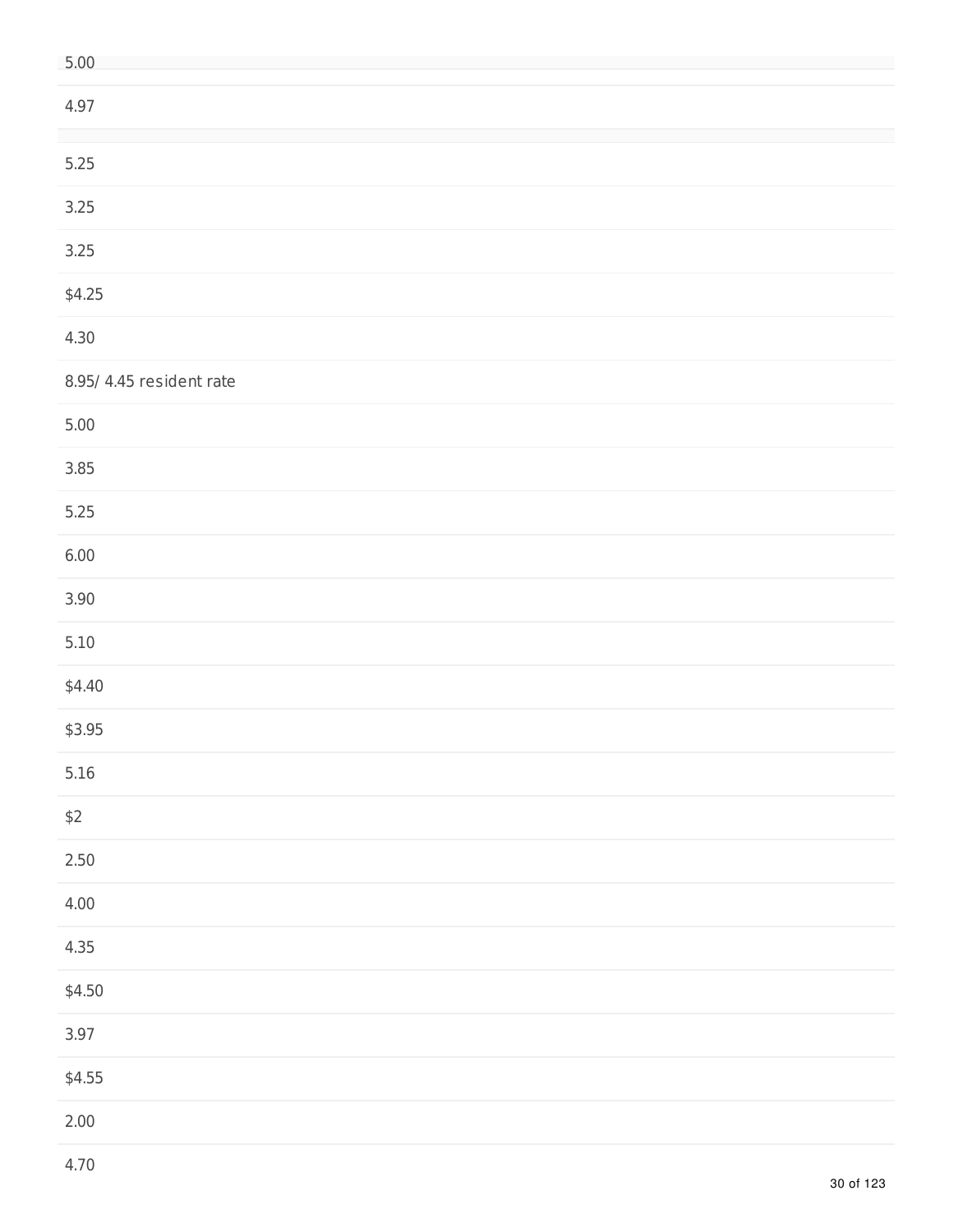5.00

4.97

5.25

3.25

3.25

$4.25

4.30

8.95/ 4.45 resident rate

5.00

3.85

5.25

6.00

3.90

5.10

$4.40

$3.95

5.16

$2

2.50

4.00

4.35

$4.50

3.97

$4.55

2.00

4.70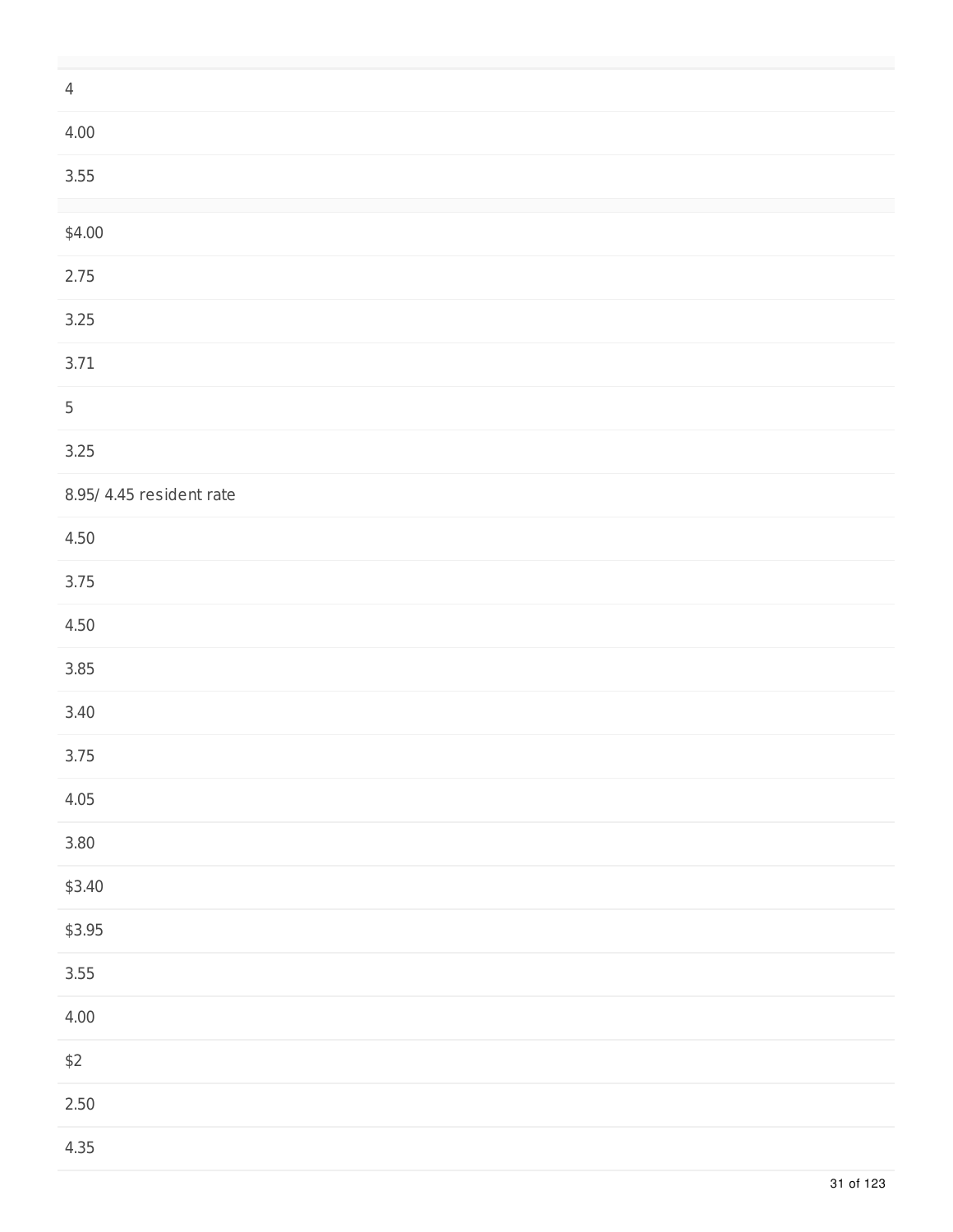4

4.00

3.55

$4.00

2.75

3.25

3.71

5

3.25

8.95/ 4.45 resident rate

4.50

3.75

4.50

3.85

3.40

3.75

4.05

3.80

$3.40

$3.95

3.55

4.00

$2

2.50

4.35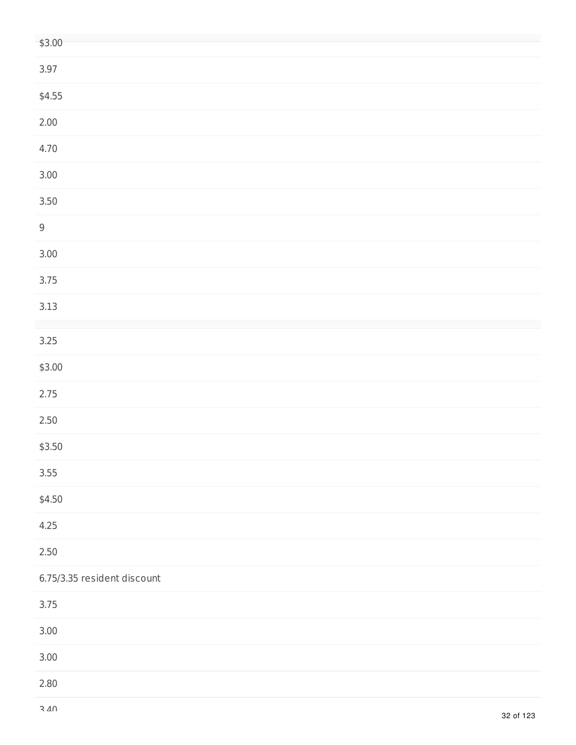$3.00

3.97

$4.55

2.00

4.70

3.00

3.50

9

3.00

3.75

3.13

3.25

$3.00

2.75

2.50

$3.50

3.55

$4.50

4.25

2.50

6.75/3.35 resident discount

3.75

3.00

3.00

2.80

3.40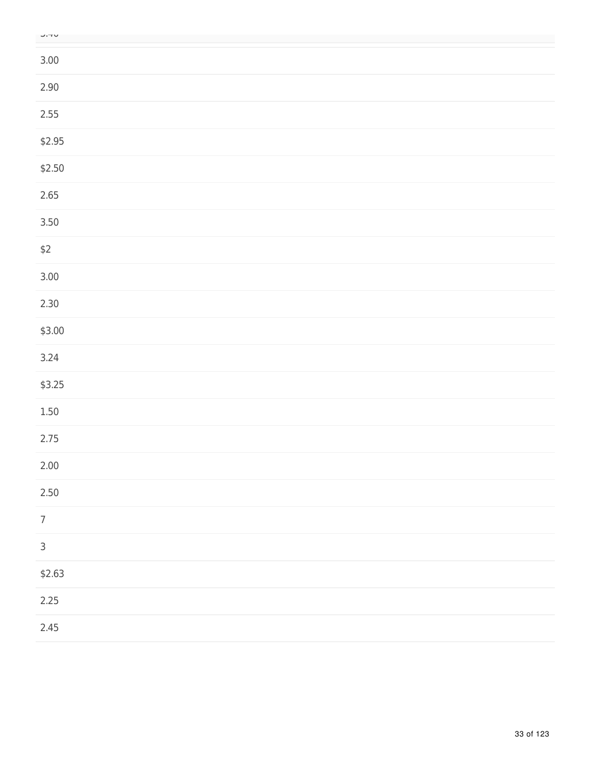3.40

3.00

2.90

2.55

$2.95

$2.50

2.65

3.50

$2

3.00

2.30

$3.00

3.24

$3.25

1.50

2.75

2.00

2.50

7

3

$2.63

2.25

2.45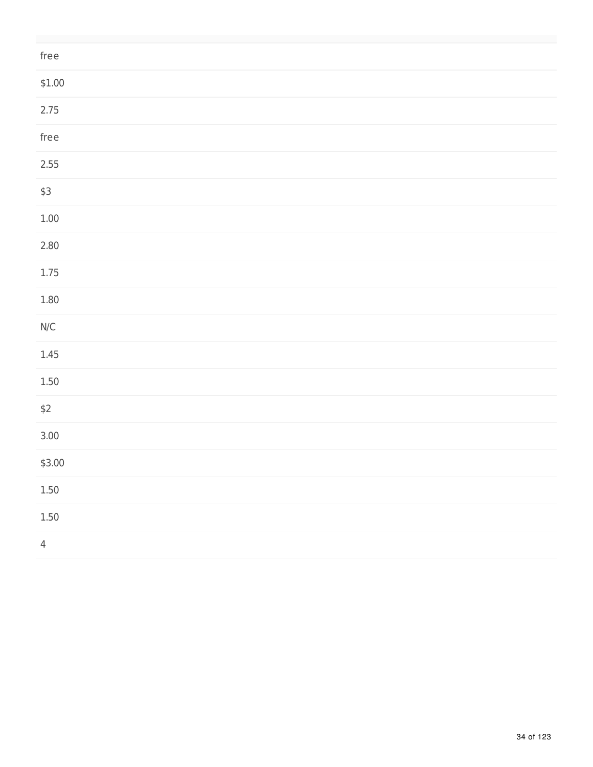| |
|---|
| free |
| $1.00 |
| 2.75 |
| free |
| 2.55 |
| $3 |
| 1.00 |
| 2.80 |
| 1.75 |
| 1.80 |
| N/C |
| 1.45 |
| 1.50 |
| $2 |
| 3.00 |
| $3.00 |
| 1.50 |
| 1.50 |
| 4 |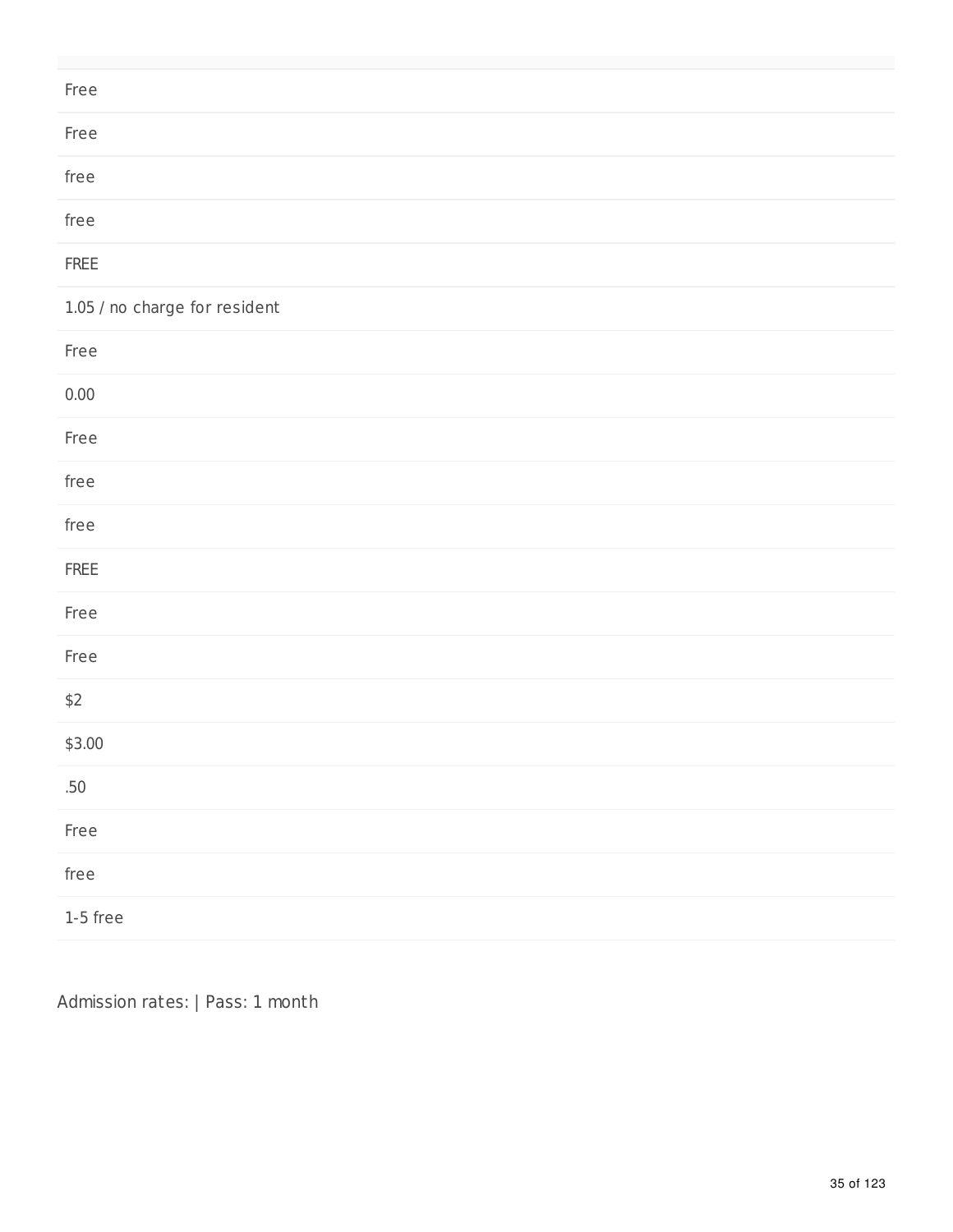| |
|---|
| Free |
| Free |
| free |
| free |
| FREE |
| 1.05 / no charge for resident |
| Free |
| 0.00 |
| Free |
| free |
| free |
| FREE |
| Free |
| Free |
| $2 |
| $3.00 |
| .50 |
| Free |
| free |
| 1-5 free |

Admission rates: | Pass: 1 month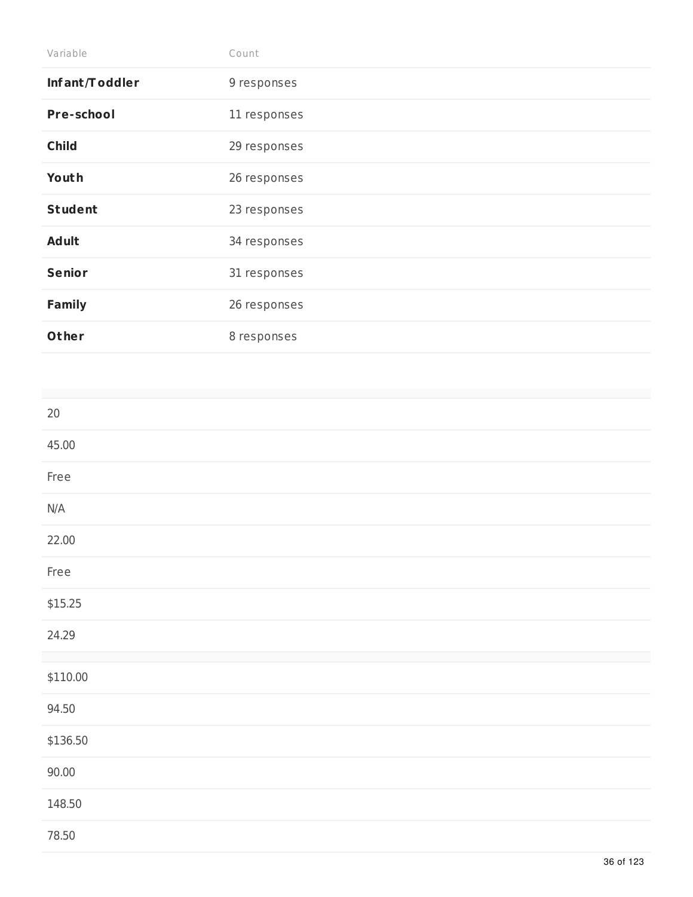| Variable | Count |
|---|---|
| **Infant/Toddler** | 9 responses |
| **Pre-school** | 11 responses |
| **Child** | 29 responses |
| **Youth** | 26 responses |
| **Student** | 23 responses |
| **Adult** | 34 responses |
| **Senior** | 31 responses |
| **Family** | 26 responses |
| **Other** | 8 responses |

| |
|---|
| 20 |
| 45.00 |
| Free |
| N/A |
| 22.00 |
| Free |
| $15.25 |
| 24.29 |

| |
|---|
| $110.00 |
| 94.50 |
| $136.50 |
| 90.00 |
| 148.50 |
| 78.50 |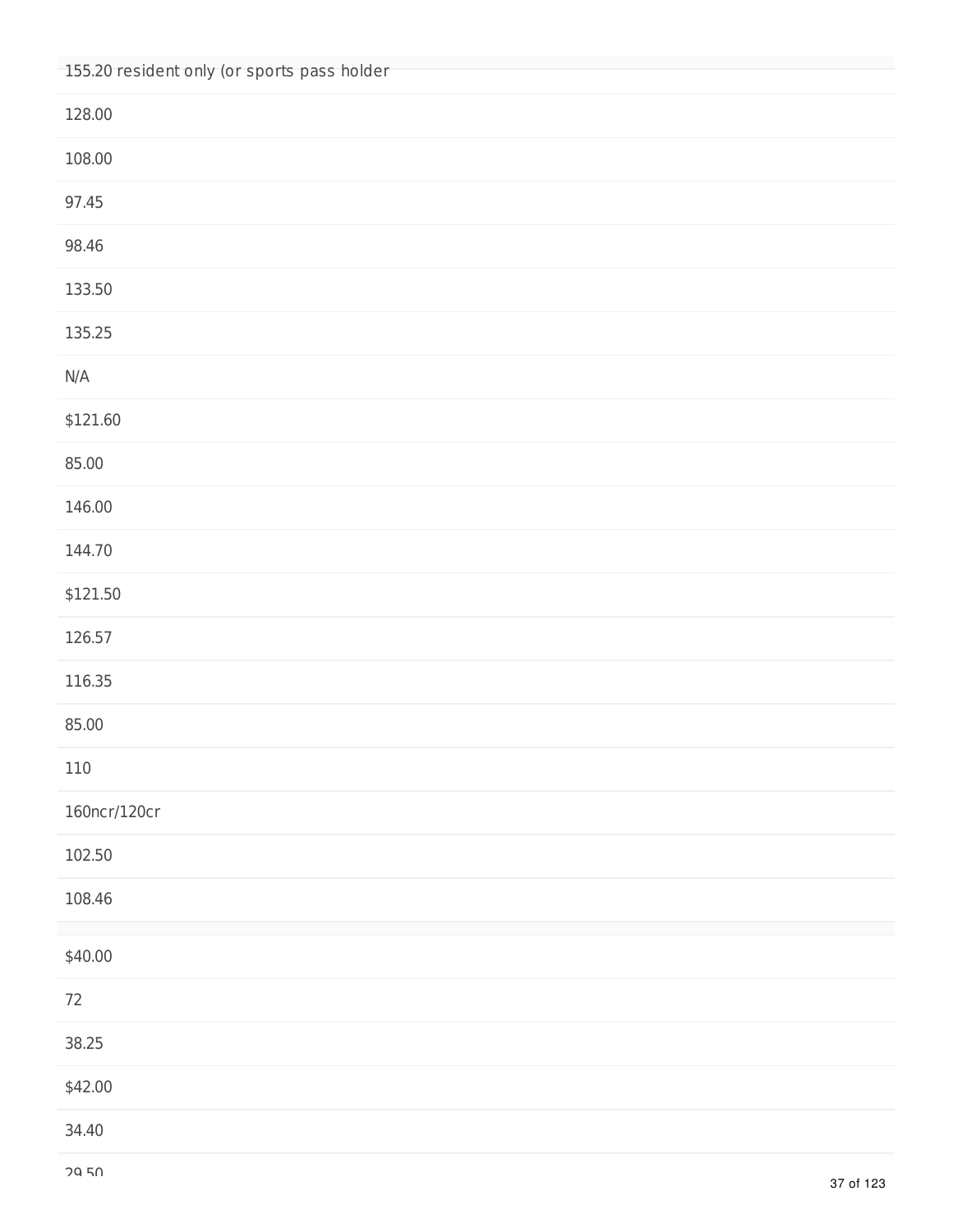155.20 resident only (or sports pass holder

128.00

108.00

97.45

98.46

133.50

135.25

N/A

$121.60

85.00

146.00

144.70

$121.50

126.57

116.35

85.00

110

160ncr/120cr

102.50

108.46

$40.00

72

38.25

$42.00

34.40

29.50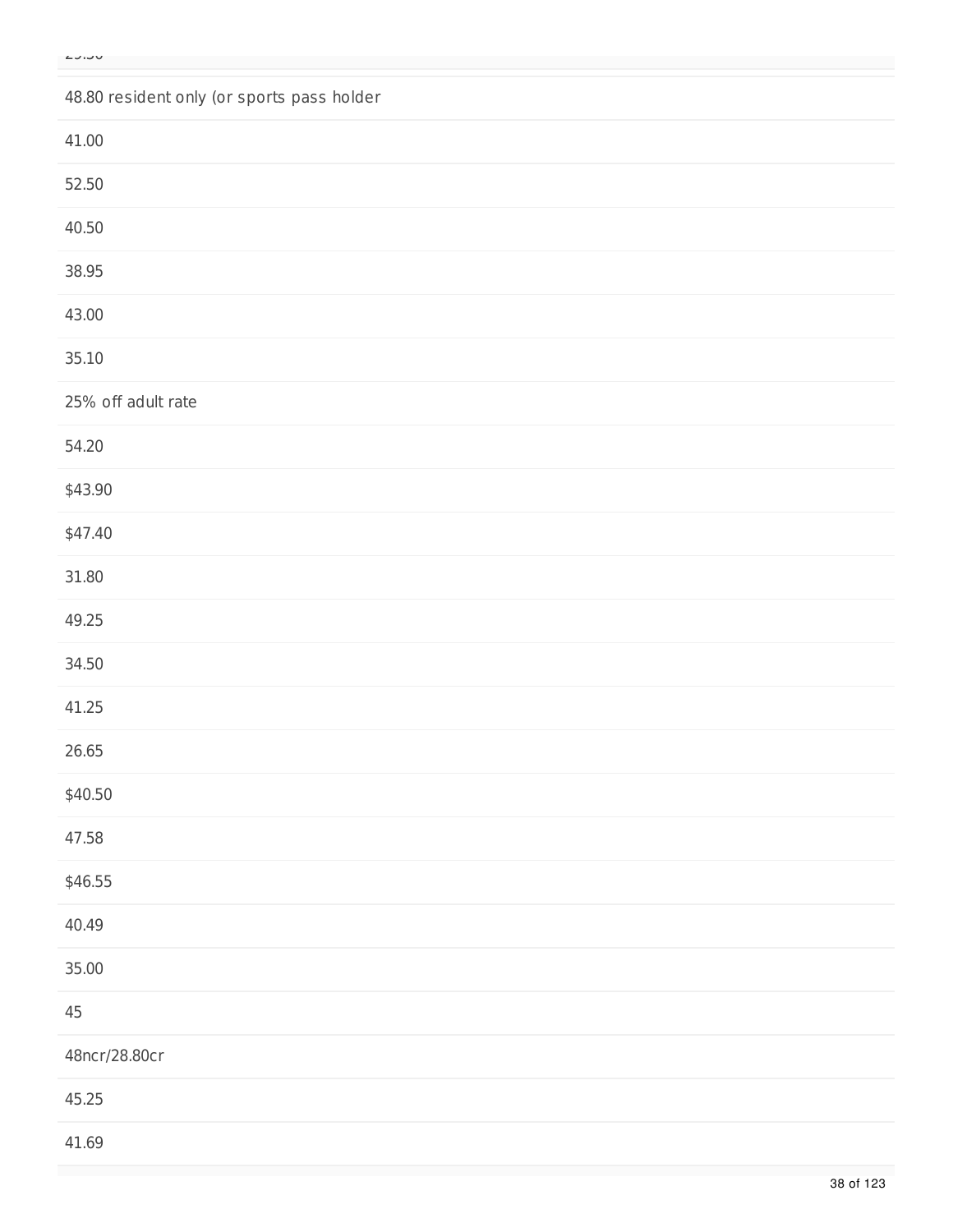48.80 resident only (or sports pass holder

41.00

52.50

40.50

38.95

43.00

35.10

25% off adult rate

54.20

$43.90

$47.40

31.80

49.25

34.50

41.25

26.65

$40.50

47.58

$46.55

40.49

35.00

45

48ncr/28.80cr

45.25

41.69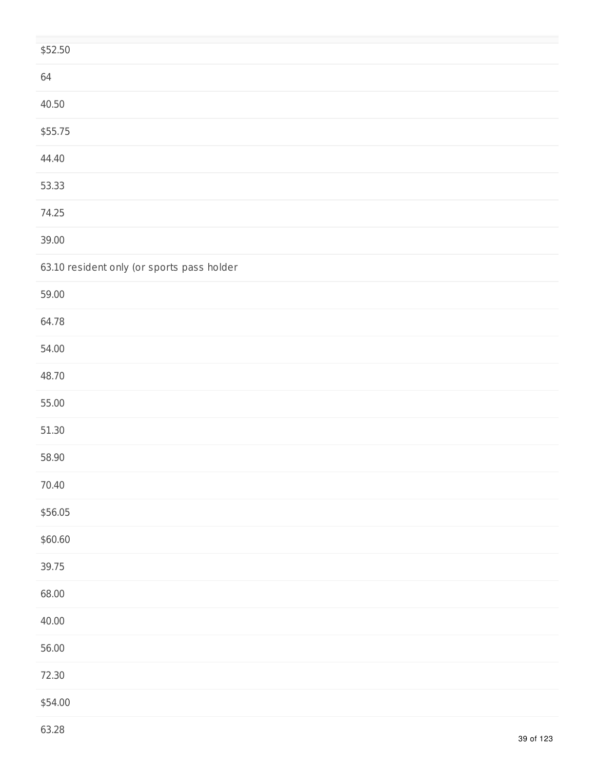$52.50

64

40.50

$55.75

44.40

53.33

74.25

39.00

63.10 resident only (or sports pass holder

59.00

64.78

54.00

48.70

55.00

51.30

58.90

70.40

$56.05

$60.60

39.75

68.00

40.00

56.00

72.30

$54.00

63.28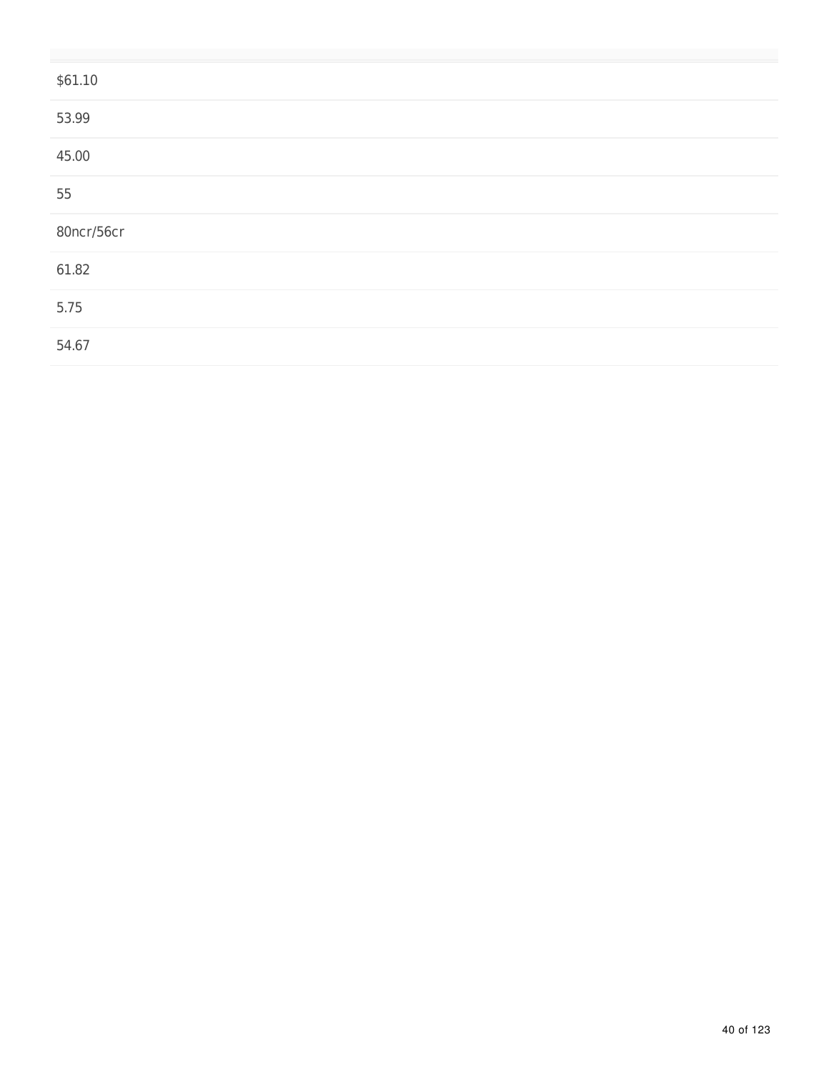| |
|---|
| $61.10 |
| 53.99 |
| 45.00 |
| 55 |
| 80ncr/56cr |
| 61.82 |
| 5.75 |
| 54.67 |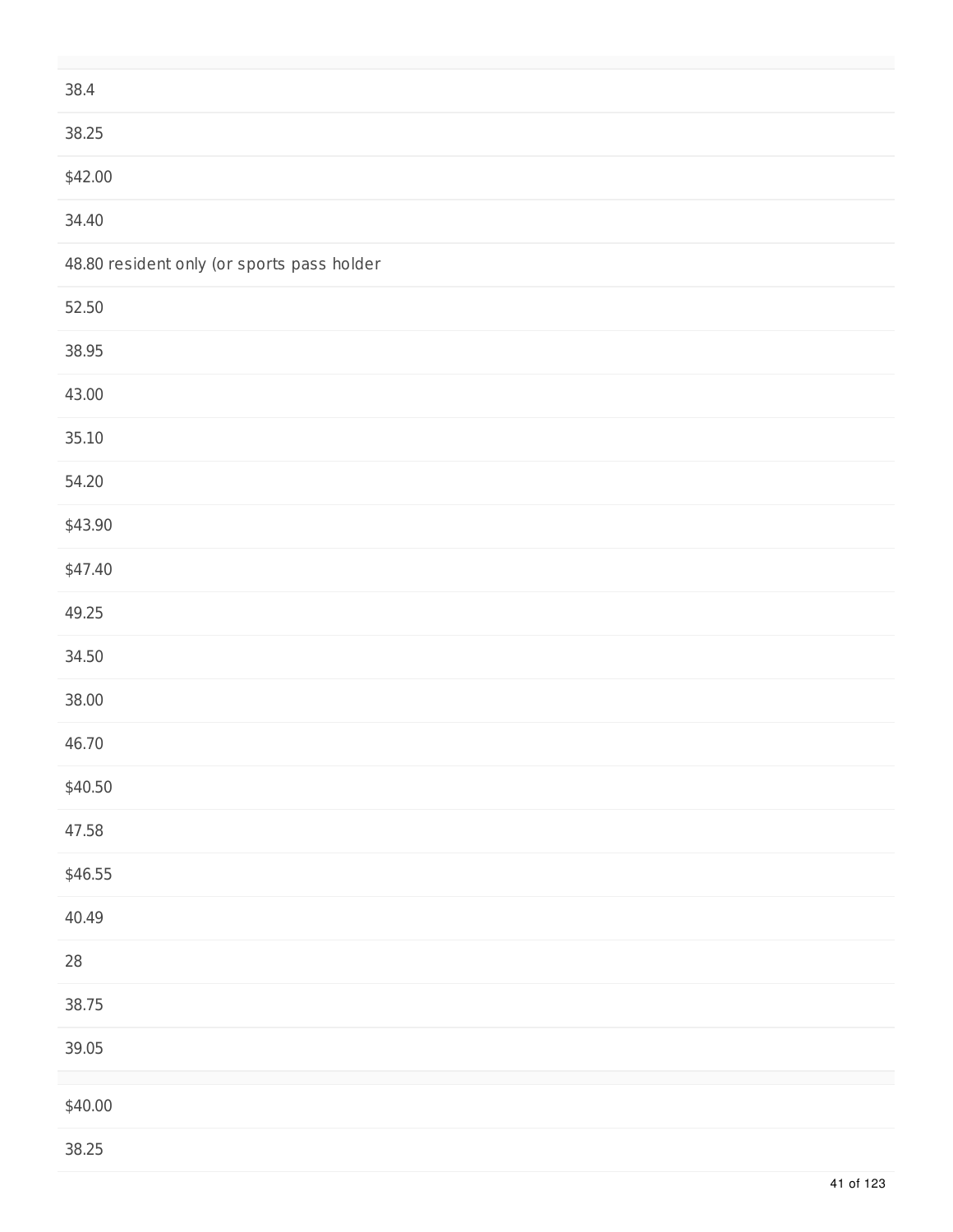38.4

38.25

$42.00

34.40

48.80 resident only (or sports pass holder

52.50

38.95

43.00

35.10

54.20

$43.90

$47.40

49.25

34.50

38.00

46.70

$40.50

47.58

$46.55

40.49

28

38.75

39.05

$40.00

38.25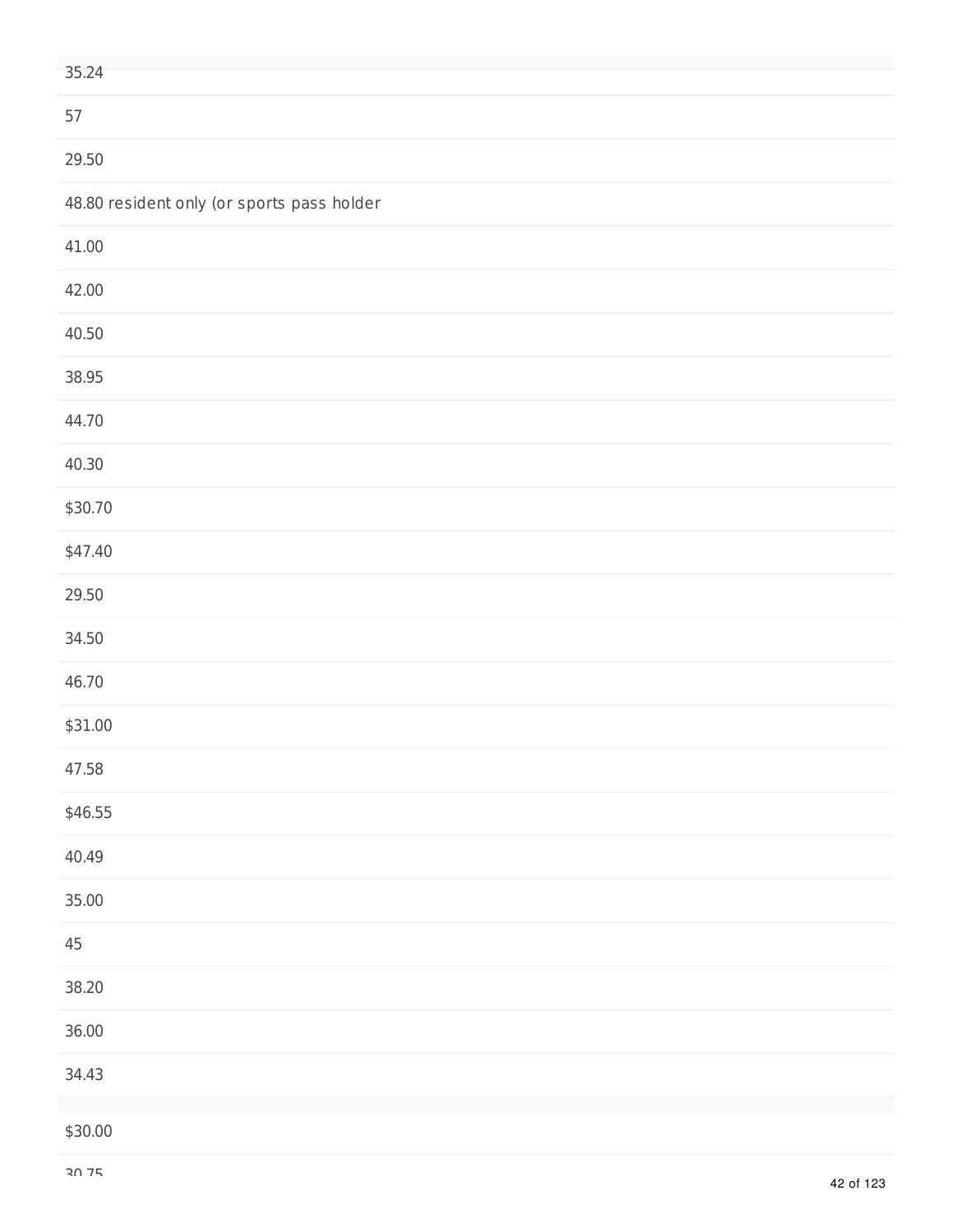35.24

57

29.50

48.80 resident only (or sports pass holder

41.00

42.00

40.50

38.95

44.70

40.30

$30.70

$47.40

29.50

34.50

46.70

$31.00

47.58

$46.55

40.49

35.00

45

38.20

36.00

34.43

$30.00

30.75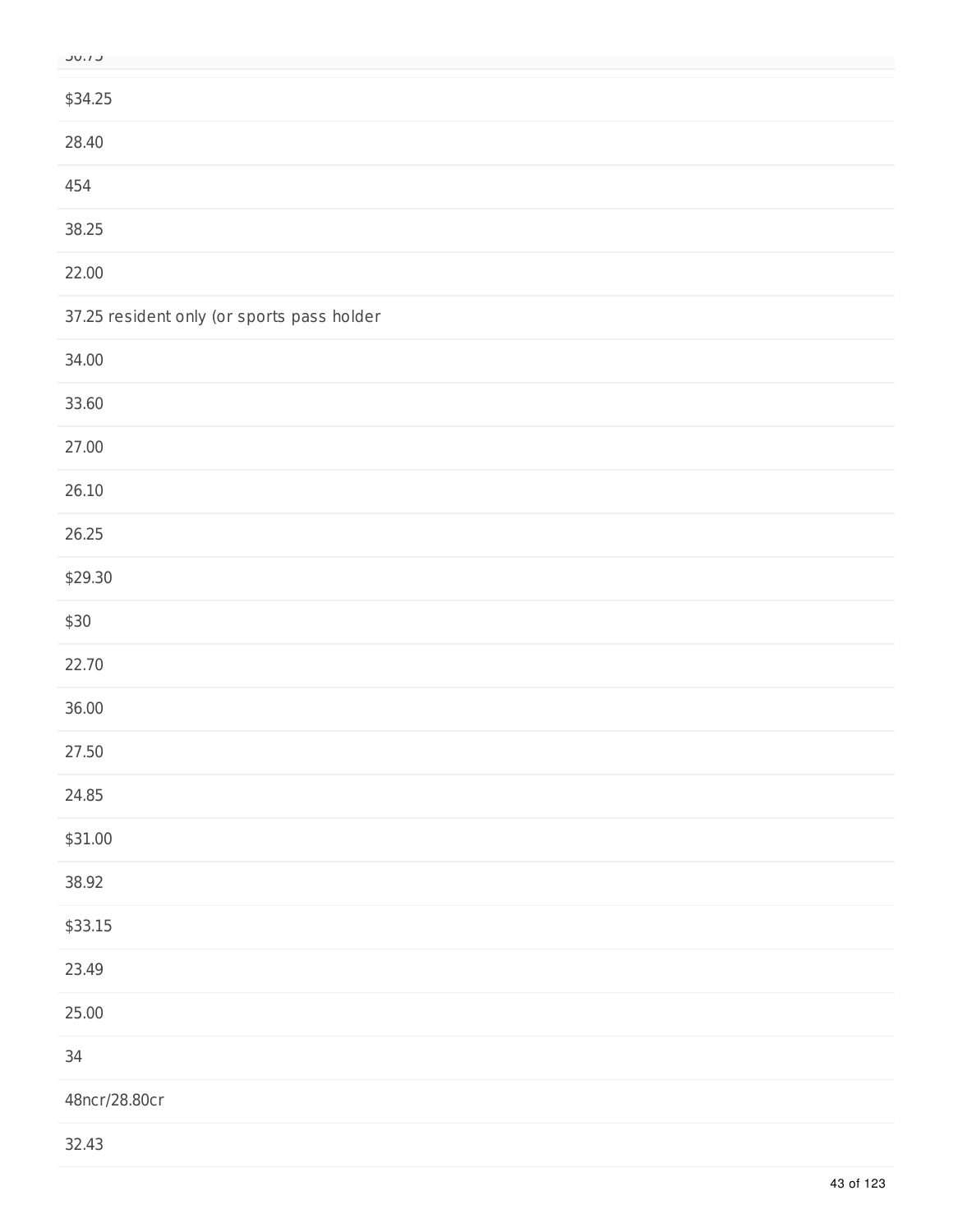30.75

$34.25

28.40

454

38.25

22.00

37.25 resident only (or sports pass holder

34.00

33.60

27.00

26.10

26.25

$29.30

$30

22.70

36.00

27.50

24.85

$31.00

38.92

$33.15

23.49

25.00

34

48ncr/28.80cr

32.43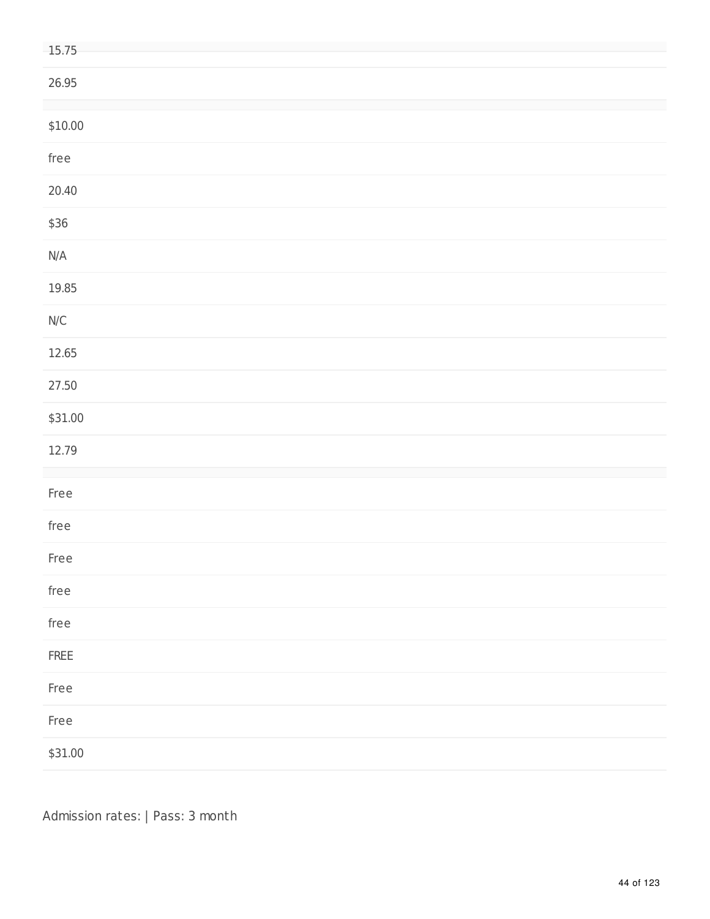| |
|---|
| 15.75 |
| 26.95 |
| |
| $10.00 |
| free |
| 20.40 |
| $36 |
| N/A |
| 19.85 |
| N/C |
| 12.65 |
| 27.50 |
| $31.00 |
| 12.79 |
| |
| Free |
| free |
| Free |
| free |
| free |
| FREE |
| Free |
| Free |
| $31.00 |

Admission rates: | Pass: 3 month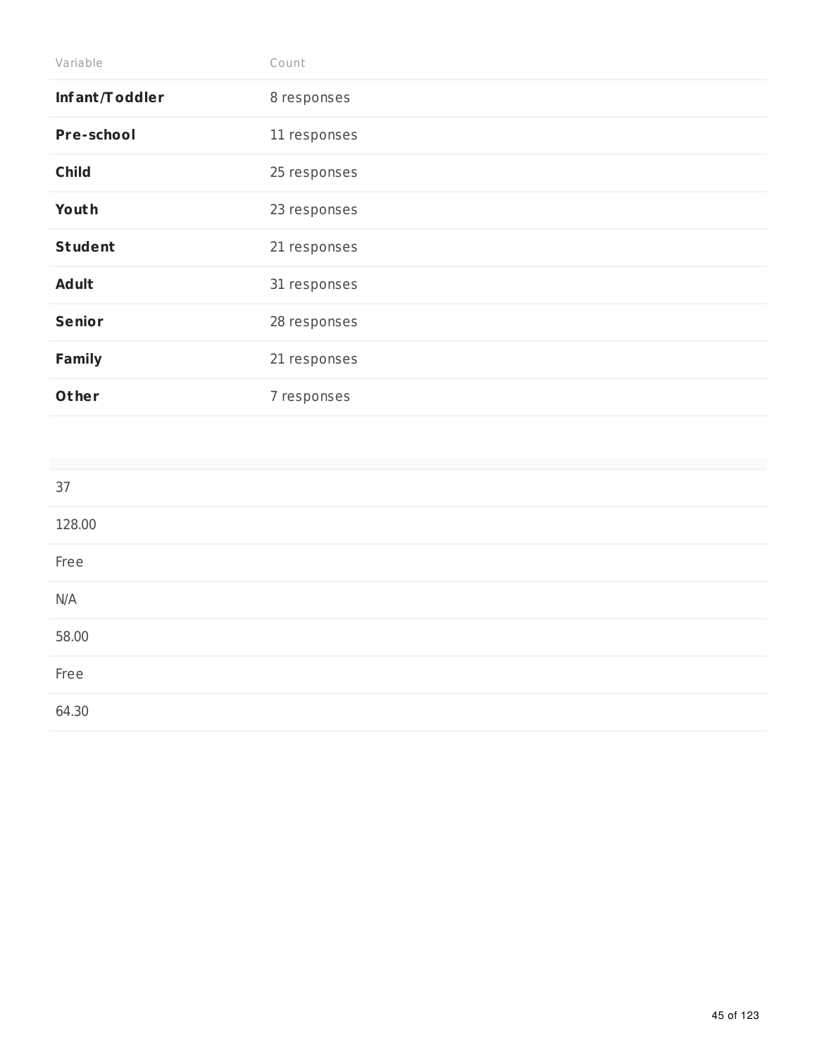| Variable | Count |
| --- | --- |
| **Infant/Toddler** | 8 responses |
| **Pre-school** | 11 responses |
| **Child** | 25 responses |
| **Youth** | 23 responses |
| **Student** | 21 responses |
| **Adult** | 31 responses |
| **Senior** | 28 responses |
| **Family** | 21 responses |
| **Other** | 7 responses |

| |
| --- |
| 37 |
| 128.00 |
| Free |
| N/A |
| 58.00 |
| Free |
| 64.30 |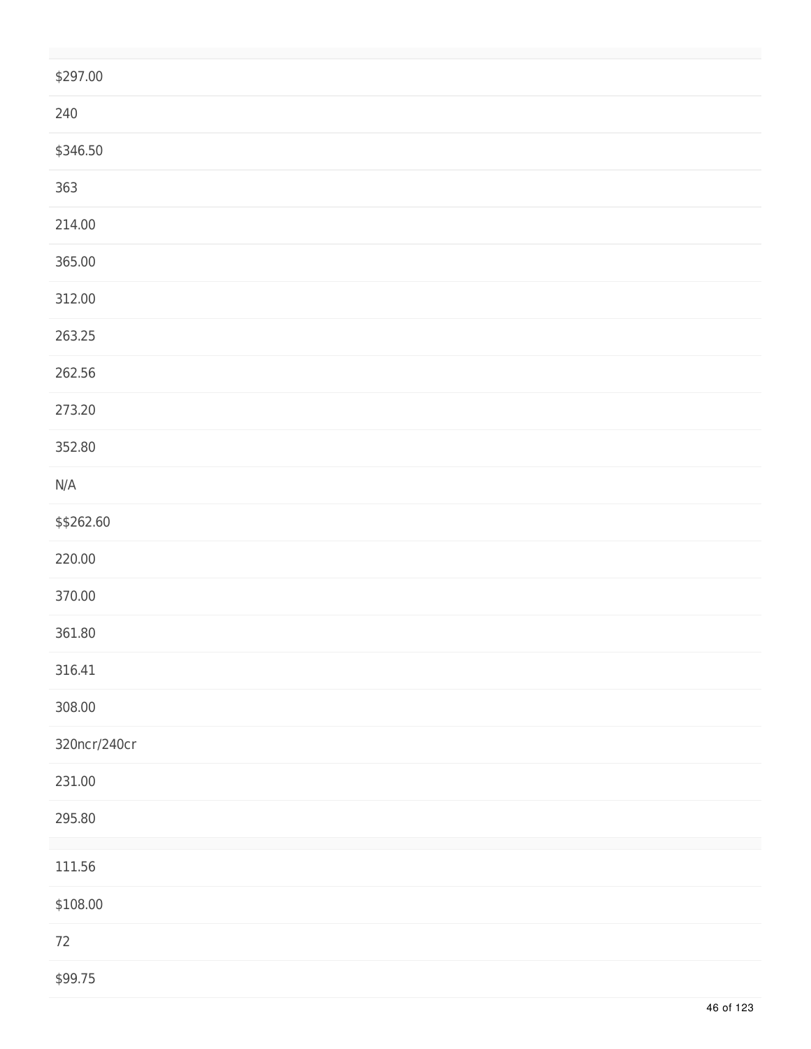| |
|---|
| $297.00 |
| 240 |
| $346.50 |
| 363 |
| 214.00 |
| 365.00 |
| 312.00 |
| 263.25 |
| 262.56 |
| 273.20 |
| 352.80 |
| N/A |
| $$262.60 |
| 220.00 |
| 370.00 |
| 361.80 |
| 316.41 |
| 308.00 |
| 320ncr/240cr |
| 231.00 |
| 295.80 |

| |
|---|
| 111.56 |
| $108.00 |
| 72 |
| $99.75 |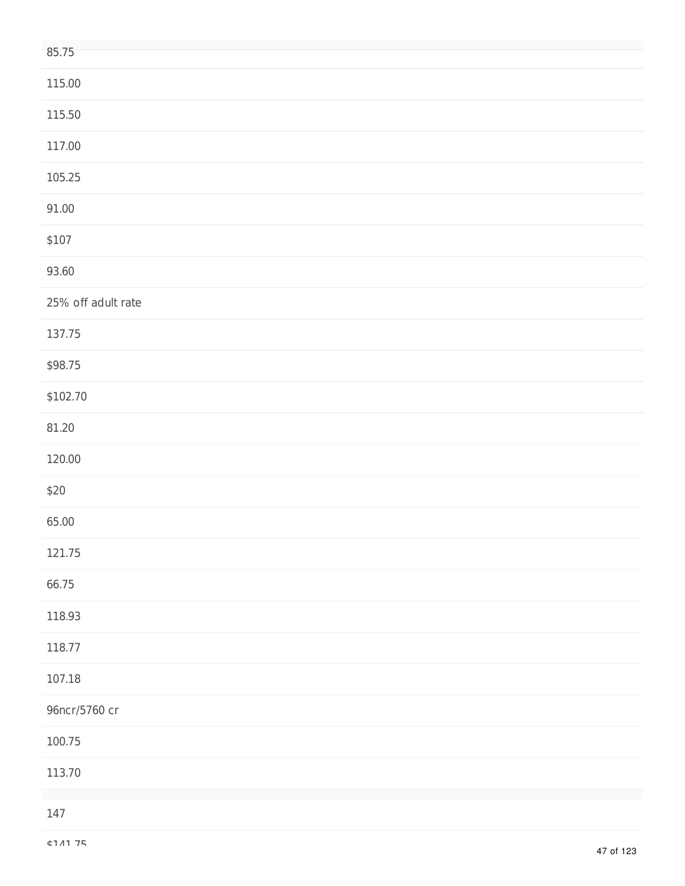85.75

115.00

115.50

117.00

105.25

91.00

$107

93.60

25% off adult rate

137.75

$98.75

$102.70

81.20

120.00

$20

65.00

121.75

66.75

118.93

118.77

107.18

96ncr/5760 cr

100.75

113.70

147

$141.75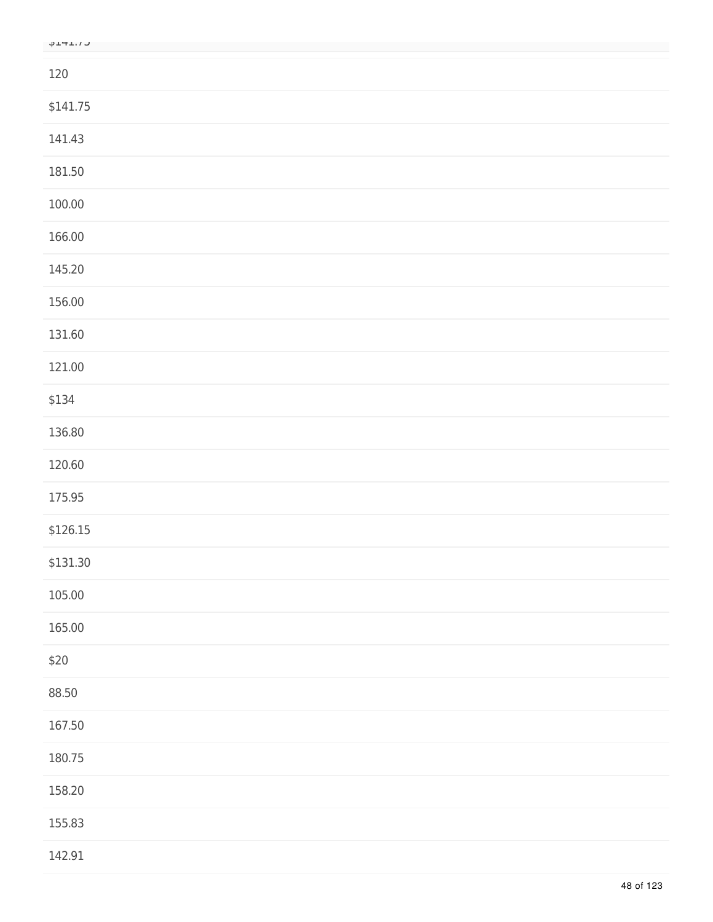$141.75

120

$141.75

141.43

181.50

100.00

166.00

145.20

156.00

131.60

121.00

$134

136.80

120.60

175.95

$126.15

$131.30

105.00

165.00

$20

88.50

167.50

180.75

158.20

155.83

142.91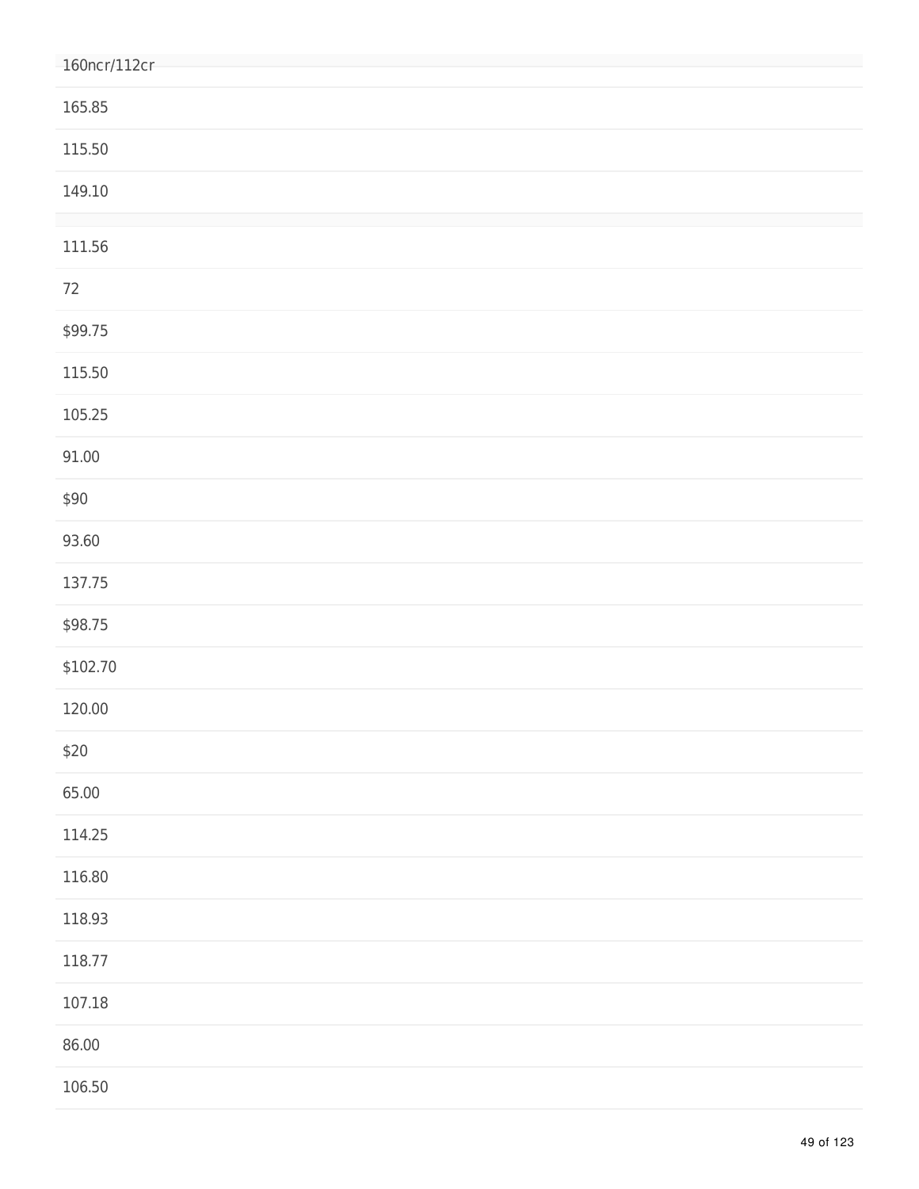160ncr/112cr

165.85

115.50

149.10

111.56

72

$99.75

115.50

105.25

91.00

$90

93.60

137.75

$98.75

$102.70

120.00

$20

65.00

114.25

116.80

118.93

118.77

107.18

86.00

106.50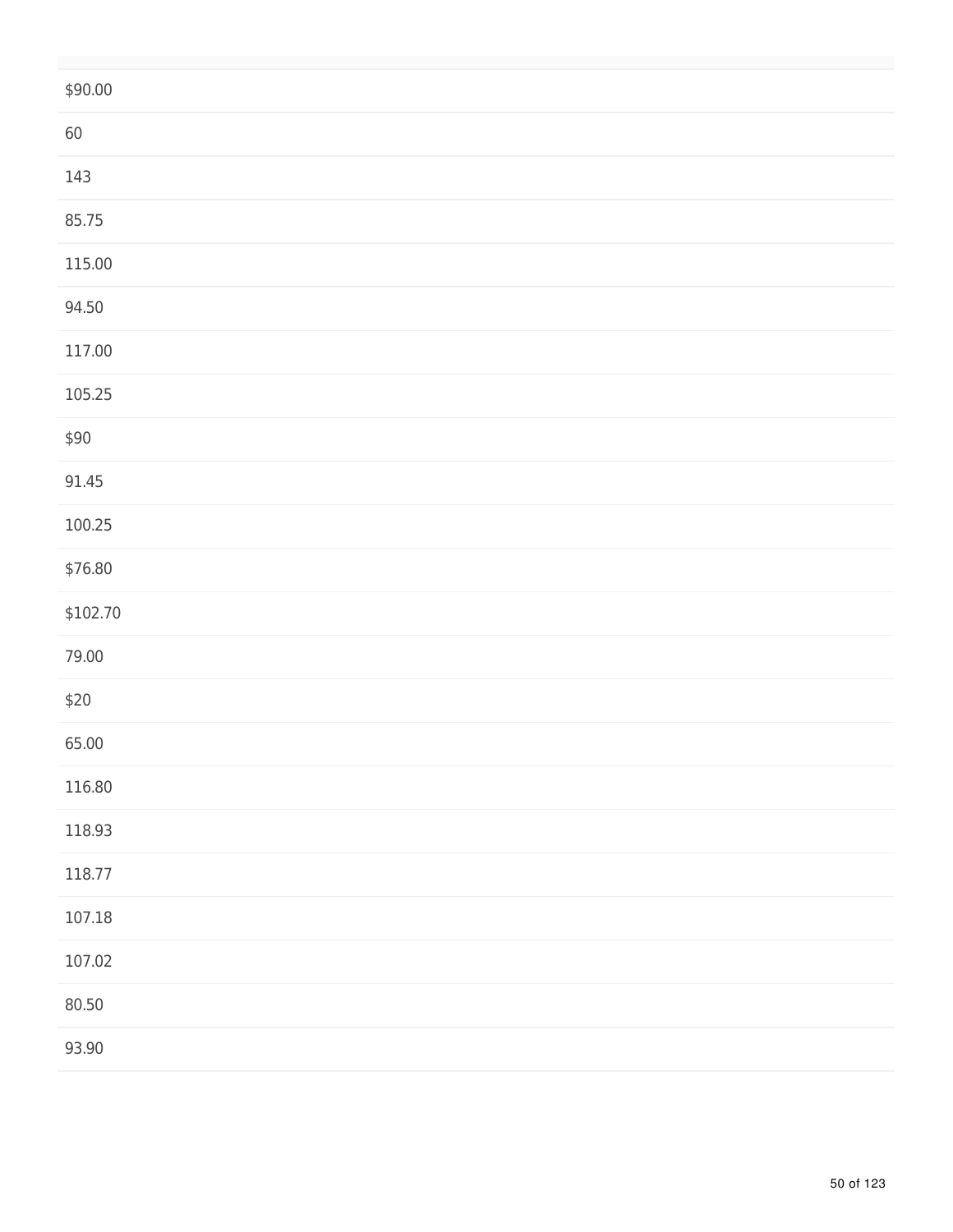| |
|---|
| $90.00 |
| 60 |
| 143 |
| 85.75 |
| 115.00 |
| 94.50 |
| 117.00 |
| 105.25 |
| $90 |
| 91.45 |
| 100.25 |
| $76.80 |
| $102.70 |
| 79.00 |
| $20 |
| 65.00 |
| 116.80 |
| 118.93 |
| 118.77 |
| 107.18 |
| 107.02 |
| 80.50 |
| 93.90 |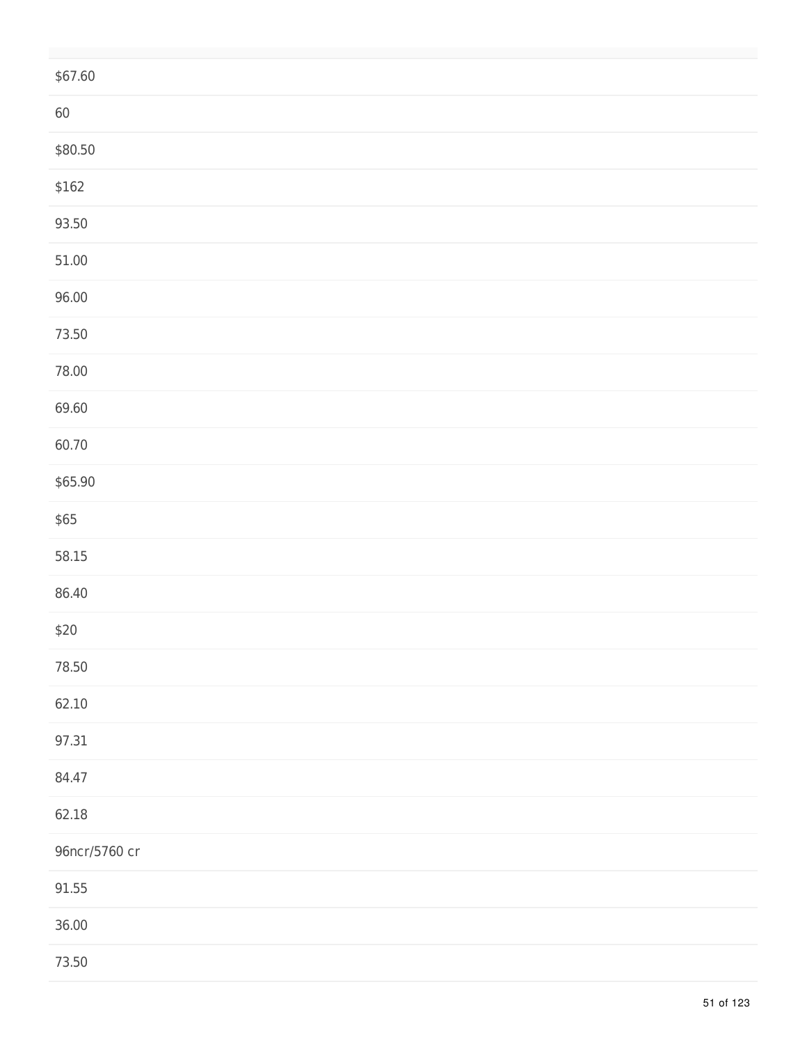| |
|---|
| $67.60 |
| 60 |
| $80.50 |
| $162 |
| 93.50 |
| 51.00 |
| 96.00 |
| 73.50 |
| 78.00 |
| 69.60 |
| 60.70 |
| $65.90 |
| $65 |
| 58.15 |
| 86.40 |
| $20 |
| 78.50 |
| 62.10 |
| 97.31 |
| 84.47 |
| 62.18 |
| 96ncr/5760 cr |
| 91.55 |
| 36.00 |
| 73.50 |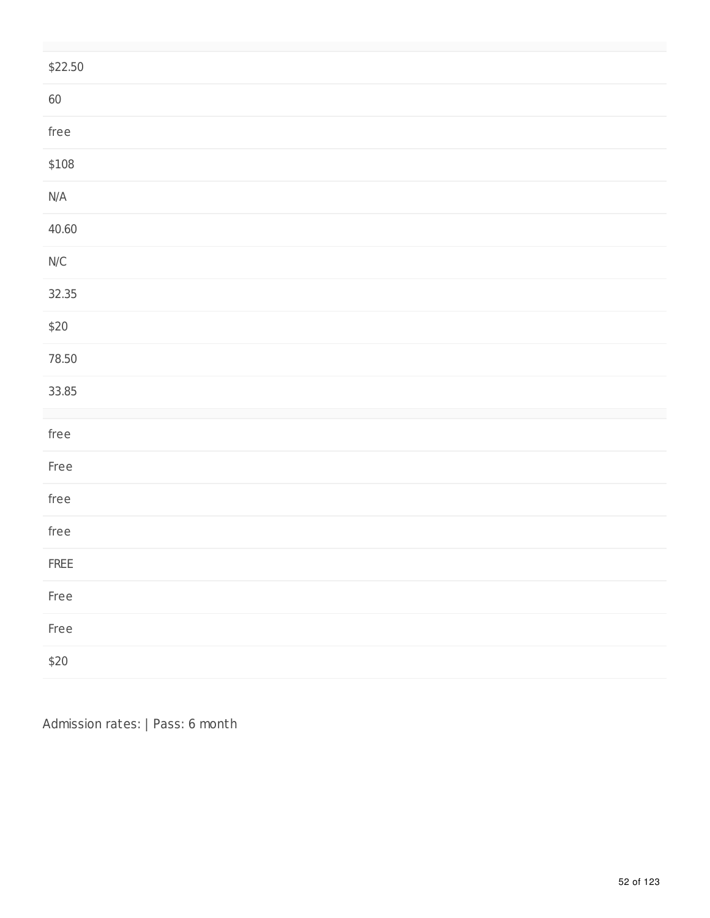| |
|---|
| $22.50 |
| 60 |
| free |
| $108 |
| N/A |
| 40.60 |
| N/C |
| 32.35 |
| $20 |
| 78.50 |
| 33.85 |

| |
|---|
| free |
| Free |
| free |
| free |
| FREE |
| Free |
| Free |
| $20 |

Admission rates: | Pass: 6 month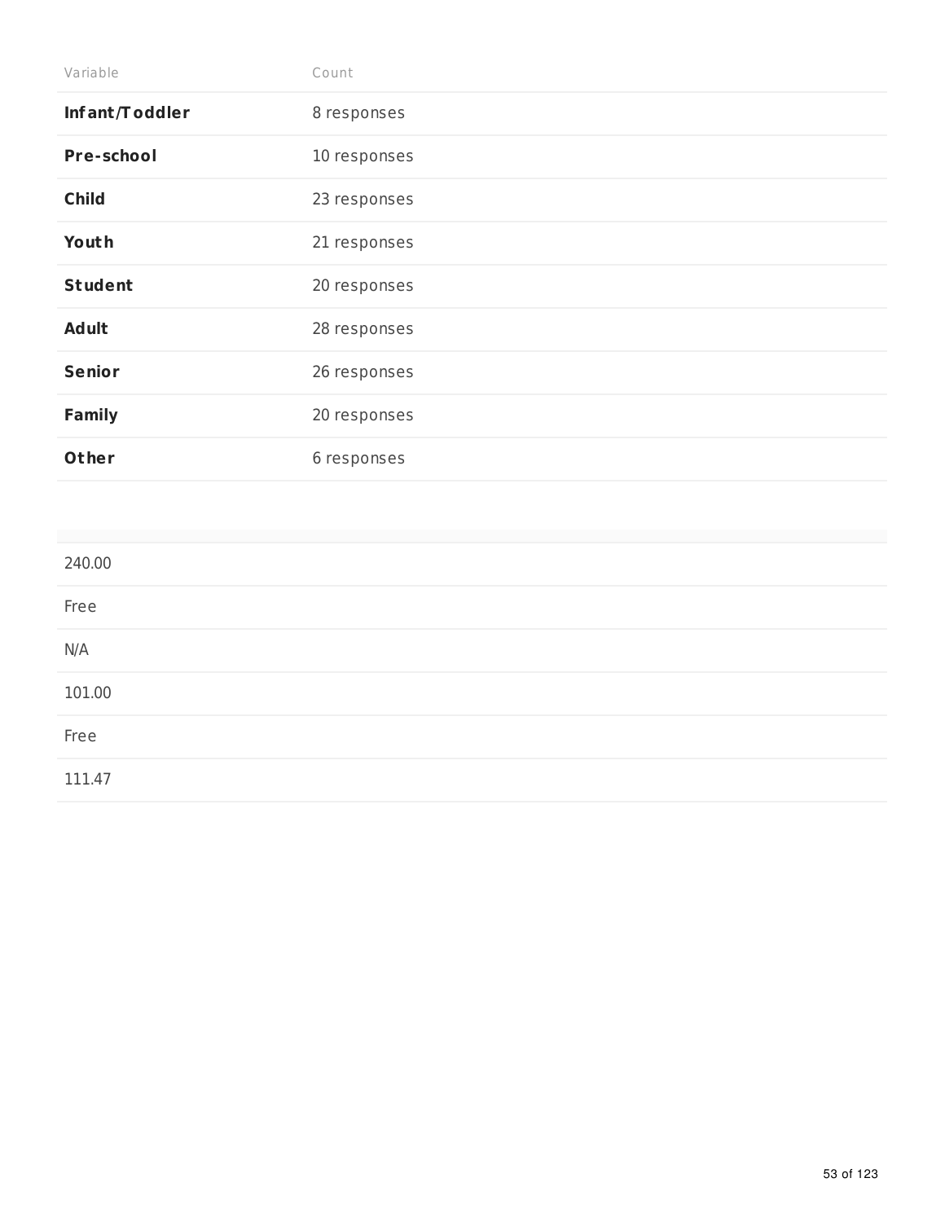| Variable | Count |
| --- | --- |
| **Infant/Toddler** | 8 responses |
| **Pre-school** | 10 responses |
| **Child** | 23 responses |
| **Youth** | 21 responses |
| **Student** | 20 responses |
| **Adult** | 28 responses |
| **Senior** | 26 responses |
| **Family** | 20 responses |
| **Other** | 6 responses |

| |
| --- |
| 240.00 |
| Free |
| N/A |
| 101.00 |
| Free |
| 111.47 |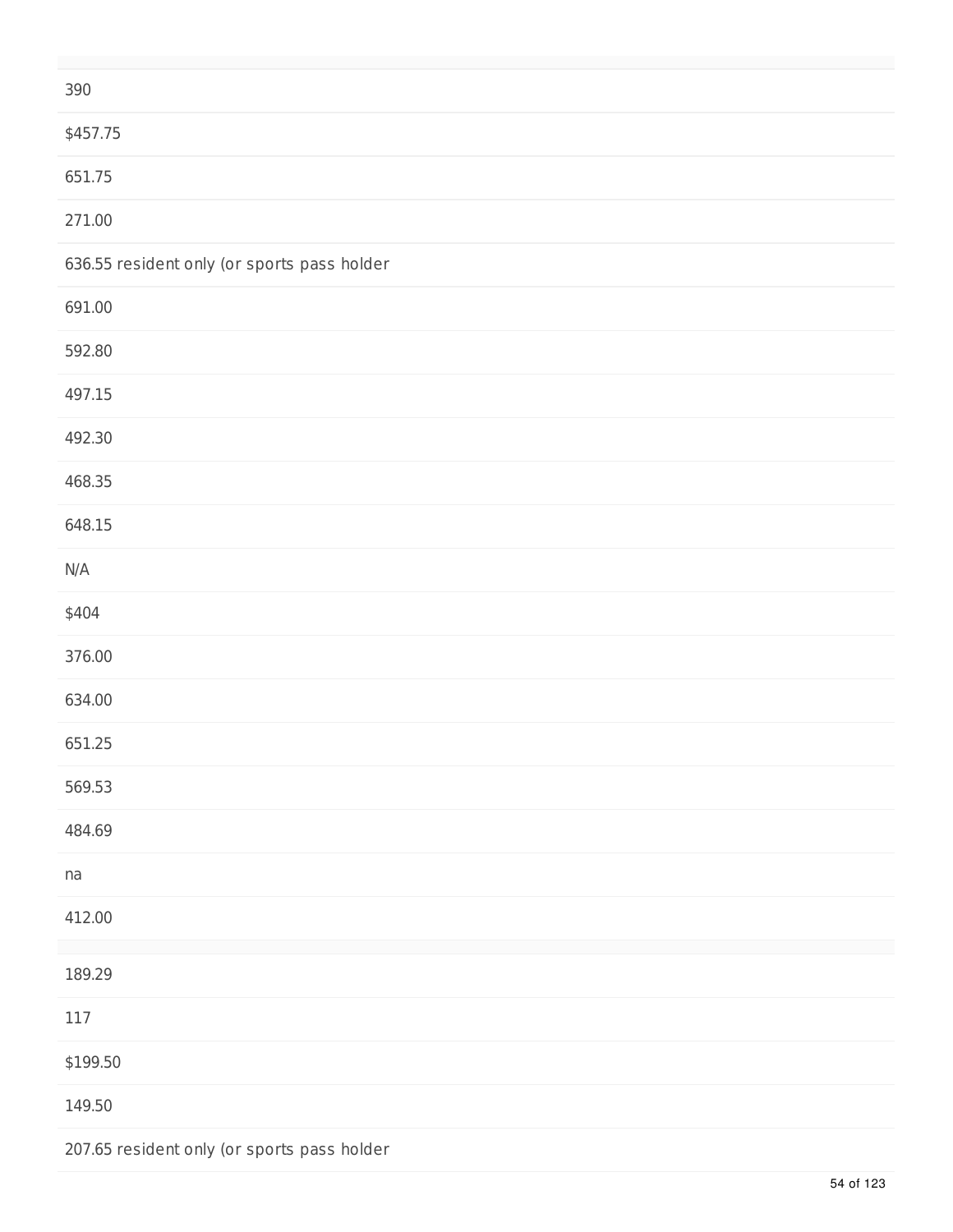390

$457.75

651.75

271.00

636.55 resident only (or sports pass holder

691.00

592.80

497.15

492.30

468.35

648.15

N/A

$404

376.00

634.00

651.25

569.53

484.69

na

412.00

189.29

117

$199.50

149.50

207.65 resident only (or sports pass holder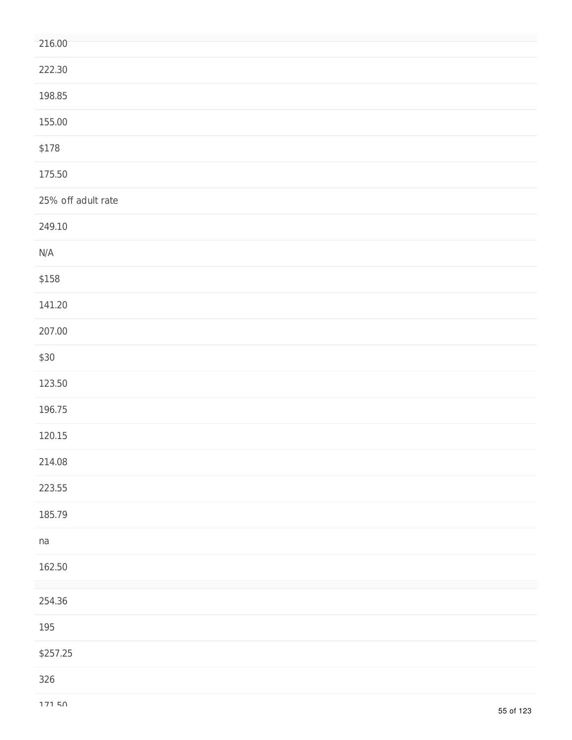216.00

222.30

198.85

155.00

$178

175.50

25% off adult rate

249.10

N/A

$158

141.20

207.00

$30

123.50

196.75

120.15

214.08

223.55

185.79

na

162.50

254.36

195

$257.25

326

171.50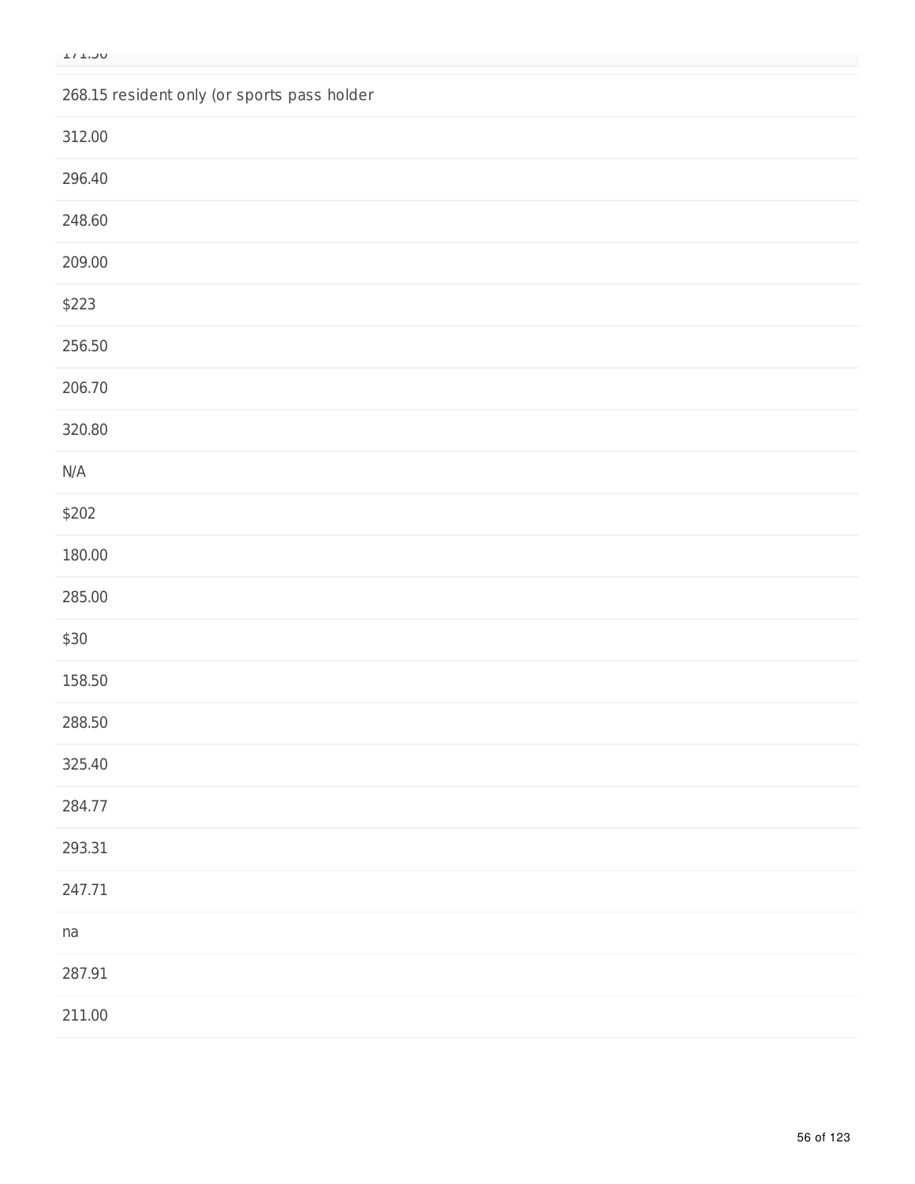171.50

268.15 resident only (or sports pass holder

312.00

296.40

248.60

209.00

$223

256.50

206.70

320.80

N/A

$202

180.00

285.00

$30

158.50

288.50

325.40

284.77

293.31

247.71

na

287.91

211.00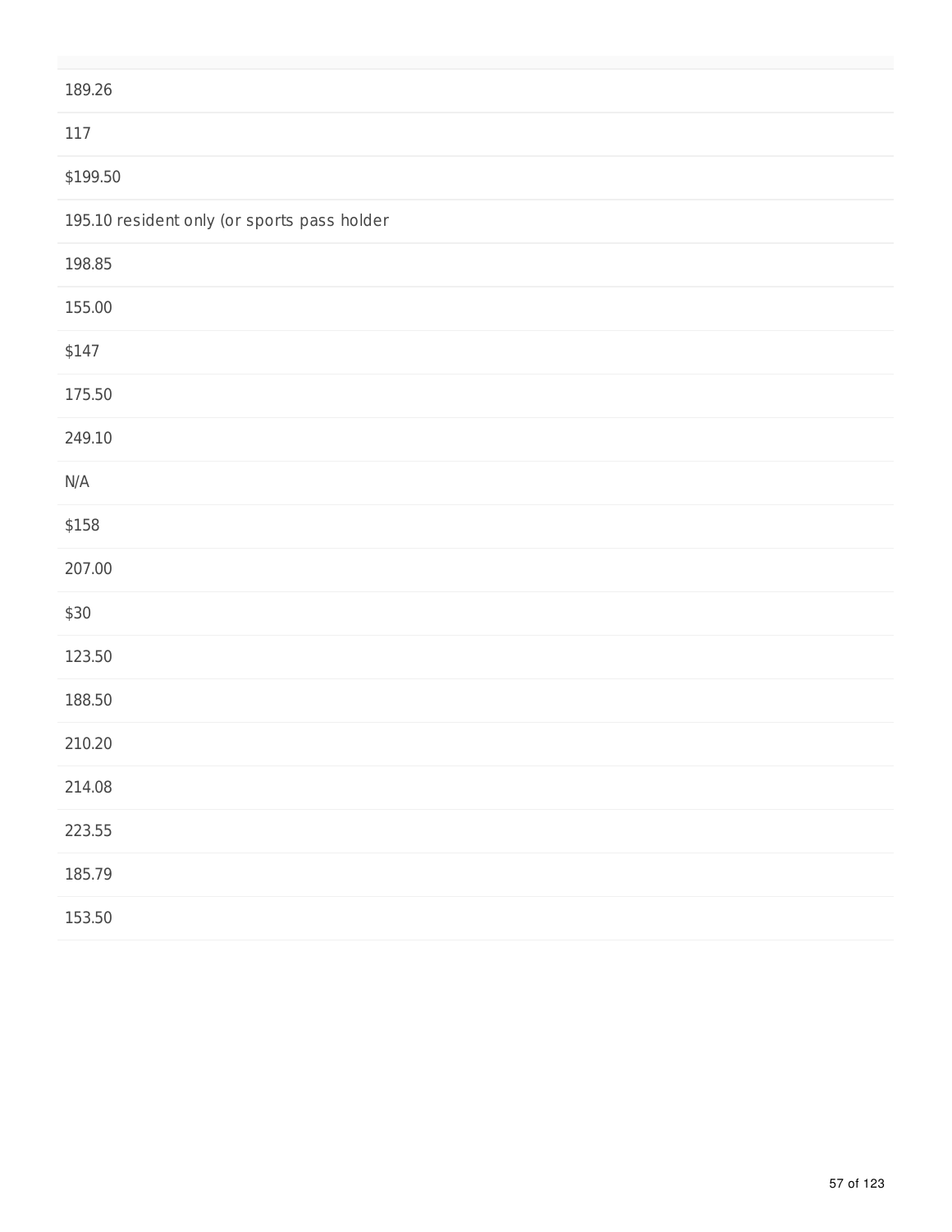189.26

117

$199.50

195.10 resident only (or sports pass holder

198.85

155.00

$147

175.50

249.10

N/A

$158

207.00

$30

123.50

188.50

210.20

214.08

223.55

185.79

153.50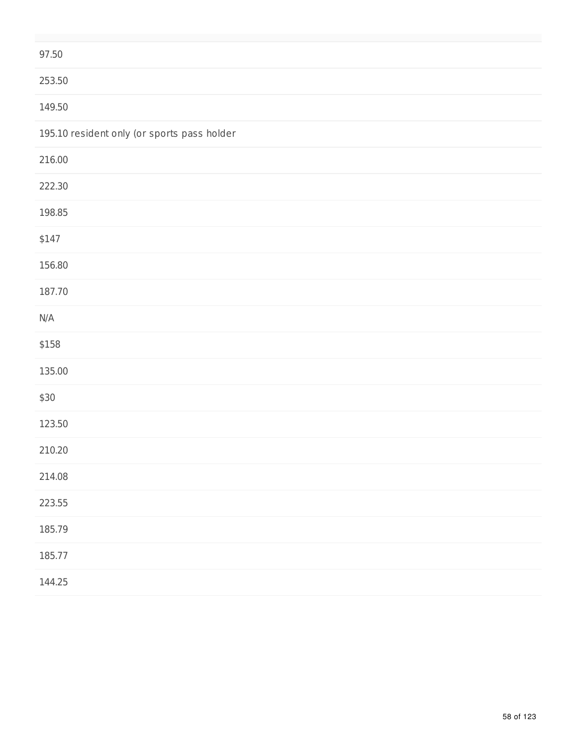97.50

253.50

149.50

195.10 resident only (or sports pass holder

216.00

222.30

198.85

$147

156.80

187.70

N/A

$158

135.00

$30

123.50

210.20

214.08

223.55

185.79

185.77

144.25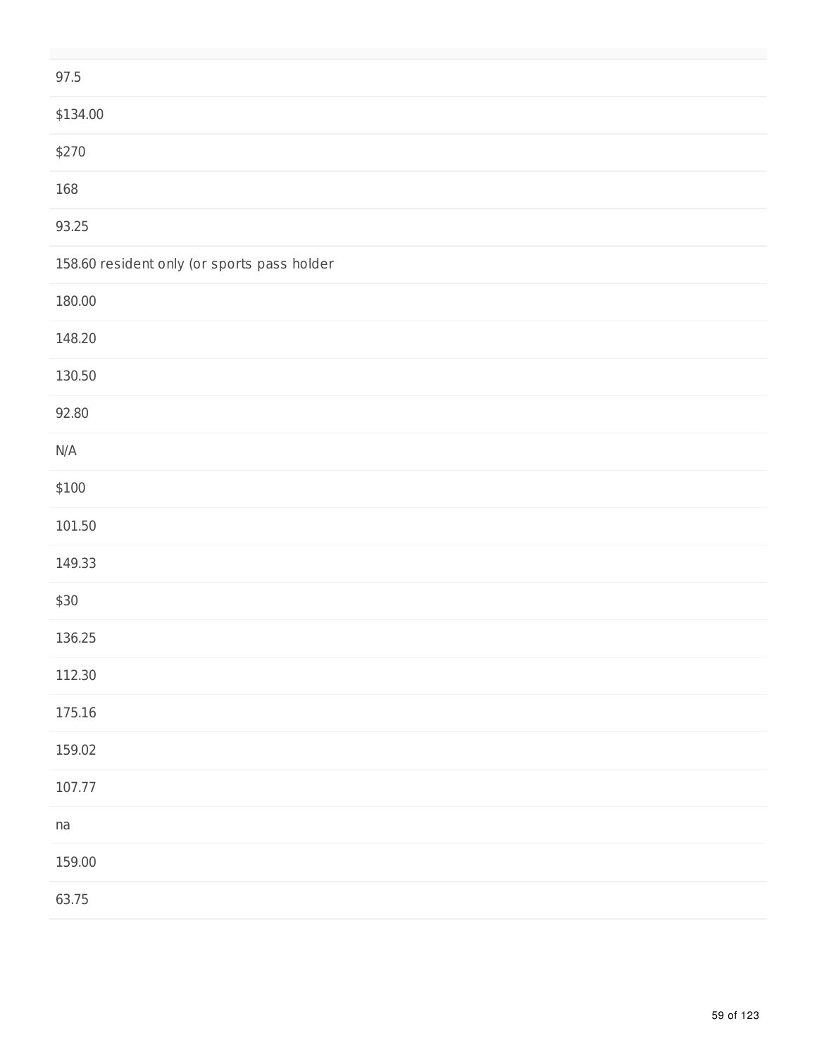97.5

$134.00

$270

168

93.25

158.60 resident only (or sports pass holder

180.00

148.20

130.50

92.80

N/A

$100

101.50

149.33

$30

136.25

112.30

175.16

159.02

107.77

na

159.00

63.75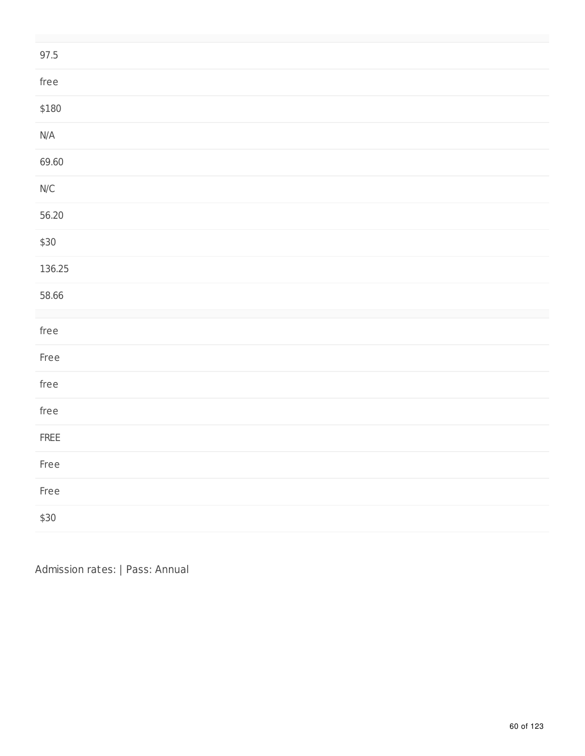| |
|---|
| 97.5 |
| free |
| $180 |
| N/A |
| 69.60 |
| N/C |
| 56.20 |
| $30 |
| 136.25 |
| 58.66 |

| |
|---|
| free |
| Free |
| free |
| free |
| FREE |
| Free |
| Free |
| $30 |

Admission rates: | Pass: Annual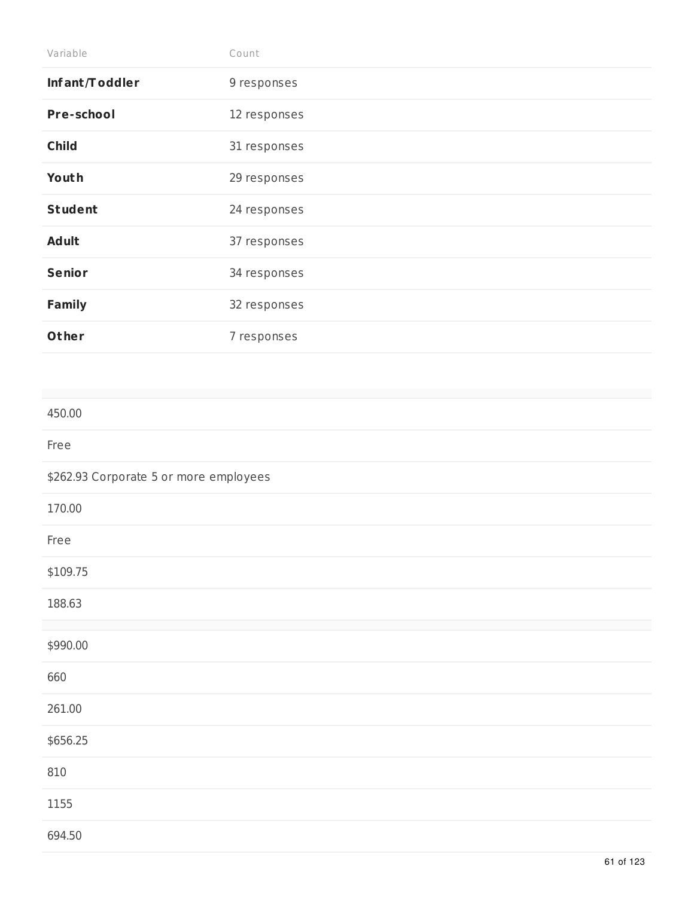| Variable | Count |
|---|---|
| **Infant/Toddler** | 9 responses |
| **Pre-school** | 12 responses |
| **Child** | 31 responses |
| **Youth** | 29 responses |
| **Student** | 24 responses |
| **Adult** | 37 responses |
| **Senior** | 34 responses |
| **Family** | 32 responses |
| **Other** | 7 responses |

|  |
|---|
| 450.00 |
| Free |
| $262.93 Corporate 5 or more employees |
| 170.00 |
| Free |
| $109.75 |
| 188.63 |

|  |
|---|
| $990.00 |
| 660 |
| 261.00 |
| $656.25 |
| 810 |
| 1155 |
| 694.50 |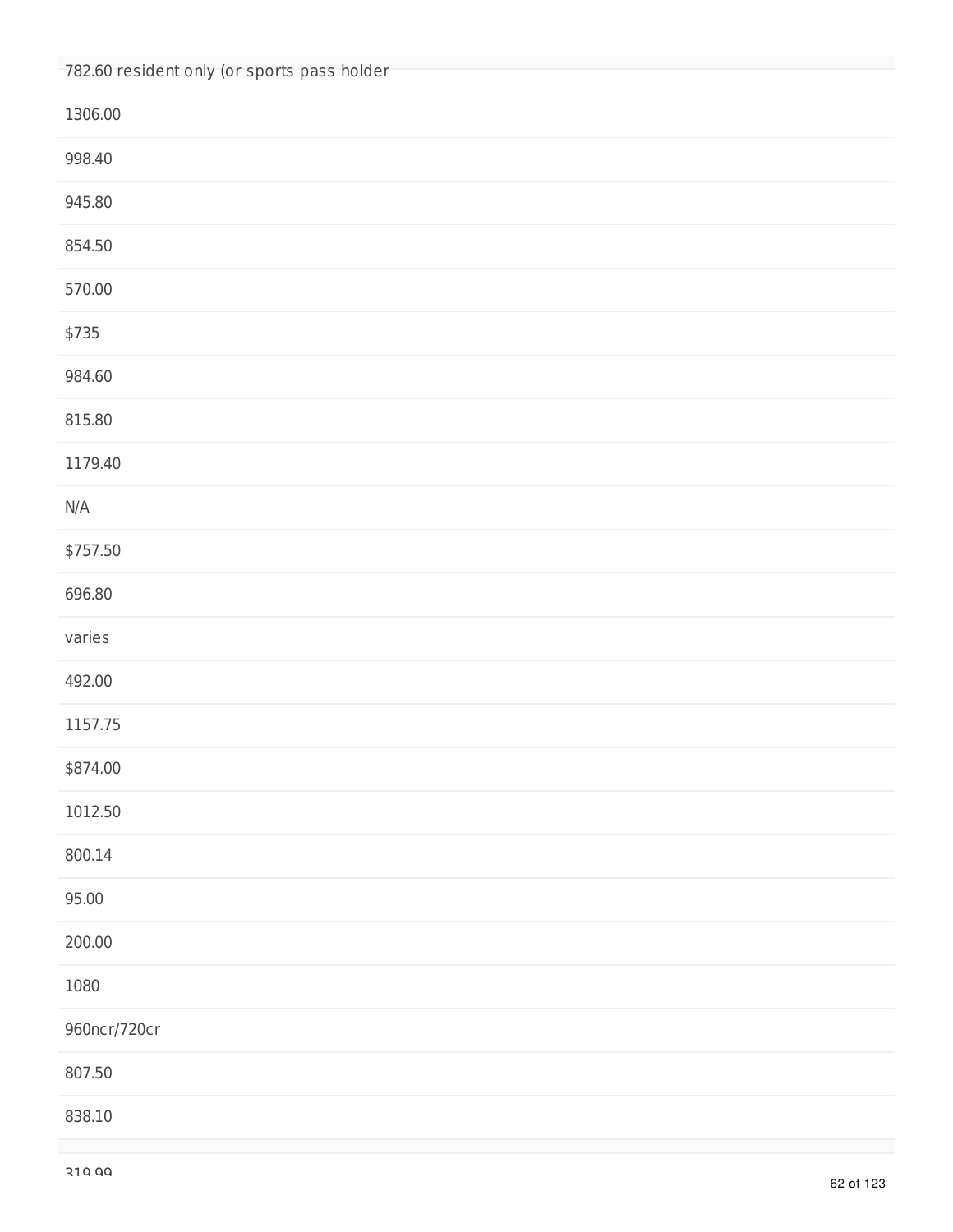782.60 resident only (or sports pass holder

1306.00

998.40

945.80

854.50

570.00

$735

984.60

815.80

1179.40

N/A

$757.50

696.80

varies

492.00

1157.75

$874.00

1012.50

800.14

95.00

200.00

1080

960ncr/720cr

807.50

838.10

319.99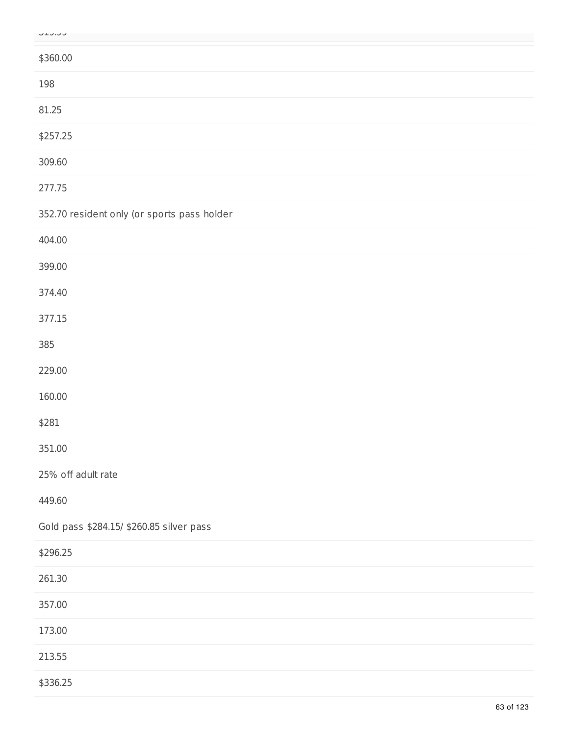$319.99

$360.00

198

81.25

$257.25

309.60

277.75

352.70 resident only (or sports pass holder

404.00

399.00

374.40

377.15

385

229.00

160.00

$281

351.00

25% off adult rate

449.60

Gold pass $284.15/ $260.85 silver pass

$296.25

261.30

357.00

173.00

213.55

$336.25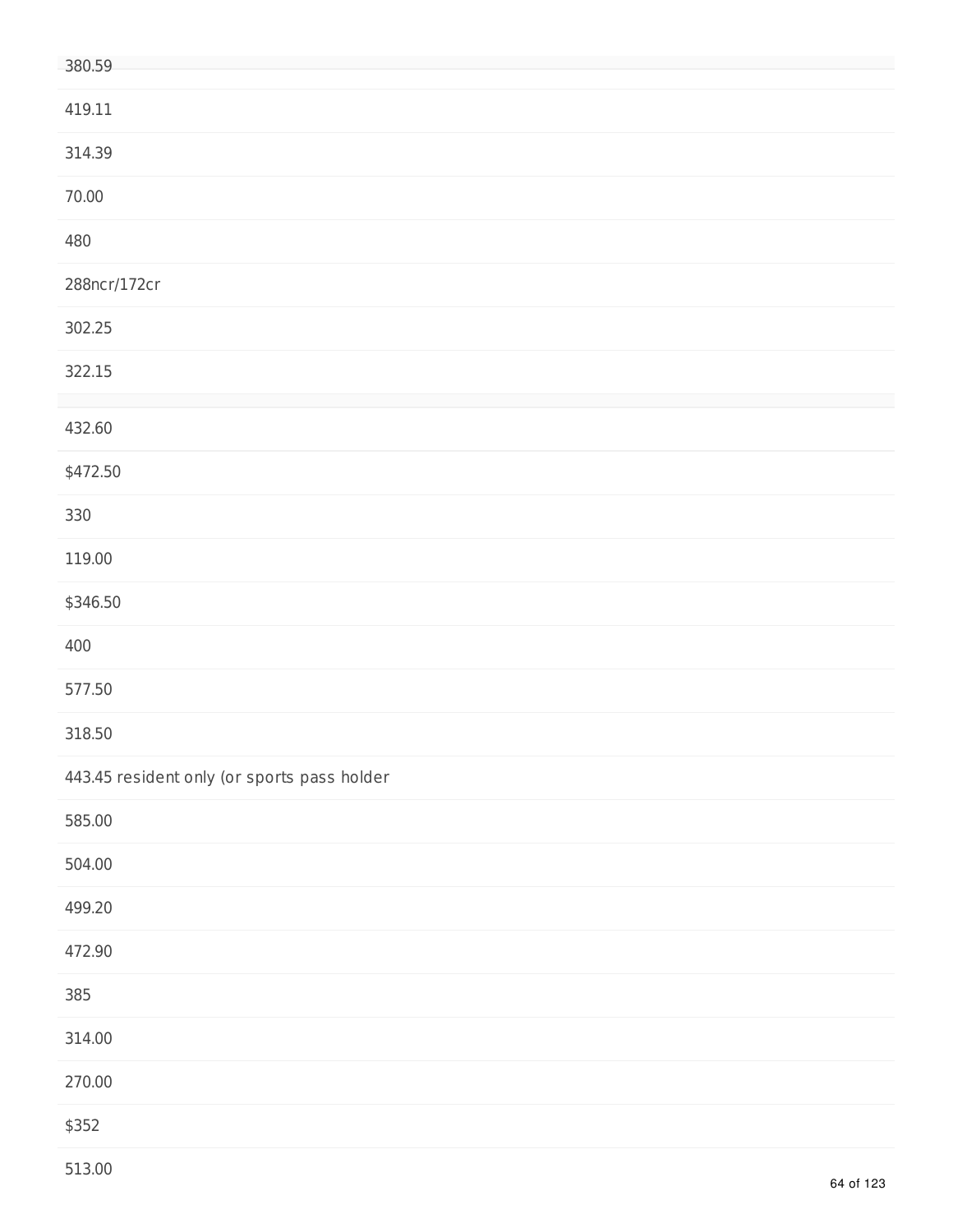380.59

419.11

314.39

70.00

480

288ncr/172cr

302.25

322.15

432.60

$472.50

330

119.00

$346.50

400

577.50

318.50

443.45 resident only (or sports pass holder

585.00

504.00

499.20

472.90

385

314.00

270.00

$352

513.00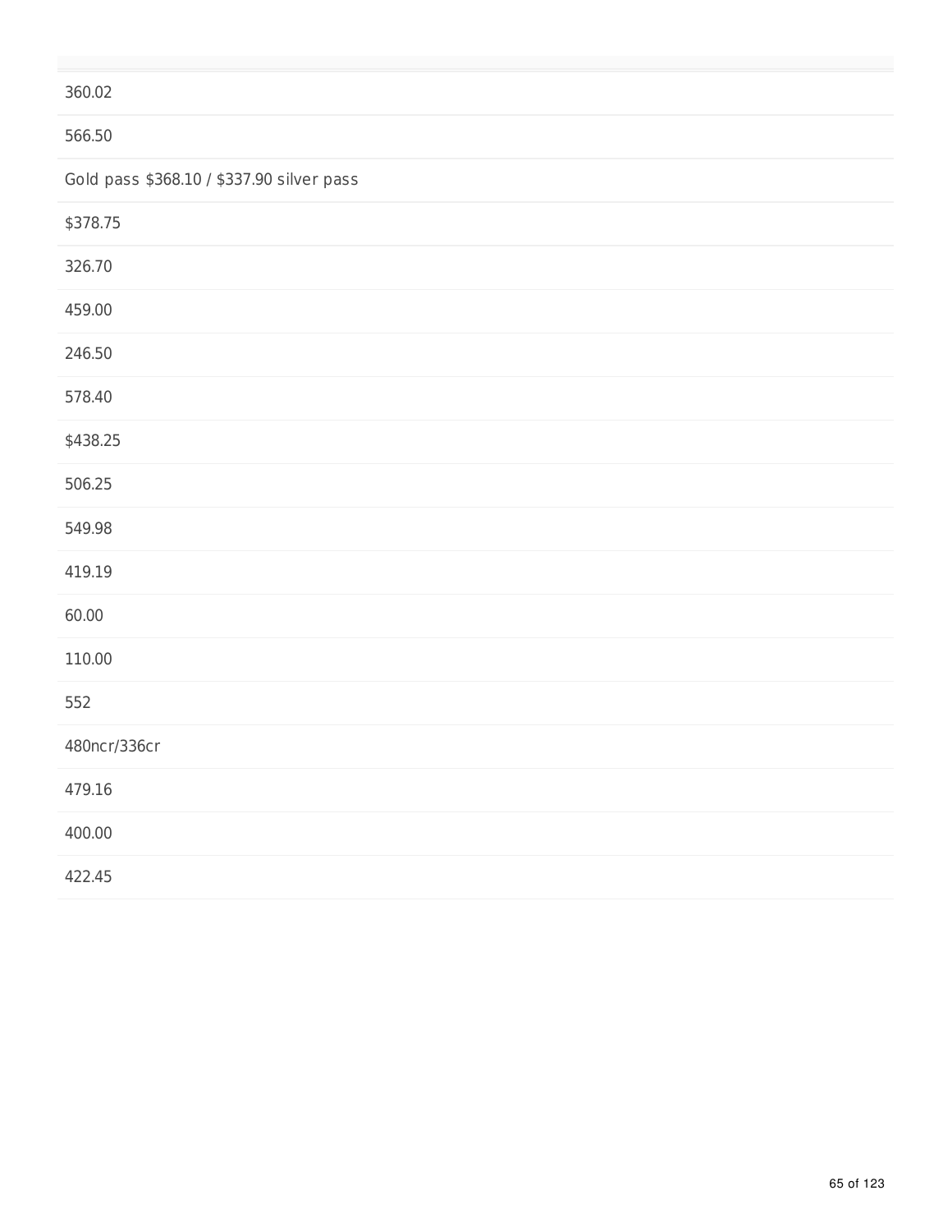360.02

566.50

Gold pass $368.10 / $337.90 silver pass

$378.75

326.70

459.00

246.50

578.40

$438.25

506.25

549.98

419.19

60.00

110.00

552

480ncr/336cr

479.16

400.00

422.45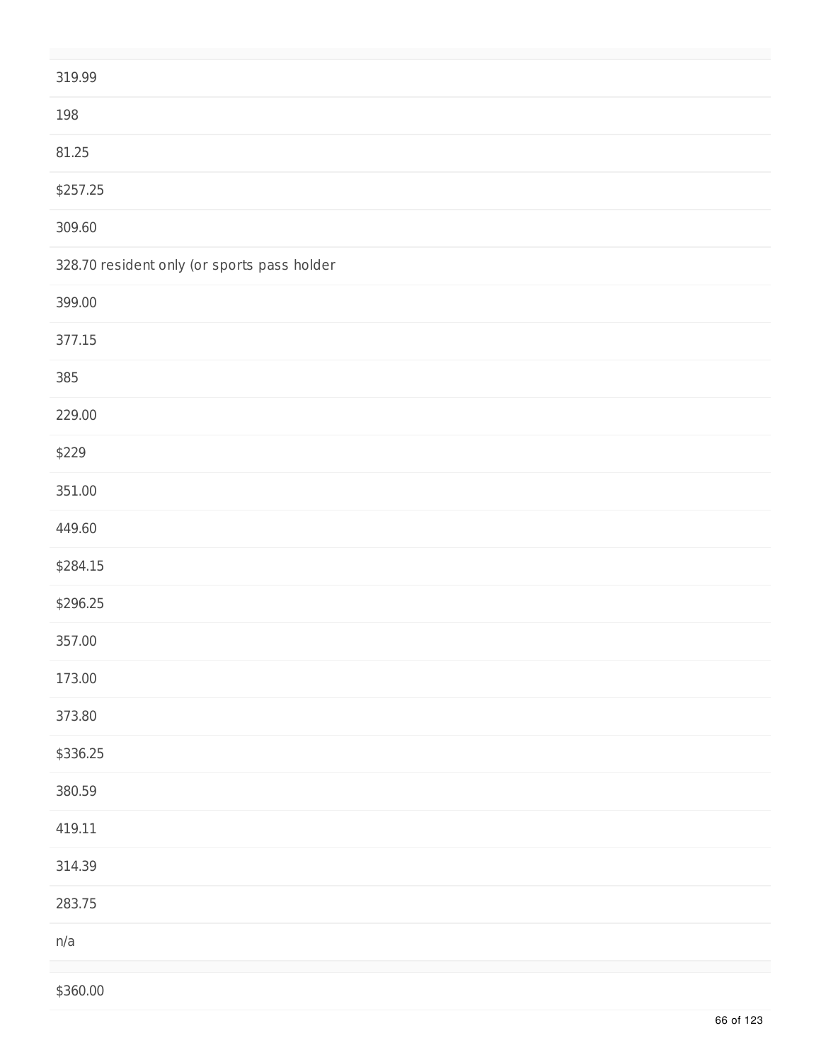319.99

198

81.25

$257.25

309.60

328.70 resident only (or sports pass holder

399.00

377.15

385

229.00

$229

351.00

449.60

$284.15

$296.25

357.00

173.00

373.80

$336.25

380.59

419.11

314.39

283.75

n/a

$360.00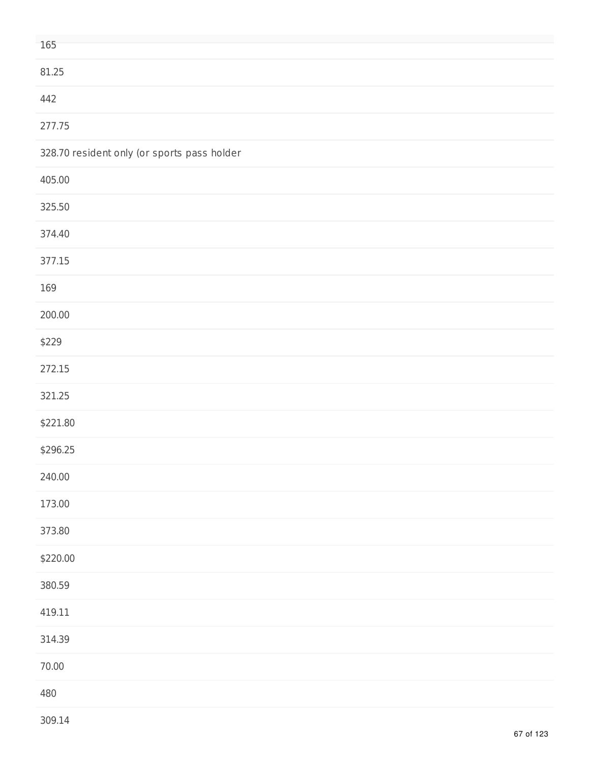165

81.25

442

277.75

328.70 resident only (or sports pass holder

405.00

325.50

374.40

377.15

169

200.00

$229

272.15

321.25

$221.80

$296.25

240.00

173.00

373.80

$220.00

380.59

419.11

314.39

70.00

480

309.14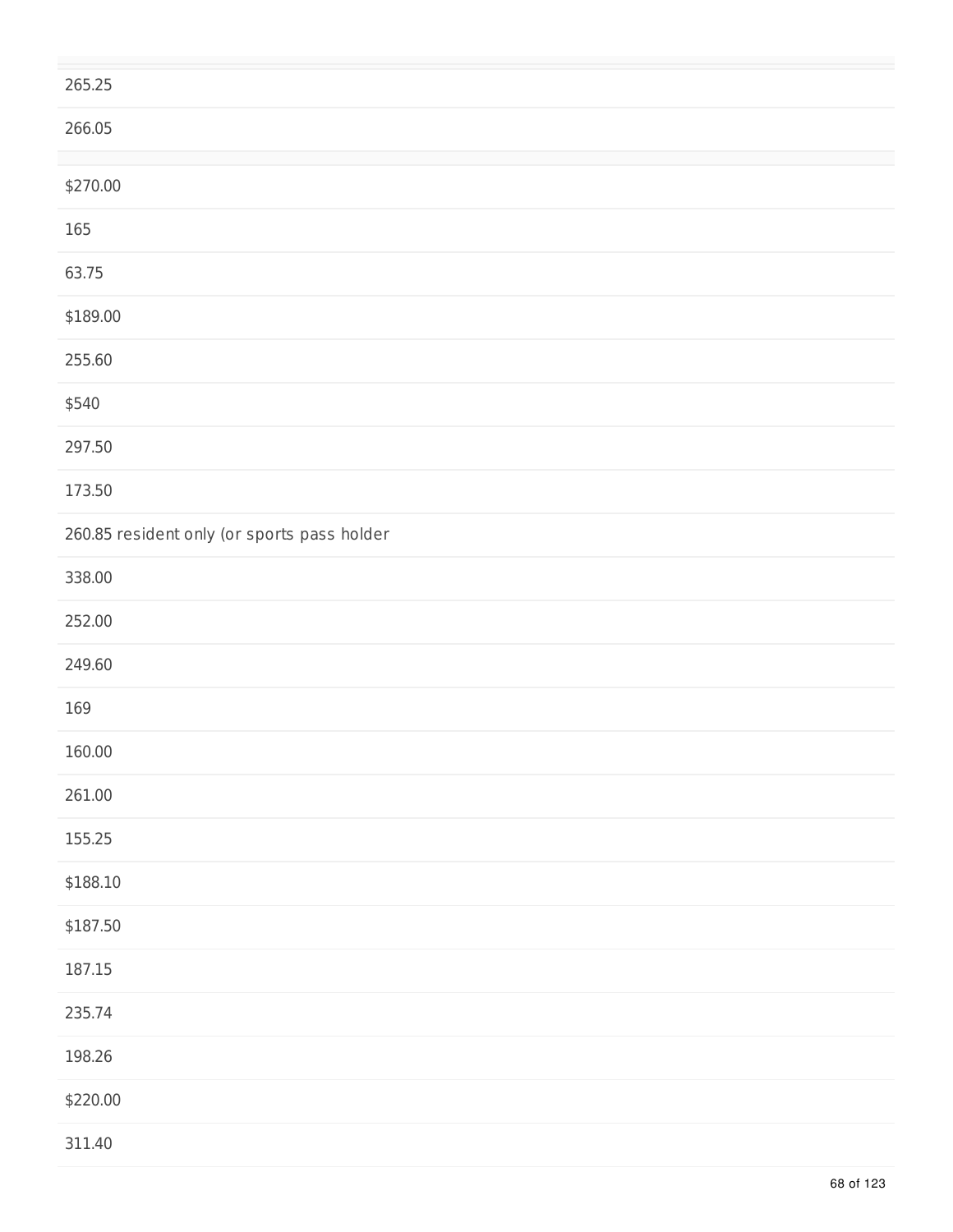265.25

266.05

$270.00

165

63.75

$189.00

255.60

$540

297.50

173.50

260.85 resident only (or sports pass holder

338.00

252.00

249.60

169

160.00

261.00

155.25

$188.10

$187.50

187.15

235.74

198.26

$220.00

311.40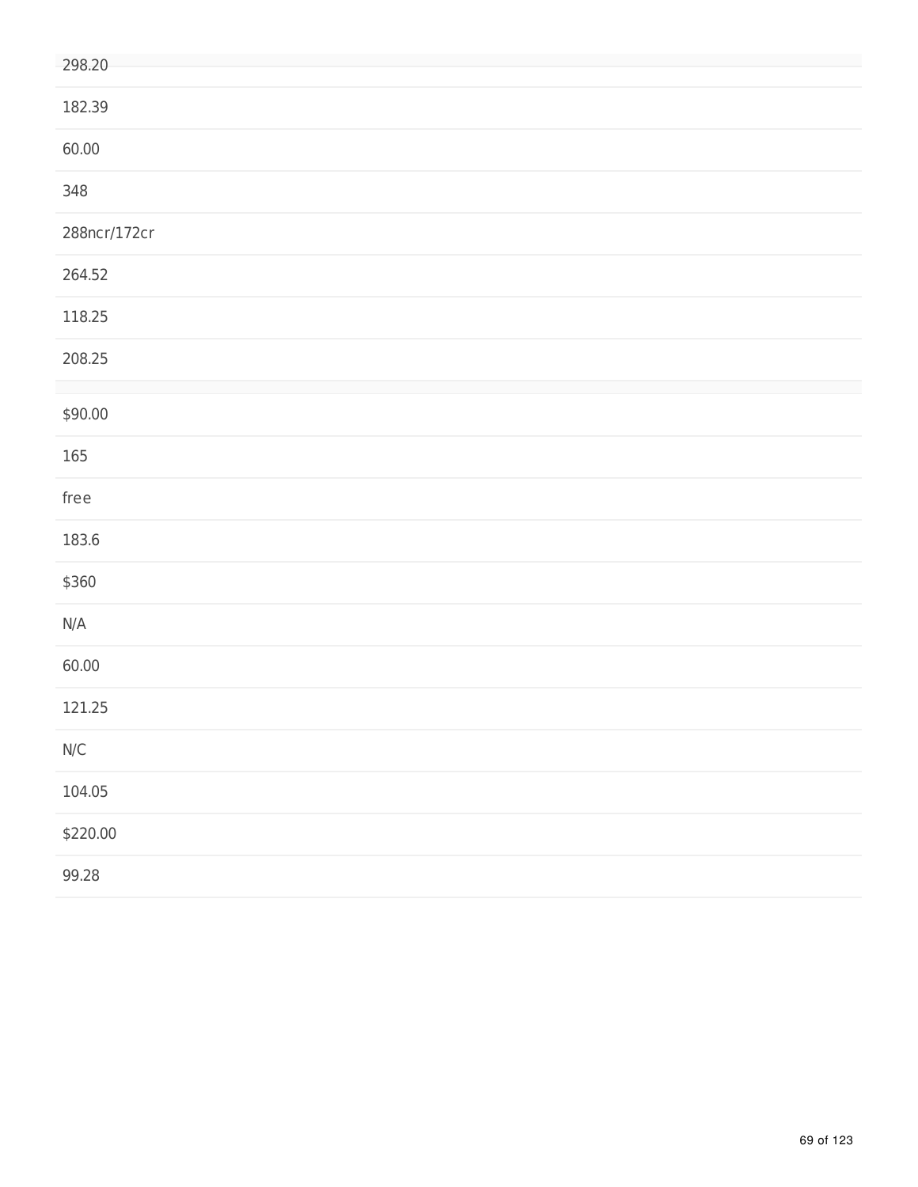298.20

182.39

60.00

348

288ncr/172cr

264.52

118.25

208.25

$90.00

165

free

183.6

$360

N/A

60.00

121.25

N/C

104.05

$220.00

99.28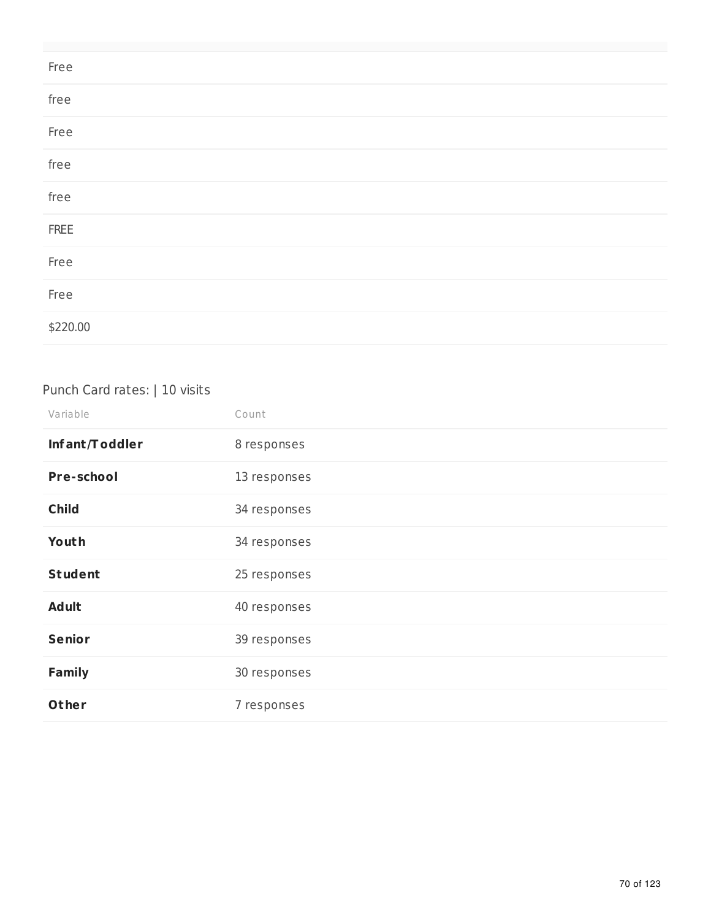| |
|---|
| Free |
| free |
| Free |
| free |
| free |
| FREE |
| Free |
| Free |
| $220.00 |

Punch Card rates: | 10 visits

| Variable | Count |
|---|---|
| **Infant/Toddler** | 8 responses |
| **Pre-school** | 13 responses |
| **Child** | 34 responses |
| **Youth** | 34 responses |
| **Student** | 25 responses |
| **Adult** | 40 responses |
| **Senior** | 39 responses |
| **Family** | 30 responses |
| **Other** | 7 responses |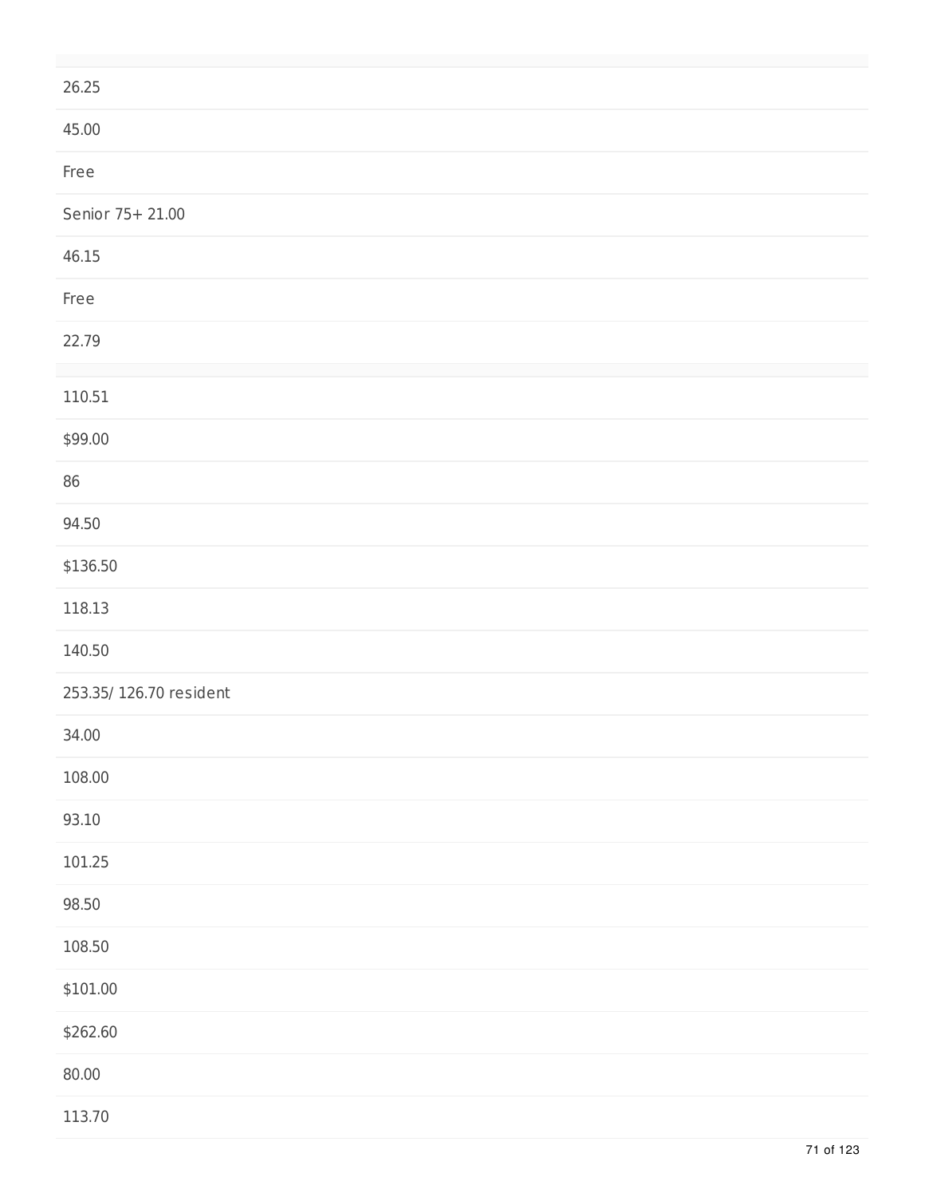26.25

45.00

Free

Senior 75+ 21.00

46.15

Free

22.79

110.51

$99.00

86

94.50

$136.50

118.13

140.50

253.35/ 126.70 resident

34.00

108.00

93.10

101.25

98.50

108.50

$101.00

$262.60

80.00

113.70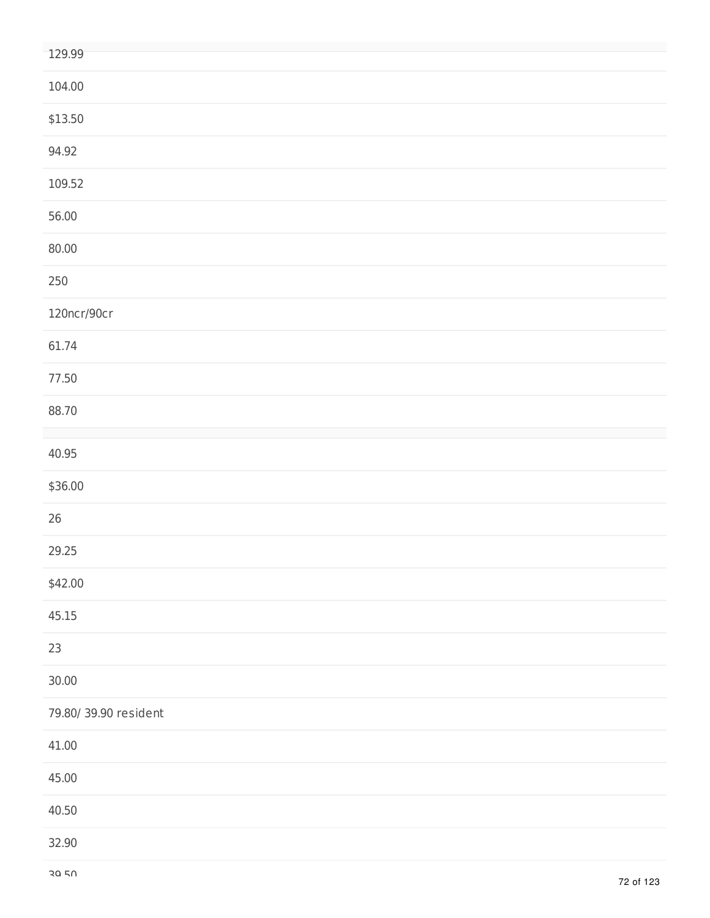129.99

104.00

$13.50

94.92

109.52

56.00

80.00

250

120ncr/90cr

61.74

77.50

88.70

40.95

$36.00

26

29.25

$42.00

45.15

23

30.00

79.80/ 39.90 resident

41.00

45.00

40.50

32.90

39.50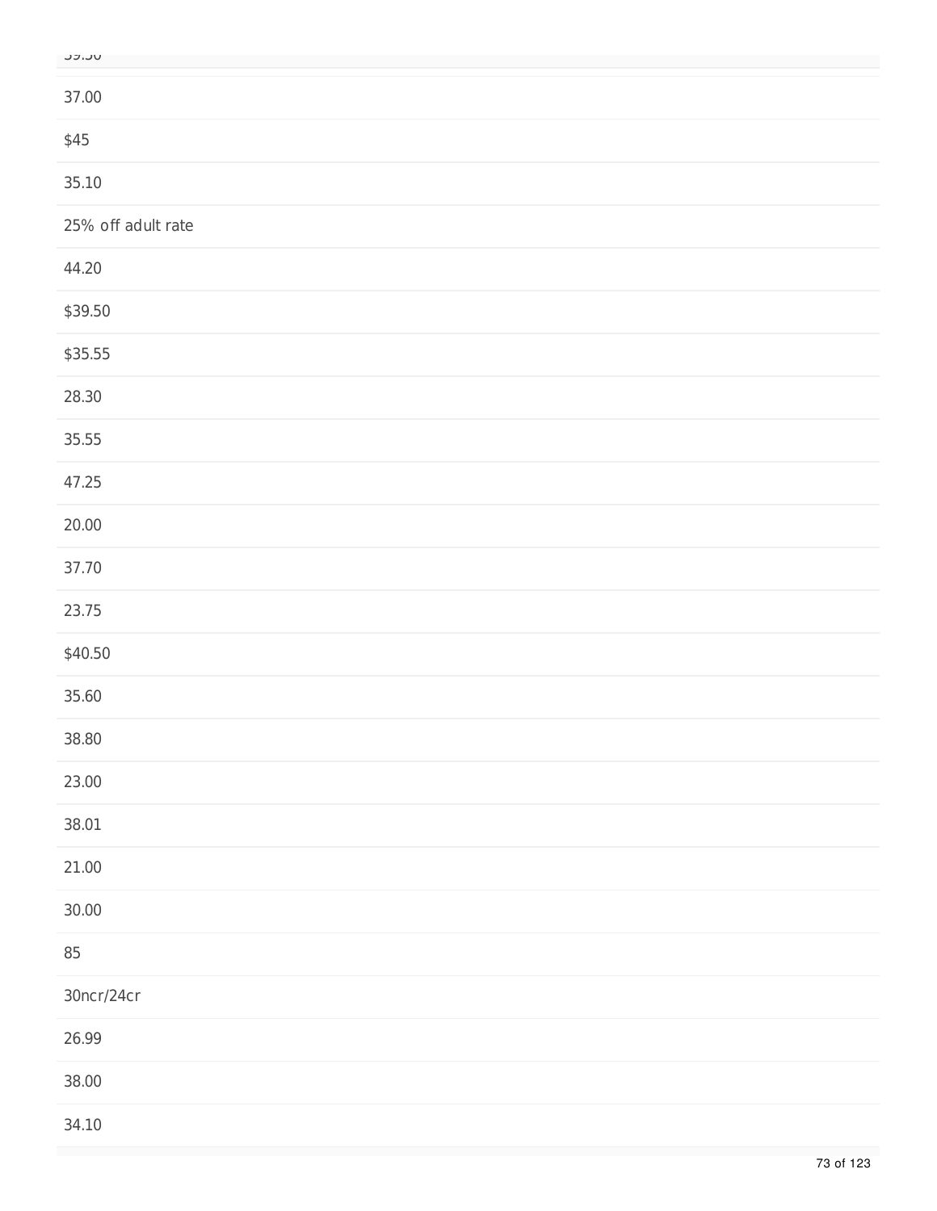39.50

37.00

$45

35.10

25% off adult rate

44.20

$39.50

$35.55

28.30

35.55

47.25

20.00

37.70

23.75

$40.50

35.60

38.80

23.00

38.01

21.00

30.00

85

30ncr/24cr

26.99

38.00

34.10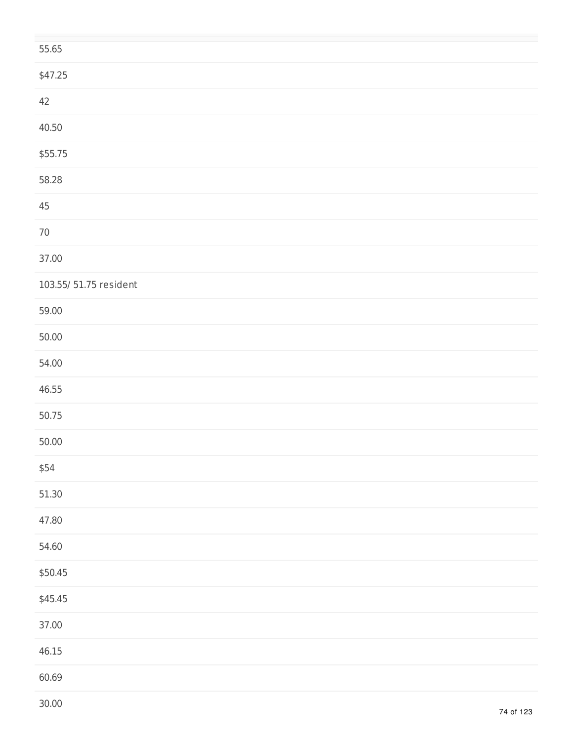55.65

$47.25

42

40.50

$55.75

58.28

45

70

37.00

103.55/ 51.75 resident

59.00

50.00

54.00

46.55

50.75

50.00

$54

51.30

47.80

54.60

$50.45

$45.45

37.00

46.15

60.69

30.00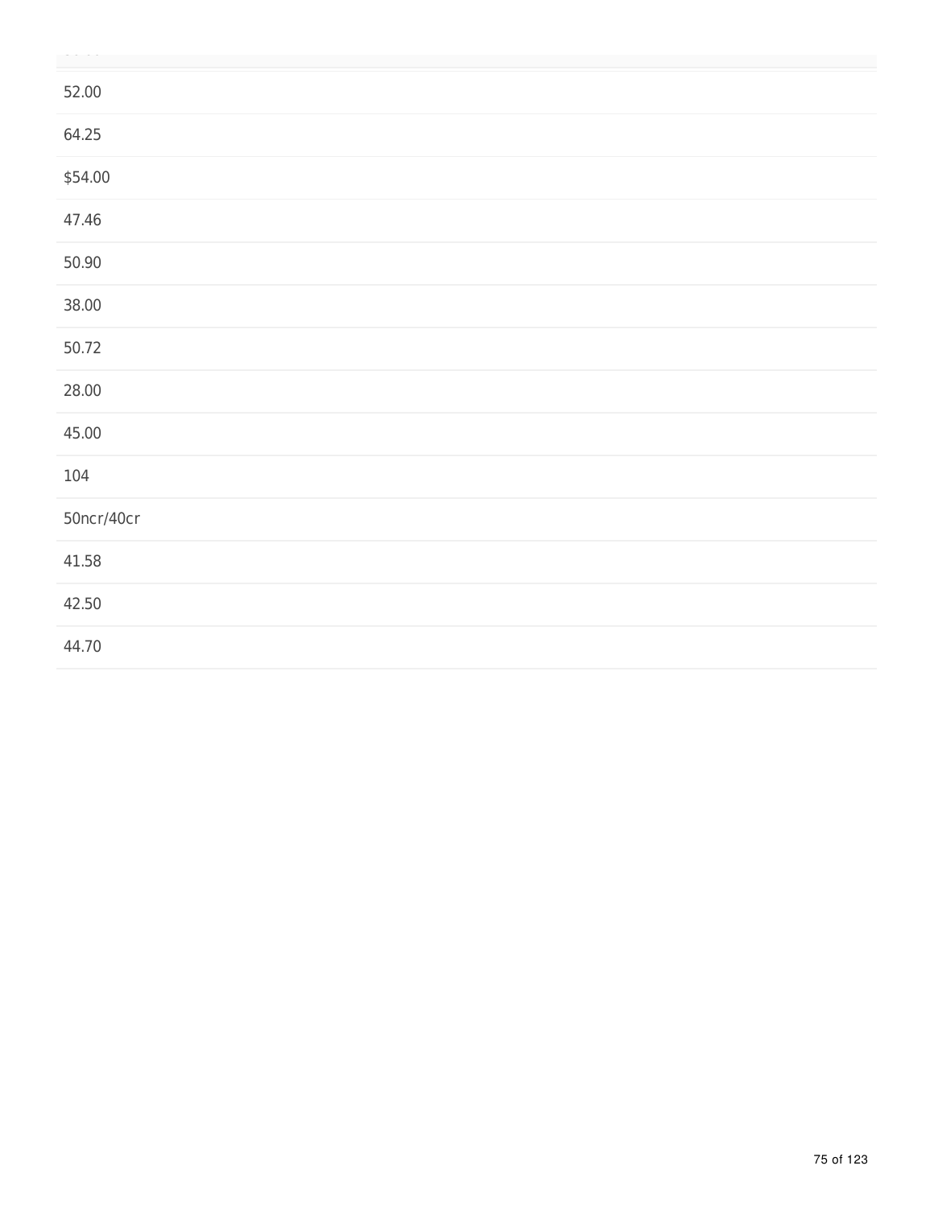52.00

64.25

$54.00

47.46

50.90

38.00

50.72

28.00

45.00

104

50ncr/40cr

41.58

42.50

44.70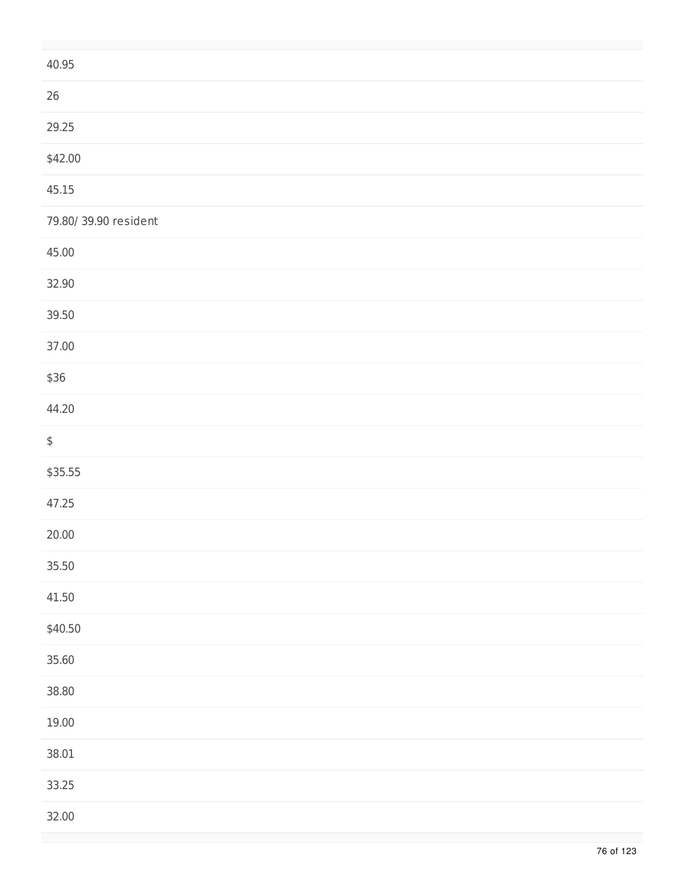40.95

26

29.25

$42.00

45.15

79.80/ 39.90 resident

45.00

32.90

39.50

37.00

$36

44.20

$

$35.55

47.25

20.00

35.50

41.50

$40.50

35.60

38.80

19.00

38.01

33.25

32.00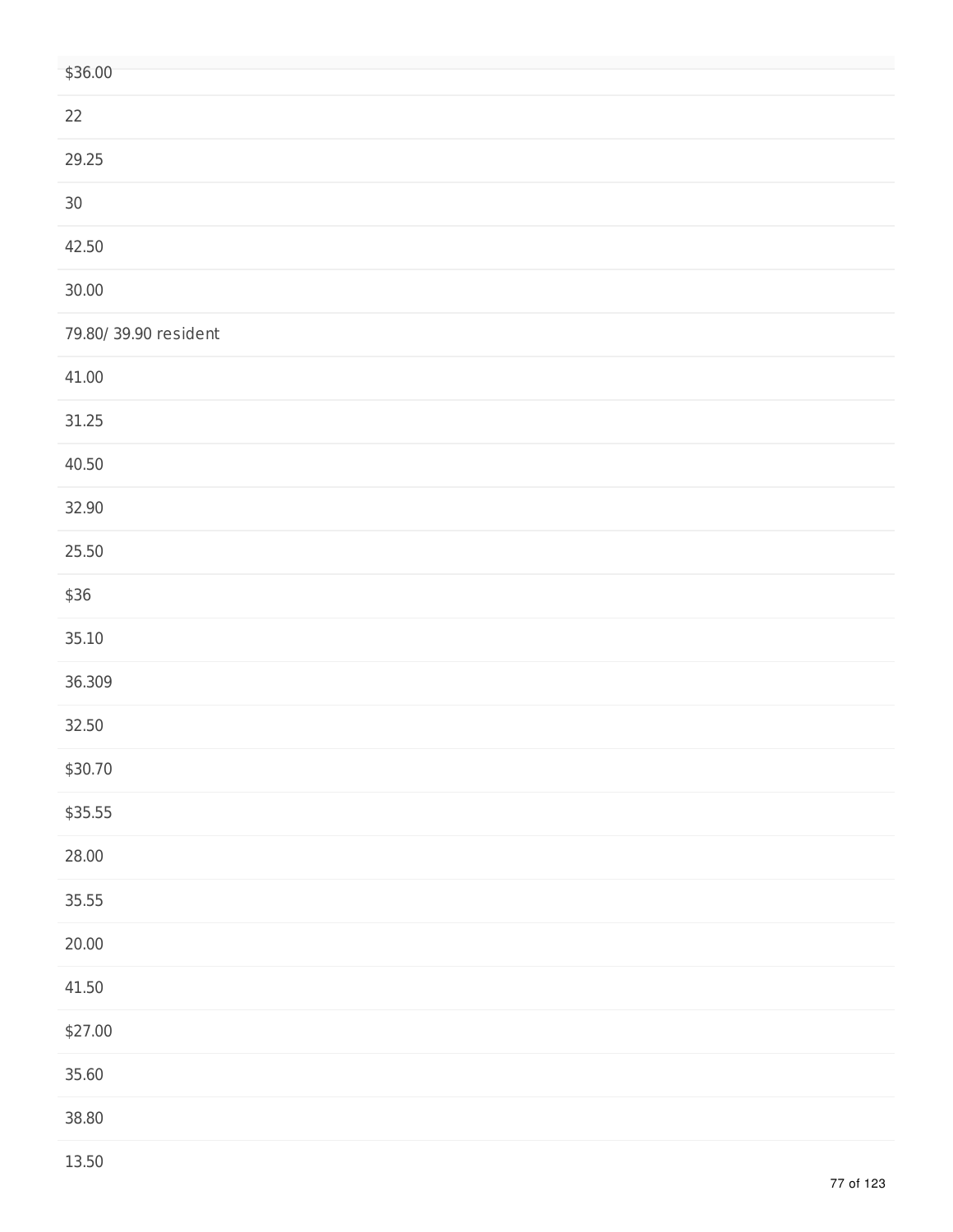$36.00

22

29.25

30

42.50

30.00

79.80/ 39.90 resident

41.00

31.25

40.50

32.90

25.50

$36

35.10

36.309

32.50

$30.70

$35.55

28.00

35.55

20.00

41.50

$27.00

35.60

38.80

13.50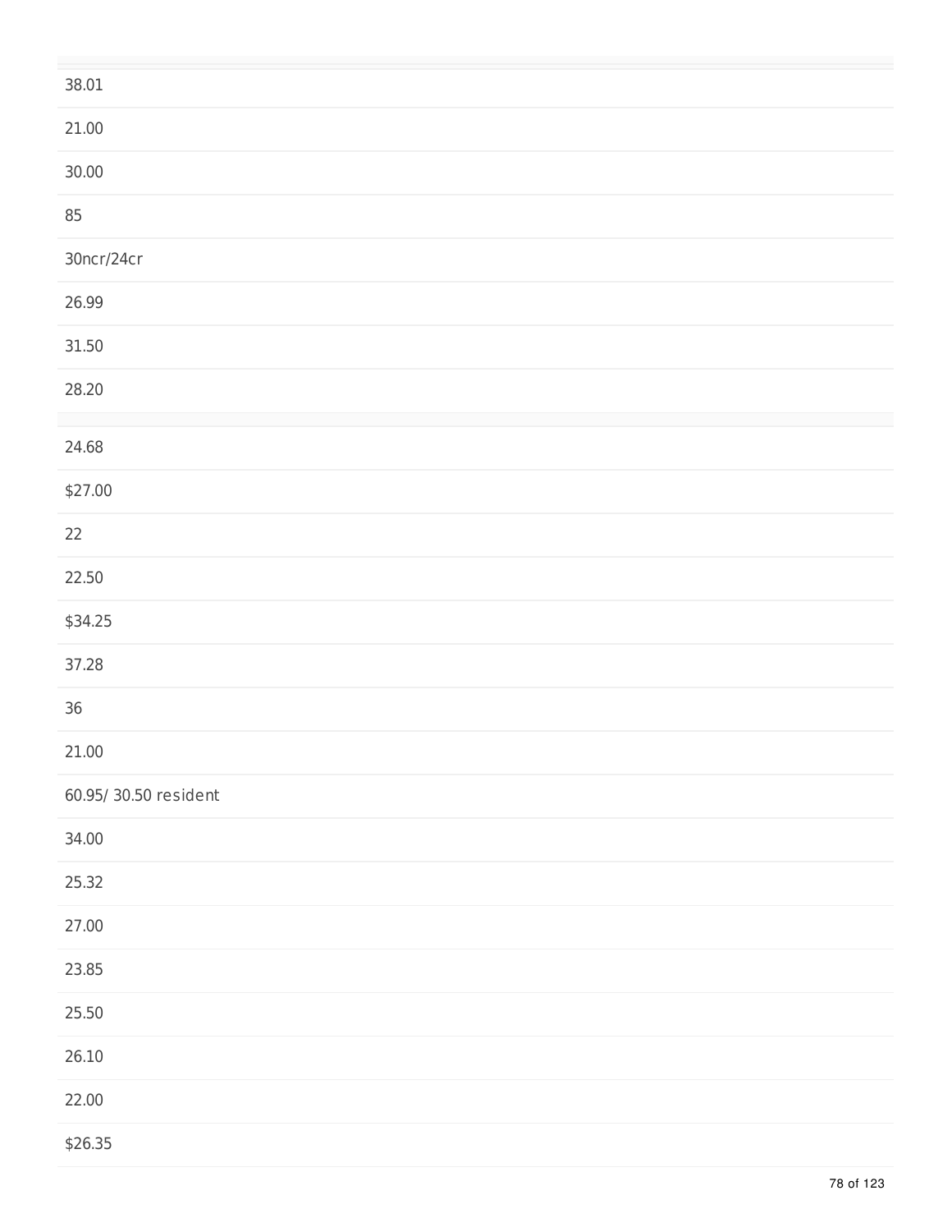38.01

21.00

30.00

85

30ncr/24cr

26.99

31.50

28.20

24.68

$27.00

22

22.50

$34.25

37.28

36

21.00

60.95/ 30.50 resident

34.00

25.32

27.00

23.85

25.50

26.10

22.00

$26.35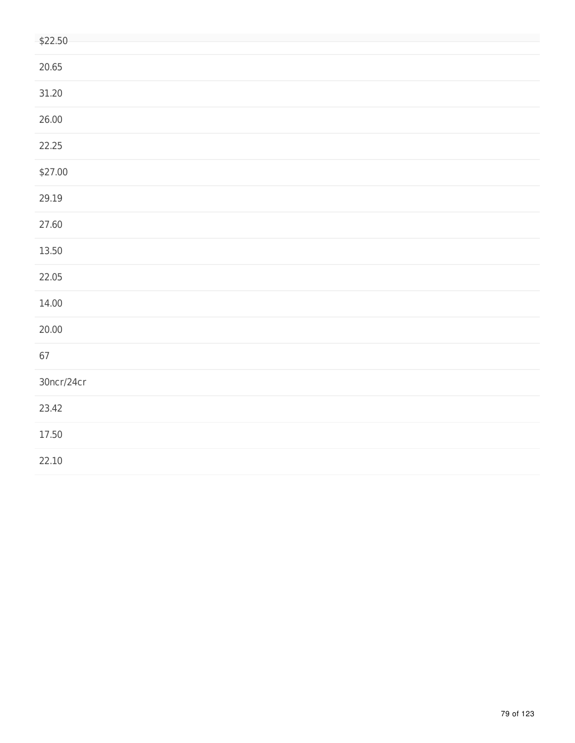$22.50

20.65

31.20

26.00

22.25

$27.00

29.19

27.60

13.50

22.05

14.00

20.00

67

30ncr/24cr

23.42

17.50

22.10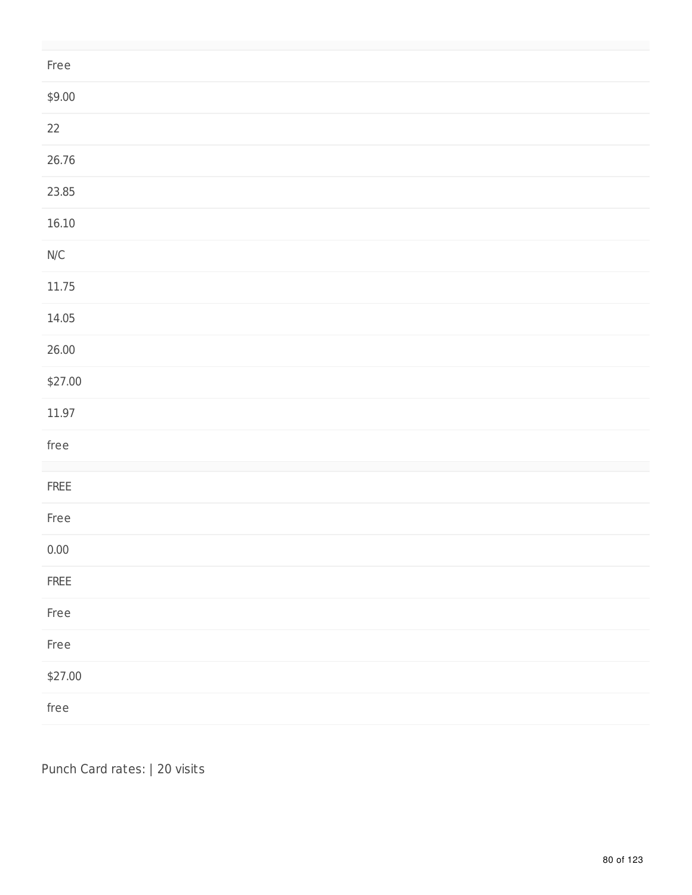| |
|---|
| Free |
| $9.00 |
| 22 |
| 26.76 |
| 23.85 |
| 16.10 |
| N/C |
| 11.75 |
| 14.05 |
| 26.00 |
| $27.00 |
| 11.97 |
| free |
| |
| FREE |
| Free |
| 0.00 |
| FREE |
| Free |
| Free |
| $27.00 |
| free |

Punch Card rates: | 20 visits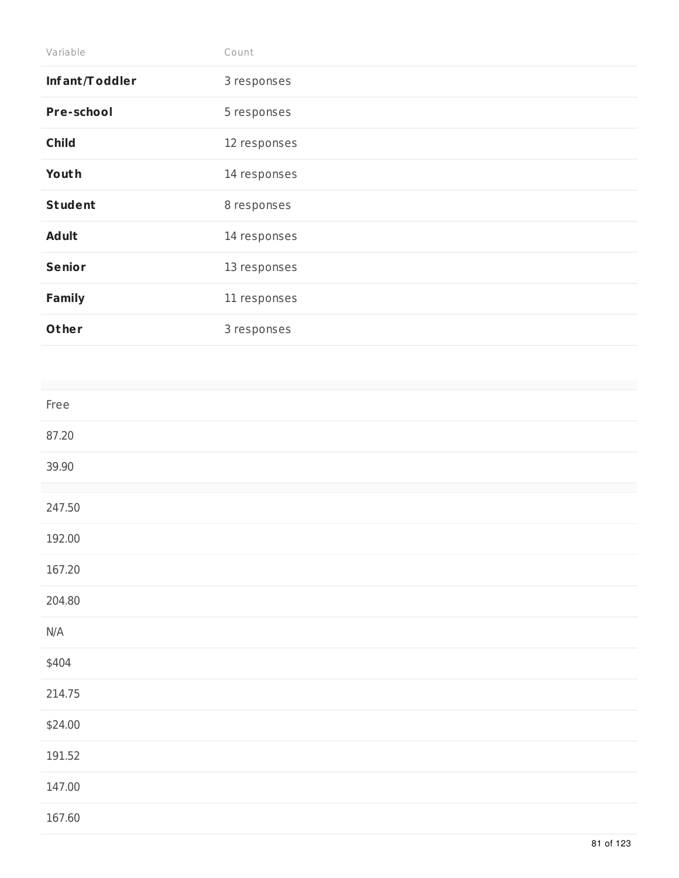| Variable | Count |
| --- | --- |
| **Infant/Toddler** | 3 responses |
| **Pre-school** | 5 responses |
| **Child** | 12 responses |
| **Youth** | 14 responses |
| **Student** | 8 responses |
| **Adult** | 14 responses |
| **Senior** | 13 responses |
| **Family** | 11 responses |
| **Other** | 3 responses |

| |
| --- |
| Free |
| 87.20 |
| 39.90 |
| |
| 247.50 |
| 192.00 |
| 167.20 |
| 204.80 |
| N/A |
| $404 |
| 214.75 |
| $24.00 |
| 191.52 |
| 147.00 |
| 167.60 |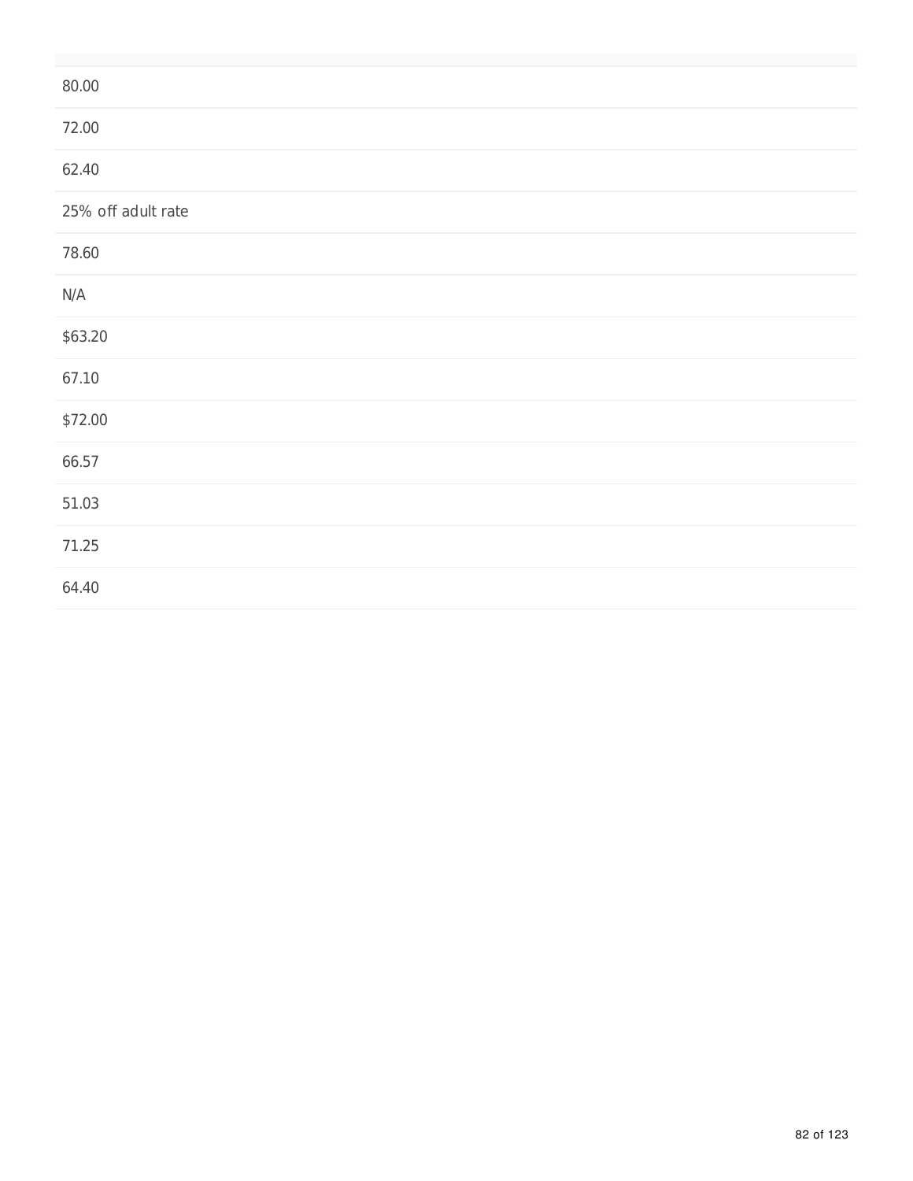| |
|---|
| 80.00 |
| 72.00 |
| 62.40 |
| 25% off adult rate |
| 78.60 |
| N/A |
| $63.20 |
| 67.10 |
| $72.00 |
| 66.57 |
| 51.03 |
| 71.25 |
| 64.40 |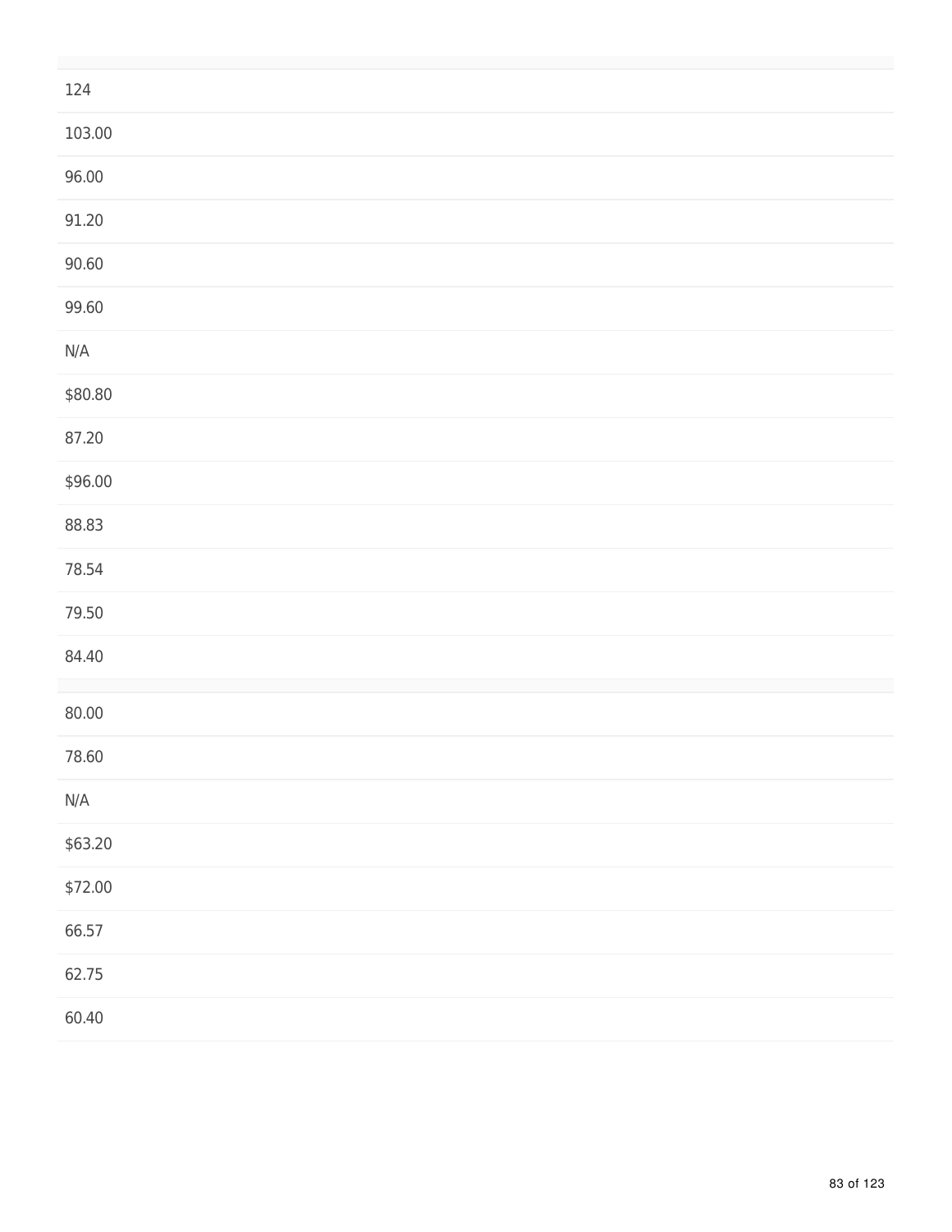| |
|---|
| 124 |
| 103.00 |
| 96.00 |
| 91.20 |
| 90.60 |
| 99.60 |
| N/A |
| $80.80 |
| 87.20 |
| $96.00 |
| 88.83 |
| 78.54 |
| 79.50 |
| 84.40 |

| |
|---|
| 80.00 |
| 78.60 |
| N/A |
| $63.20 |
| $72.00 |
| 66.57 |
| 62.75 |
| 60.40 |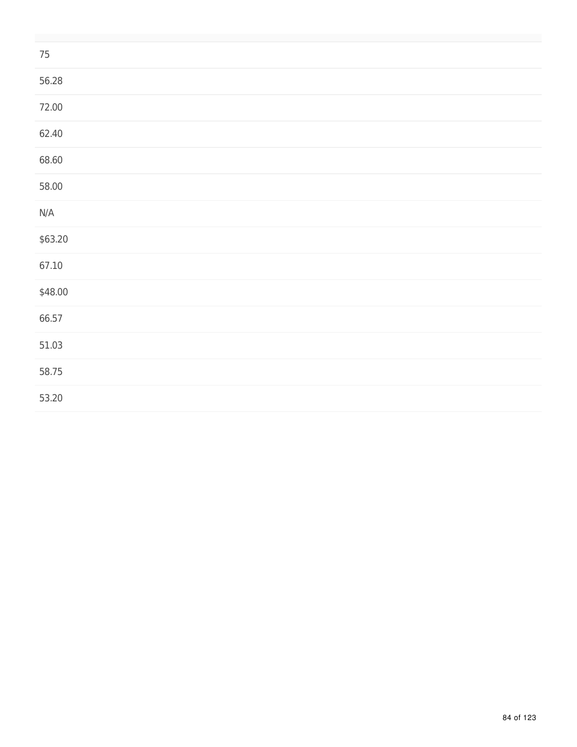| |
|---|
| 75 |
| 56.28 |
| 72.00 |
| 62.40 |
| 68.60 |
| 58.00 |
| N/A |
| $63.20 |
| 67.10 |
| $48.00 |
| 66.57 |
| 51.03 |
| 58.75 |
| 53.20 |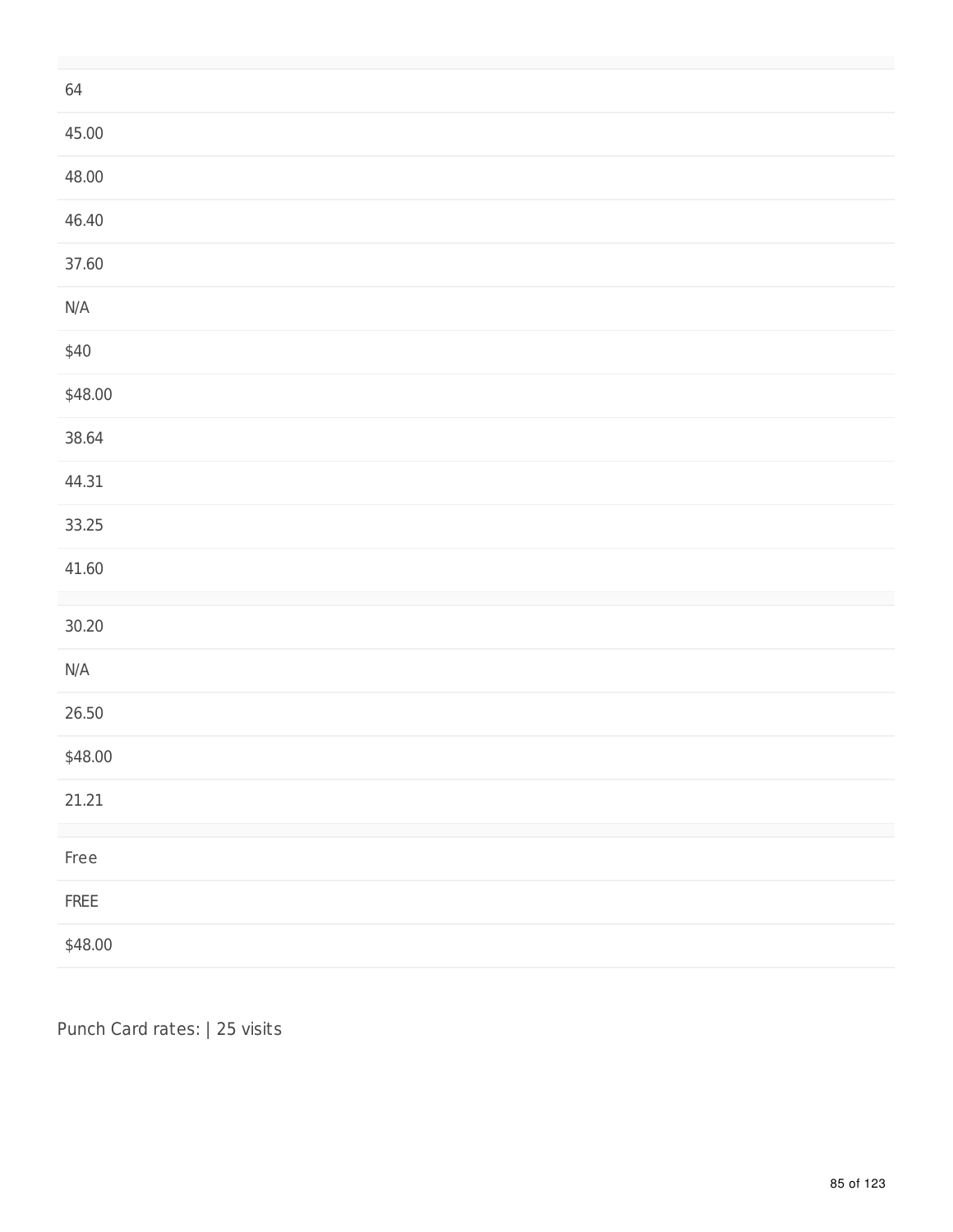| |
|---|
| 64 |
| 45.00 |
| 48.00 |
| 46.40 |
| 37.60 |
| N/A |
| $40 |
| $48.00 |
| 38.64 |
| 44.31 |
| 33.25 |
| 41.60 |

| |
|---|
| 30.20 |
| N/A |
| 26.50 |
| $48.00 |
| 21.21 |

| |
|---|
| Free |
| FREE |
| $48.00 |

Punch Card rates: | 25 visits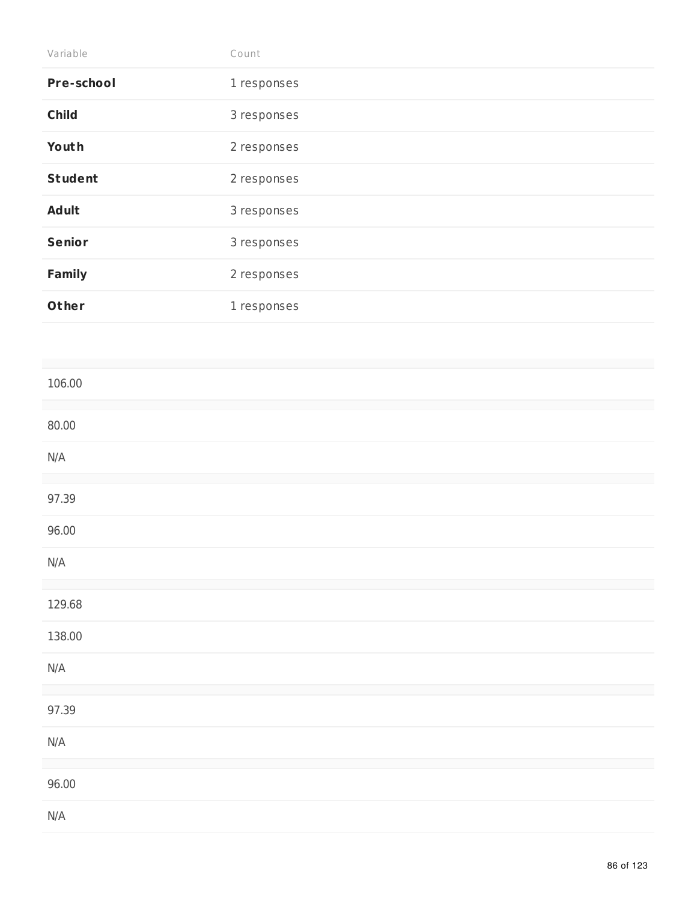| Variable | Count |
| --- | --- |
| **Pre-school** | 1 responses |
| **Child** | 3 responses |
| **Youth** | 2 responses |
| **Student** | 2 responses |
| **Adult** | 3 responses |
| **Senior** | 3 responses |
| **Family** | 2 responses |
| **Other** | 1 responses |

| |
| --- |
| 106.00 |

| |
| --- |
| 80.00 |
| N/A |

| |
| --- |
| 97.39 |
| 96.00 |
| N/A |

| |
| --- |
| 129.68 |
| 138.00 |
| N/A |

| |
| --- |
| 97.39 |
| N/A |

| |
| --- |
| 96.00 |
| N/A |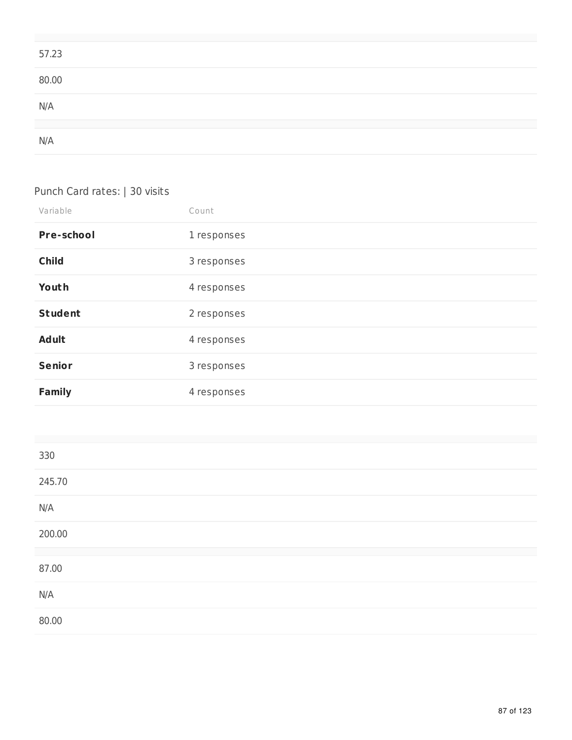| |
|---|
| 57.23 |
| 80.00 |
| N/A |
| |
| N/A |

Punch Card rates: | 30 visits

| Variable | Count |
|---|---|
| **Pre-school** | 1 responses |
| **Child** | 3 responses |
| **Youth** | 4 responses |
| **Student** | 2 responses |
| **Adult** | 4 responses |
| **Senior** | 3 responses |
| **Family** | 4 responses |

| |
|---|
| 330 |
| 245.70 |
| N/A |
| 200.00 |
| |
| 87.00 |
| N/A |
| 80.00 |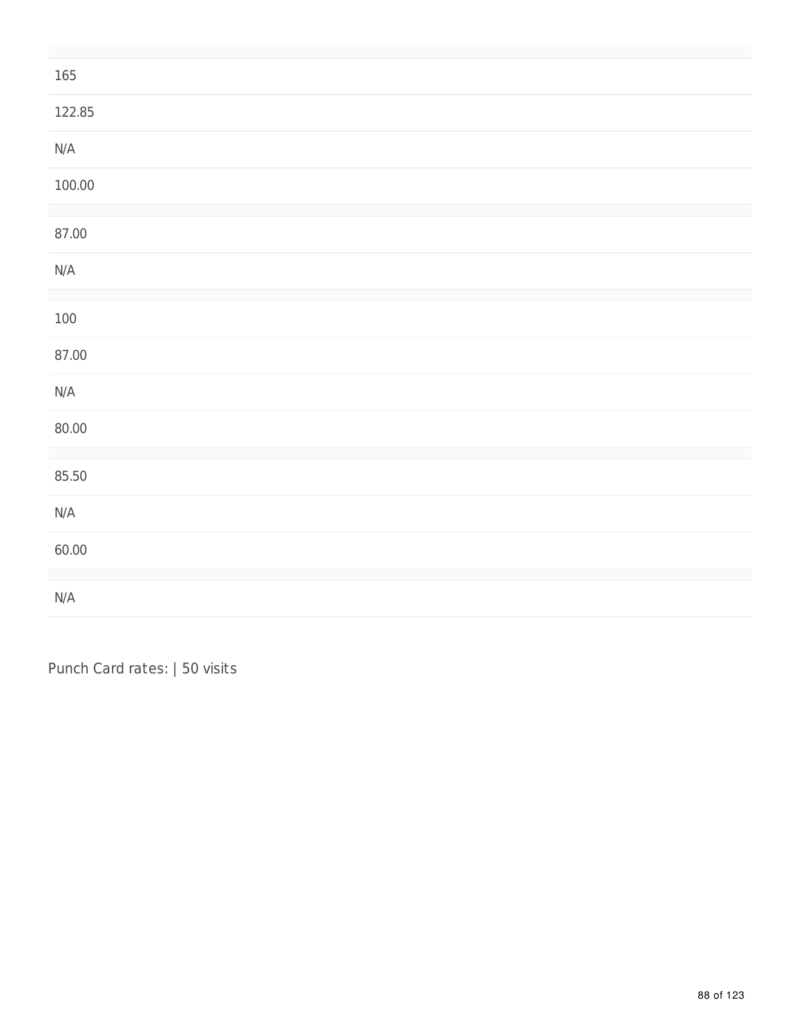| |
|---|
| 165 |
| 122.85 |
| N/A |
| 100.00 |
| |
| 87.00 |
| N/A |
| |
| 100 |
| 87.00 |
| N/A |
| 80.00 |
| |
| 85.50 |
| N/A |
| 60.00 |
| |
| N/A |

Punch Card rates: | 50 visits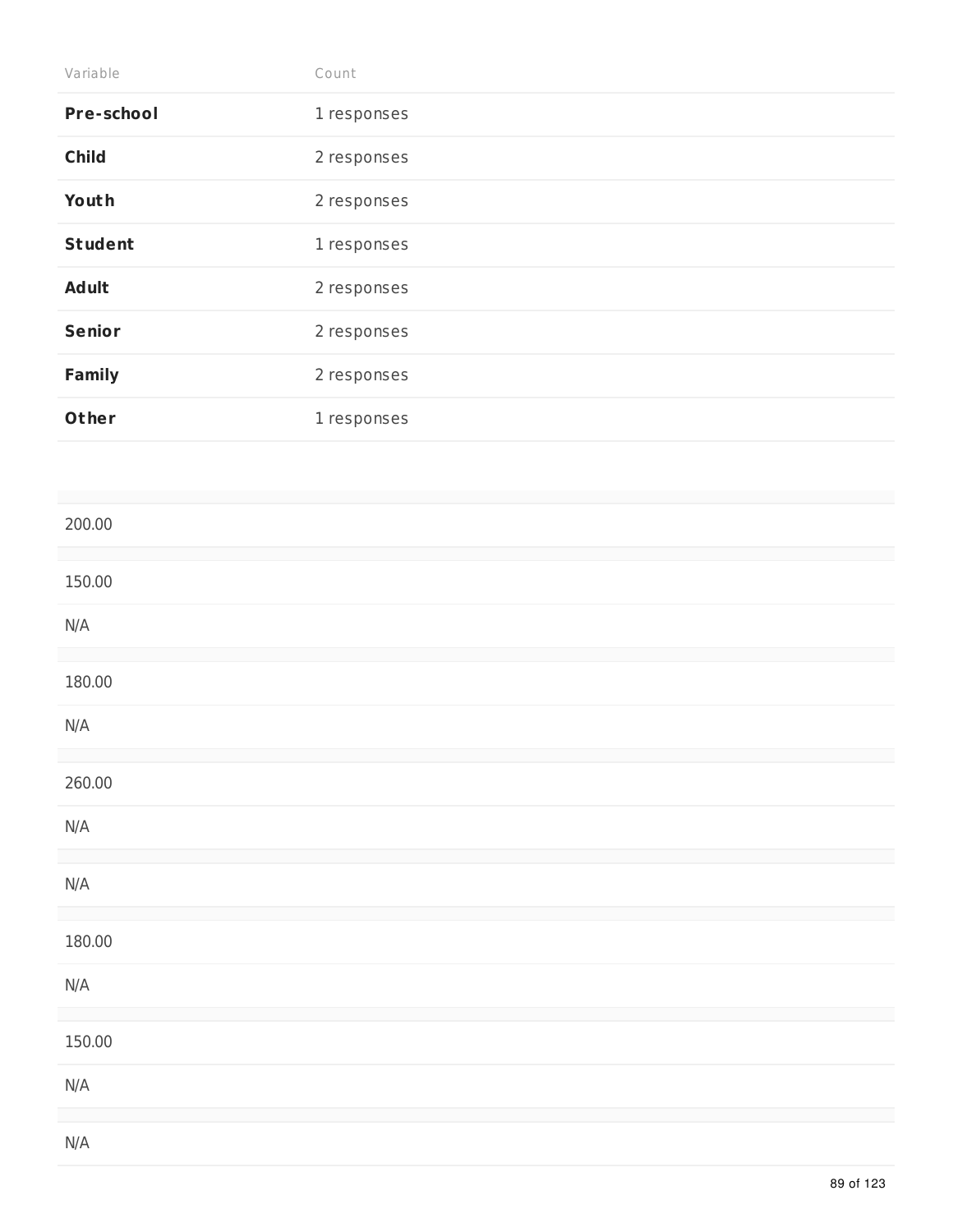| Variable | Count |
| --- | --- |
| **Pre-school** | 1 responses |
| **Child** | 2 responses |
| **Youth** | 2 responses |
| **Student** | 1 responses |
| **Adult** | 2 responses |
| **Senior** | 2 responses |
| **Family** | 2 responses |
| **Other** | 1 responses |

| |
| --- |
| 200.00 |
| |
| 150.00 |
| N/A |
| |
| 180.00 |
| N/A |
| |
| 260.00 |
| N/A |
| |
| N/A |
| |
| 180.00 |
| N/A |
| |
| 150.00 |
| N/A |
| |
| N/A |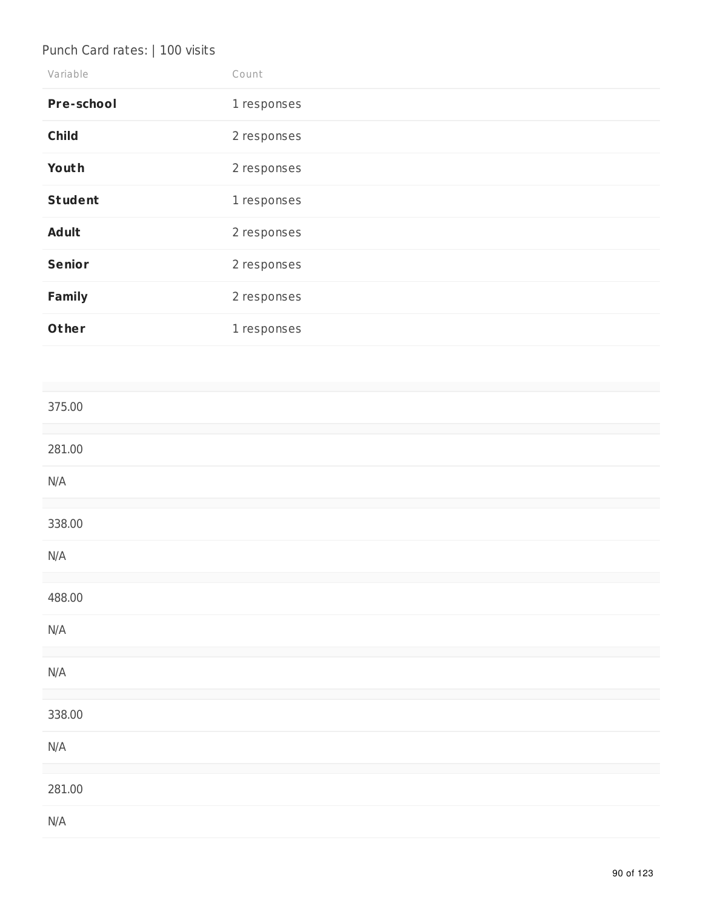Punch Card rates: | 100 visits

| Variable | Count |
| --- | --- |
| **Pre-school** | 1 responses |
| **Child** | 2 responses |
| **Youth** | 2 responses |
| **Student** | 1 responses |
| **Adult** | 2 responses |
| **Senior** | 2 responses |
| **Family** | 2 responses |
| **Other** | 1 responses |

| |
| --- |
| 375.00 |
| |
| 281.00 |
| N/A |
| |
| 338.00 |
| N/A |
| |
| 488.00 |
| N/A |
| |
| N/A |
| |
| 338.00 |
| N/A |
| |
| 281.00 |
| N/A |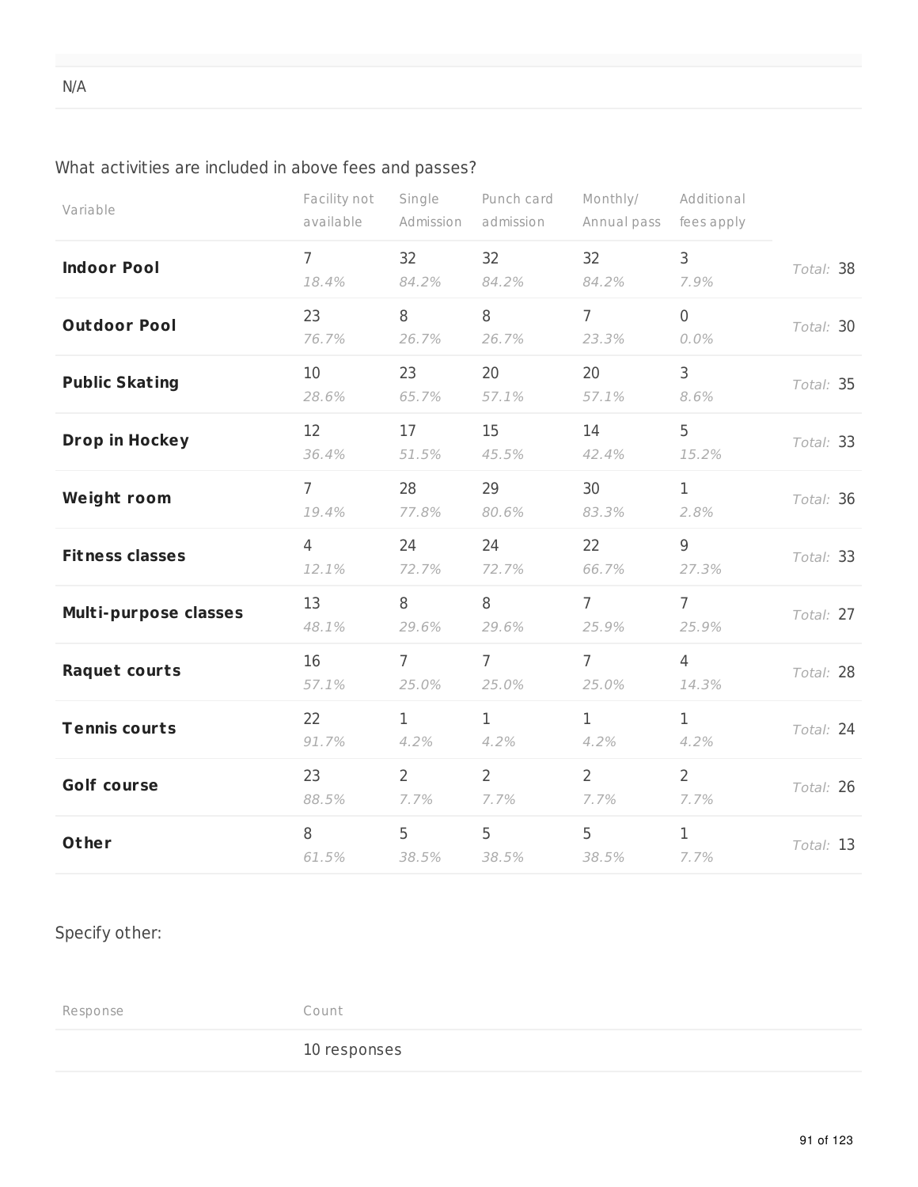N/A

What activities are included in above fees and passes?

| Variable | Facility not available | Single Admission | Punch card admission | Monthly/ Annual pass | Additional fees apply | |
|---|---|---|---|---|---|---|
| **Indoor Pool** | 7<br>*18.4%* | 32<br>*84.2%* | 32<br>*84.2%* | 32<br>*84.2%* | 3<br>*7.9%* | *Total:* 38 |
| **Outdoor Pool** | 23<br>*76.7%* | 8<br>*26.7%* | 8<br>*26.7%* | 7<br>*23.3%* | 0<br>*0.0%* | *Total:* 30 |
| **Public Skating** | 10<br>*28.6%* | 23<br>*65.7%* | 20<br>*57.1%* | 20<br>*57.1%* | 3<br>*8.6%* | *Total:* 35 |
| **Drop in Hockey** | 12<br>*36.4%* | 17<br>*51.5%* | 15<br>*45.5%* | 14<br>*42.4%* | 5<br>*15.2%* | *Total:* 33 |
| **Weight room** | 7<br>*19.4%* | 28<br>*77.8%* | 29<br>*80.6%* | 30<br>*83.3%* | 1<br>*2.8%* | *Total:* 36 |
| **Fitness classes** | 4<br>*12.1%* | 24<br>*72.7%* | 24<br>*72.7%* | 22<br>*66.7%* | 9<br>*27.3%* | *Total:* 33 |
| **Multi-purpose classes** | 13<br>*48.1%* | 8<br>*29.6%* | 8<br>*29.6%* | 7<br>*25.9%* | 7<br>*25.9%* | *Total:* 27 |
| **Raquet courts** | 16<br>*57.1%* | 7<br>*25.0%* | 7<br>*25.0%* | 7<br>*25.0%* | 4<br>*14.3%* | *Total:* 28 |
| **Tennis courts** | 22<br>*91.7%* | 1<br>*4.2%* | 1<br>*4.2%* | 1<br>*4.2%* | 1<br>*4.2%* | *Total:* 24 |
| **Golf course** | 23<br>*88.5%* | 2<br>*7.7%* | 2<br>*7.7%* | 2<br>*7.7%* | 2<br>*7.7%* | *Total:* 26 |
| **Other** | 8<br>*61.5%* | 5<br>*38.5%* | 5<br>*38.5%* | 5<br>*38.5%* | 1<br>*7.7%* | *Total:* 13 |

Specify other:

| Response | Count |
|---|---|
| | 10 responses |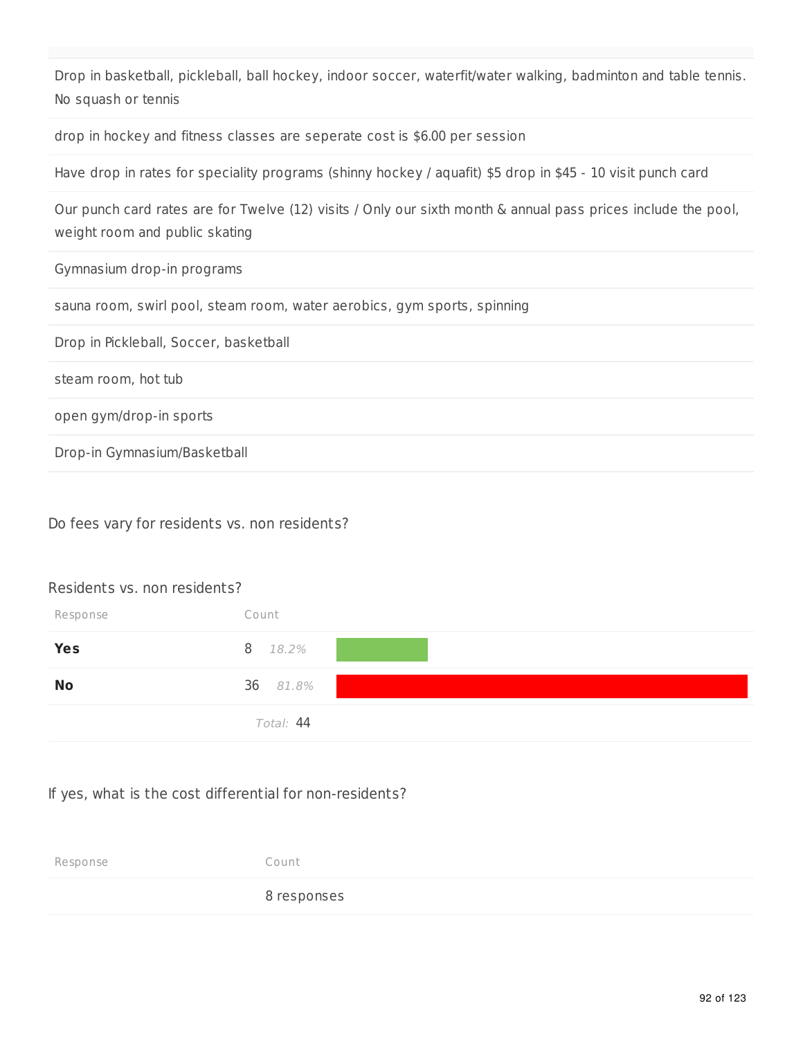| |
|---|
| Drop in basketball, pickleball, ball hockey, indoor soccer, waterfit/water walking, badminton and table tennis. No squash or tennis |
| drop in hockey and fitness classes are seperate cost is $6.00 per session |
| Have drop in rates for speciality programs (shinny hockey / aquafit) $5 drop in $45 - 10 visit punch card |
| Our punch card rates are for Twelve (12) visits / Only our sixth month & annual pass prices include the pool, weight room and public skating |
| Gymnasium drop-in programs |
| sauna room, swirl pool, steam room, water aerobics, gym sports, spinning |
| Drop in Pickleball, Soccer, basketball |
| steam room, hot tub |
| open gym/drop-in sports |
| Drop-in Gymnasium/Basketball |

Do fees vary for residents vs. non residents?

Residents vs. non residents?

| Response | Count | |
|---|---|---|
| **Yes** | 8 | *18.2%* |
| **No** | 36 | *81.8%* |
| | *Total:* 44 | |

If yes, what is the cost differential for non-residents?

| Response | Count |
|---|---|
| | 8 responses |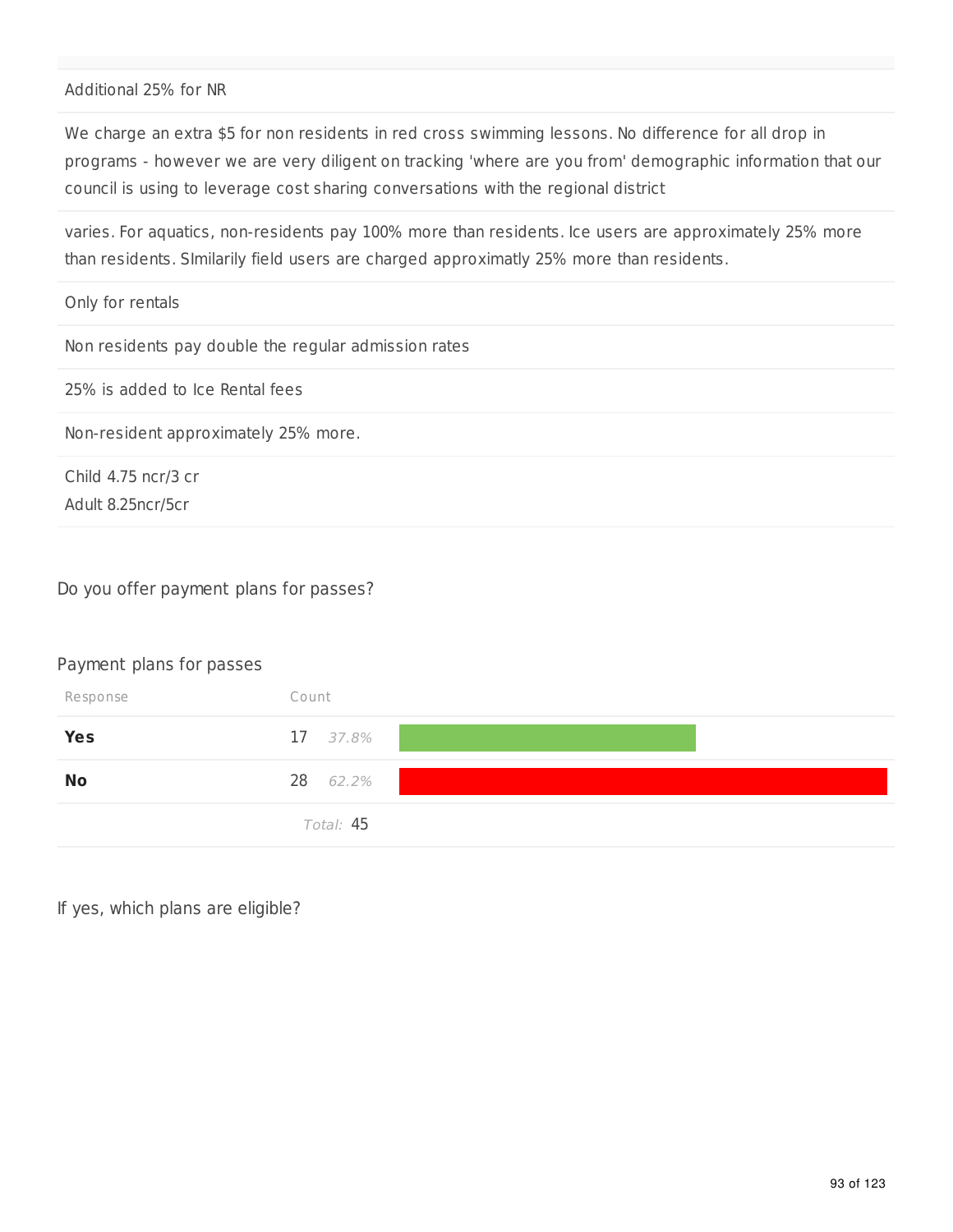| |
|---|
| Additional 25% for NR |
| We charge an extra $5 for non residents in red cross swimming lessons. No difference for all drop in programs - however we are very diligent on tracking 'where are you from' demographic information that our council is using to leverage cost sharing conversations with the regional district |
| varies. For aquatics, non-residents pay 100% more than residents. Ice users are approximately 25% more than residents. SImilarily field users are charged approximatly 25% more than residents. |
| Only for rentals |
| Non residents pay double the regular admission rates |
| 25% is added to Ice Rental fees |
| Non-resident approximately 25% more. |
| Child 4.75 ncr/3 cr<br>Adult 8.25ncr/5cr |

Do you offer payment plans for passes?

Payment plans for passes

| Response | Count | |
|---|---|---|
| **Yes** | 17 | 37.8% |
| **No** | 28 | 62.2% |
| | Total: 45 | |

If yes, which plans are eligible?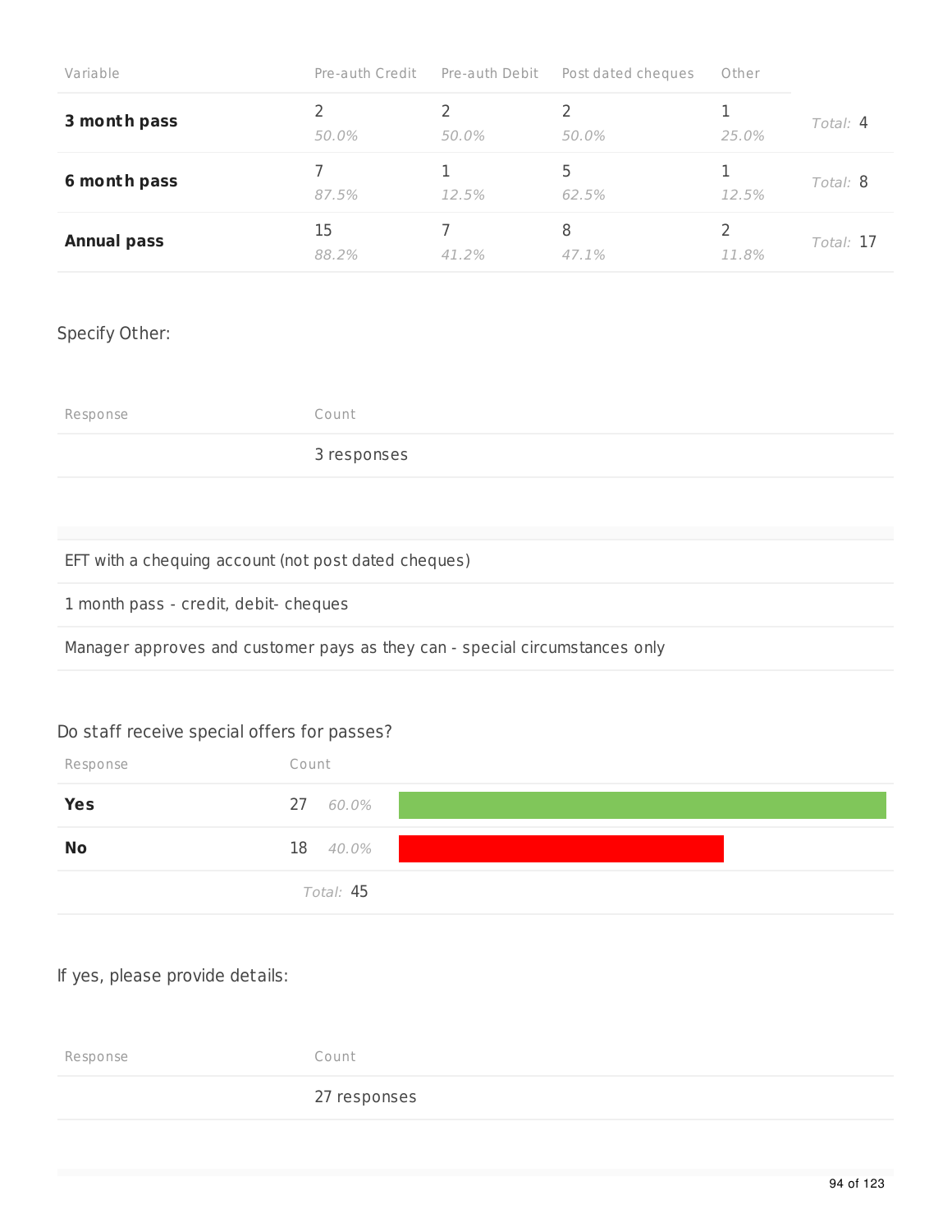| Variable | Pre-auth Credit | Pre-auth Debit | Post dated cheques | Other | |
|---|---|---|---|---|---|
| **3 month pass** | 2<br>*50.0%* | 2<br>*50.0%* | 2<br>*50.0%* | 1<br>*25.0%* | *Total:* 4 |
| **6 month pass** | 7<br>*87.5%* | 1<br>*12.5%* | 5<br>*62.5%* | 1<br>*12.5%* | *Total:* 8 |
| **Annual pass** | 15<br>*88.2%* | 7<br>*41.2%* | 8<br>*47.1%* | 2<br>*11.8%* | *Total:* 17 |

Specify Other:

| Response | Count |
|---|---|
| | 3 responses |

EFT with a chequing account (not post dated cheques)

1 month pass - credit, debit- cheques

Manager approves and customer pays as they can - special circumstances only

Do staff receive special offers for passes?

| Response | Count | |
|---|---|---|
| **Yes** | 27 | *60.0%* |
| **No** | 18 | *40.0%* |
| | *Total:* 45 | |

If yes, please provide details:

| Response | Count |
|---|---|
| | 27 responses |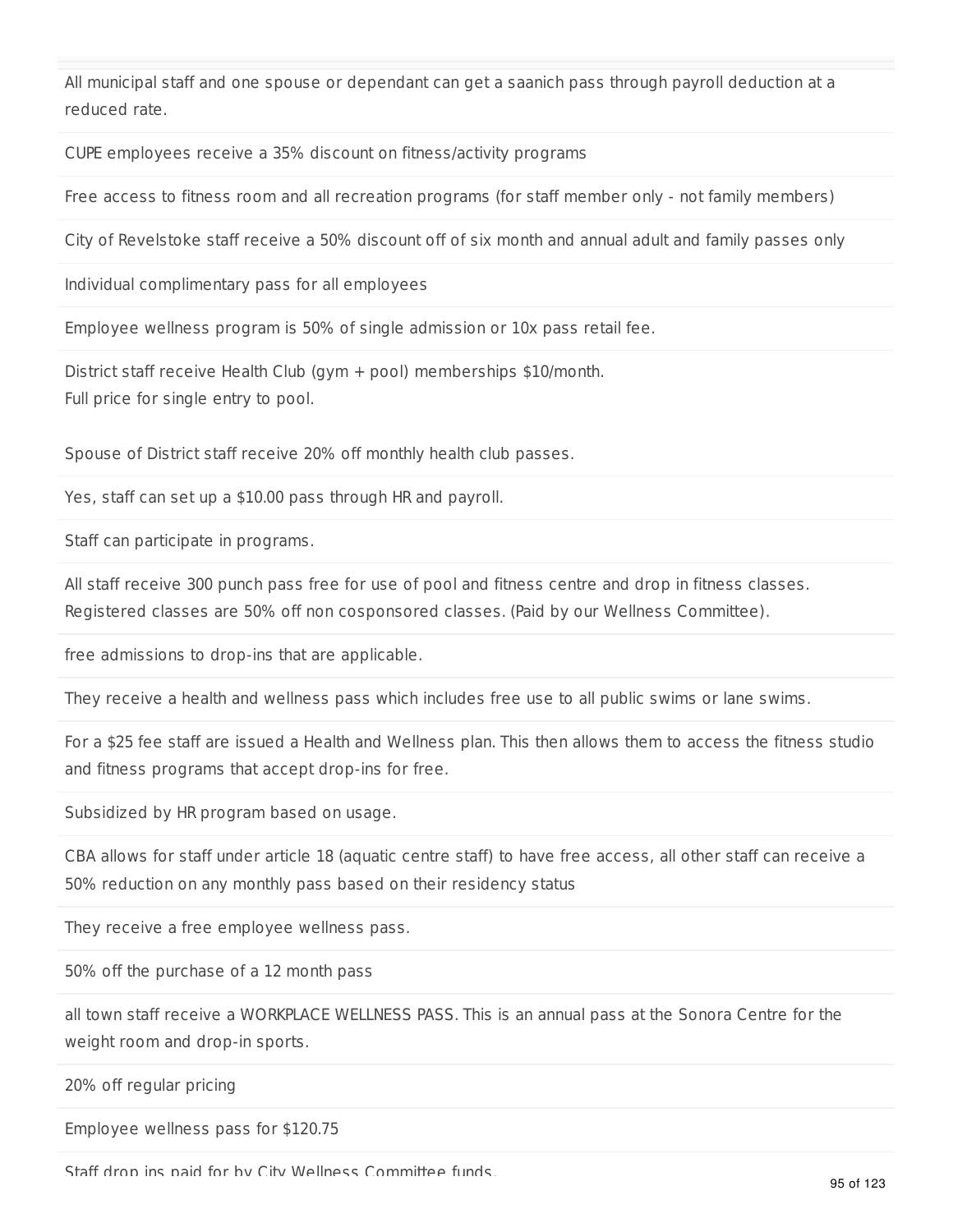All municipal staff and one spouse or dependant can get a saanich pass through payroll deduction at a reduced rate.

CUPE employees receive a 35% discount on fitness/activity programs

Free access to fitness room and all recreation programs (for staff member only - not family members)

City of Revelstoke staff receive a 50% discount off of six month and annual adult and family passes only

Individual complimentary pass for all employees

Employee wellness program is 50% of single admission or 10x pass retail fee.

District staff receive Health Club (gym + pool) memberships $10/month.
Full price for single entry to pool.

Spouse of District staff receive 20% off monthly health club passes.

Yes, staff can set up a $10.00 pass through HR and payroll.

Staff can participate in programs.

All staff receive 300 punch pass free for use of pool and fitness centre and drop in fitness classes. Registered classes are 50% off non cosponsored classes. (Paid by our Wellness Committee).

free admissions to drop-ins that are applicable.

They receive a health and wellness pass which includes free use to all public swims or lane swims.

For a $25 fee staff are issued a Health and Wellness plan. This then allows them to access the fitness studio and fitness programs that accept drop-ins for free.

Subsidized by HR program based on usage.

CBA allows for staff under article 18 (aquatic centre staff) to have free access, all other staff can receive a 50% reduction on any monthly pass based on their residency status

They receive a free employee wellness pass.

50% off the purchase of a 12 month pass

all town staff receive a WORKPLACE WELLNESS PASS. This is an annual pass at the Sonora Centre for the weight room and drop-in sports.

20% off regular pricing

Employee wellness pass for $120.75

Staff drop ins paid for by City Wellness Committee funds.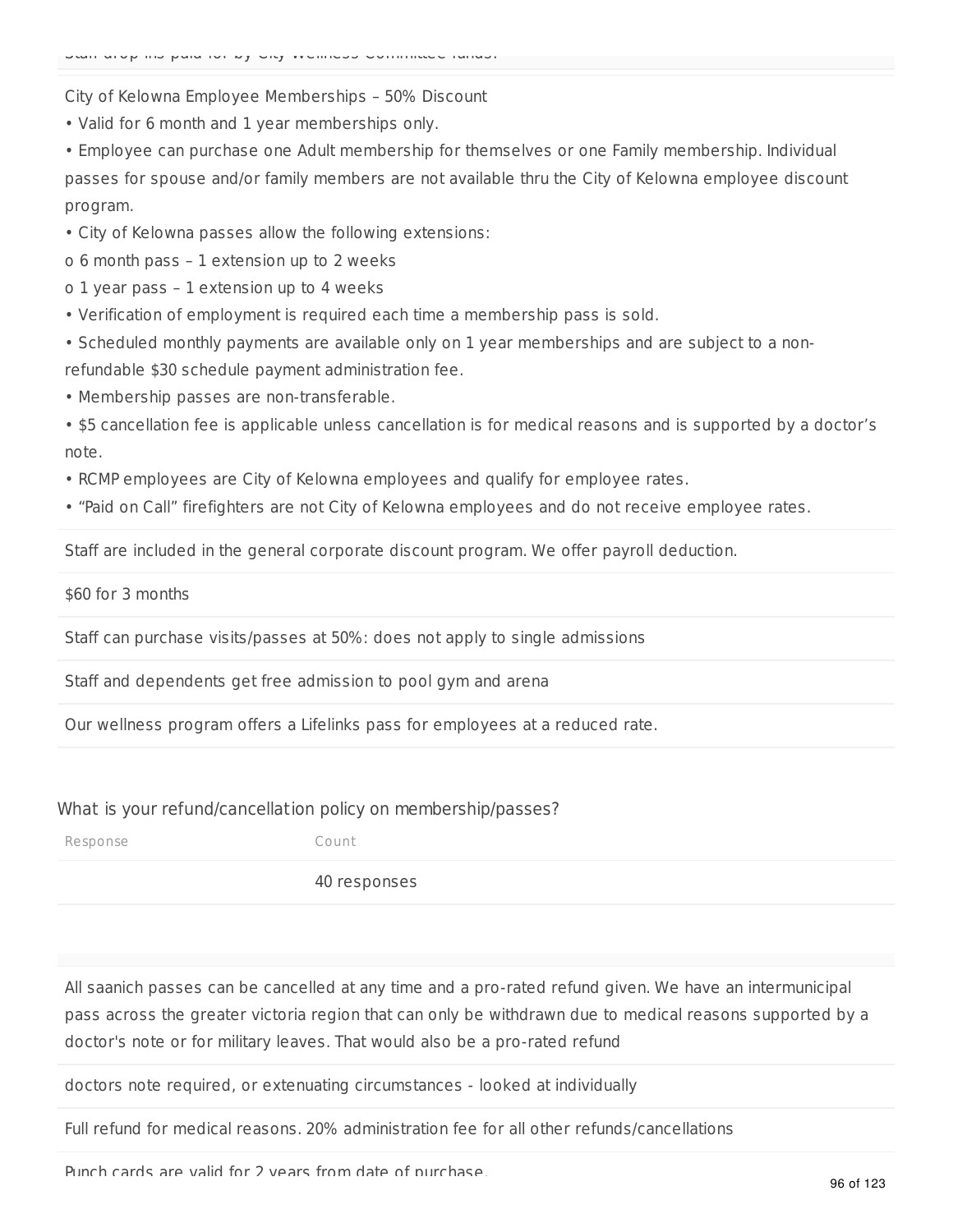Staff drop-ins paid for by City Wellness Committee funds.

City of Kelowna Employee Memberships – 50% Discount

• Valid for 6 month and 1 year memberships only.

• Employee can purchase one Adult membership for themselves or one Family membership. Individual passes for spouse and/or family members are not available thru the City of Kelowna employee discount program.

• City of Kelowna passes allow the following extensions:

o 6 month pass – 1 extension up to 2 weeks

o 1 year pass – 1 extension up to 4 weeks

• Verification of employment is required each time a membership pass is sold.

• Scheduled monthly payments are available only on 1 year memberships and are subject to a non-refundable $30 schedule payment administration fee.

• Membership passes are non-transferable.

• $5 cancellation fee is applicable unless cancellation is for medical reasons and is supported by a doctor's note.

• RCMP employees are City of Kelowna employees and qualify for employee rates.

• "Paid on Call" firefighters are not City of Kelowna employees and do not receive employee rates.

Staff are included in the general corporate discount program. We offer payroll deduction.

$60 for 3 months

Staff can purchase visits/passes at 50%: does not apply to single admissions

Staff and dependents get free admission to pool gym and arena

Our wellness program offers a Lifelinks pass for employees at a reduced rate.

## What is your refund/cancellation policy on membership/passes?

| Response | Count |
| --- | --- |
| | 40 responses |

All saanich passes can be cancelled at any time and a pro-rated refund given. We have an intermunicipal pass across the greater victoria region that can only be withdrawn due to medical reasons supported by a doctor's note or for military leaves. That would also be a pro-rated refund

doctors note required, or extenuating circumstances - looked at individually

Full refund for medical reasons. 20% administration fee for all other refunds/cancellations

Punch cards are valid for 2 years from date of purchase.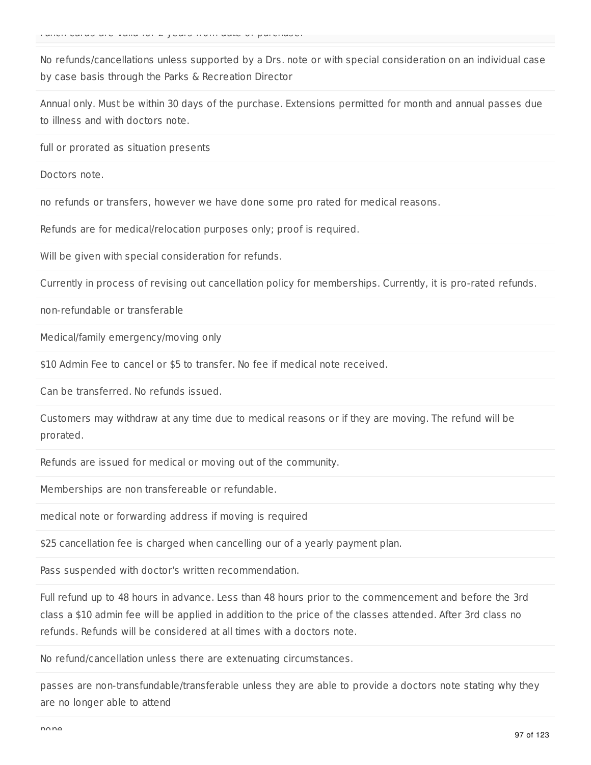Punch cards are valid for 2 years from date of purchase.

No refunds/cancellations unless supported by a Drs. note or with special consideration on an individual case by case basis through the Parks & Recreation Director

Annual only. Must be within 30 days of the purchase. Extensions permitted for month and annual passes due to illness and with doctors note.

full or prorated as situation presents

Doctors note.

no refunds or transfers, however we have done some pro rated for medical reasons.

Refunds are for medical/relocation purposes only; proof is required.

Will be given with special consideration for refunds.

Currently in process of revising out cancellation policy for memberships. Currently, it is pro-rated refunds.

non-refundable or transferable

Medical/family emergency/moving only

$10 Admin Fee to cancel or $5 to transfer. No fee if medical note received.

Can be transferred. No refunds issued.

Customers may withdraw at any time due to medical reasons or if they are moving. The refund will be prorated.

Refunds are issued for medical or moving out of the community.

Memberships are non transfereable or refundable.

medical note or forwarding address if moving is required

$25 cancellation fee is charged when cancelling our of a yearly payment plan.

Pass suspended with doctor's written recommendation.

Full refund up to 48 hours in advance. Less than 48 hours prior to the commencement and before the 3rd class a $10 admin fee will be applied in addition to the price of the classes attended. After 3rd class no refunds. Refunds will be considered at all times with a doctors note.

No refund/cancellation unless there are extenuating circumstances.

passes are non-transfundable/transferable unless they are able to provide a doctors note stating why they are no longer able to attend

none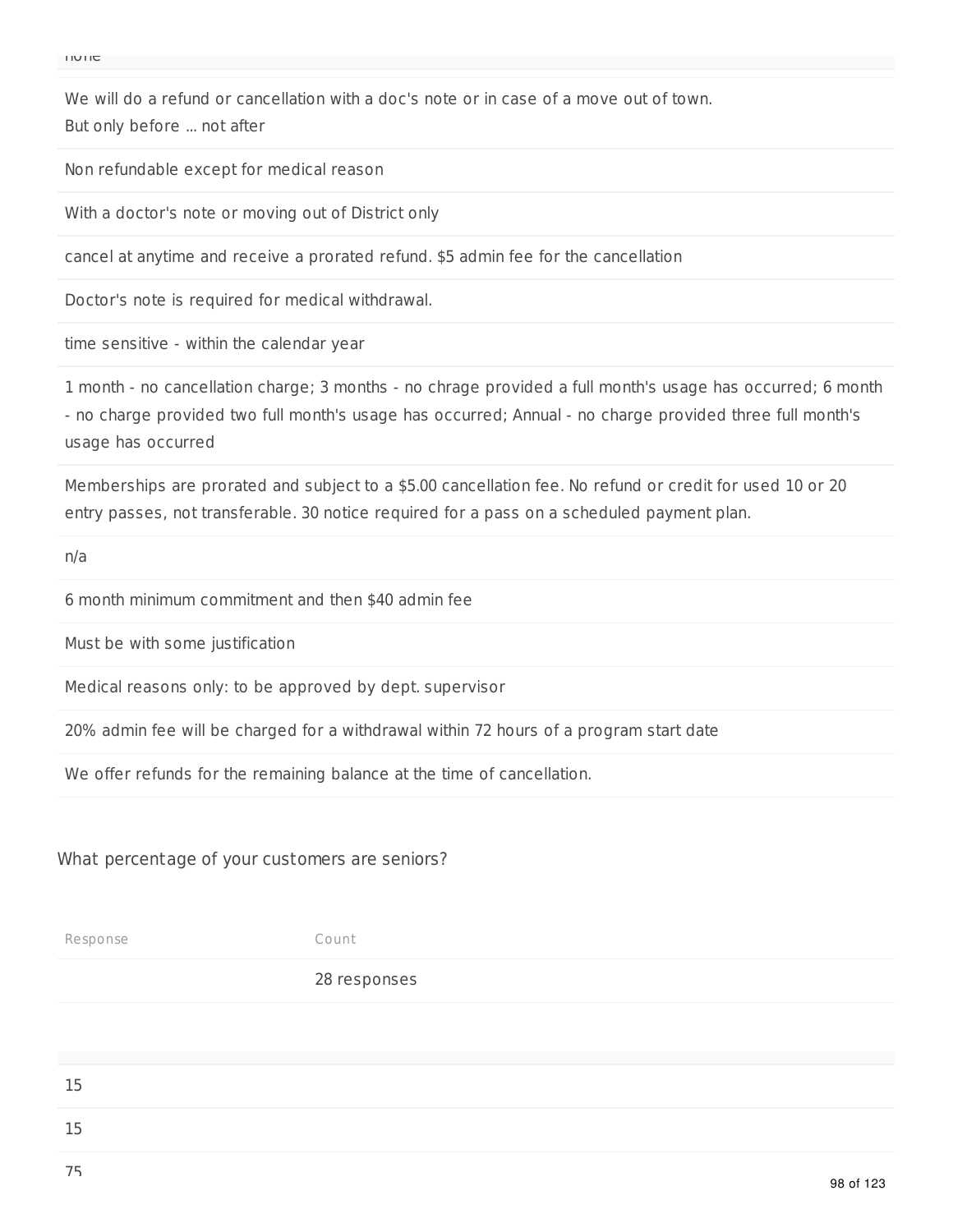none

We will do a refund or cancellation with a doc's note or in case of a move out of town.
But only before ... not after

Non refundable except for medical reason

With a doctor's note or moving out of District only

cancel at anytime and receive a prorated refund. $5 admin fee for the cancellation

Doctor's note is required for medical withdrawal.

time sensitive - within the calendar year

1 month - no cancellation charge; 3 months - no chrage provided a full month's usage has occurred; 6 month - no charge provided two full month's usage has occurred; Annual - no charge provided three full month's usage has occurred

Memberships are prorated and subject to a $5.00 cancellation fee. No refund or credit for used 10 or 20 entry passes, not transferable. 30 notice required for a pass on a scheduled payment plan.

n/a

6 month minimum commitment and then $40 admin fee

Must be with some justification

Medical reasons only: to be approved by dept. supervisor

20% admin fee will be charged for a withdrawal within 72 hours of a program start date

We offer refunds for the remaining balance at the time of cancellation.

## What percentage of your customers are seniors?

| Response | Count |
|---|---|
| | 28 responses |

15

15

75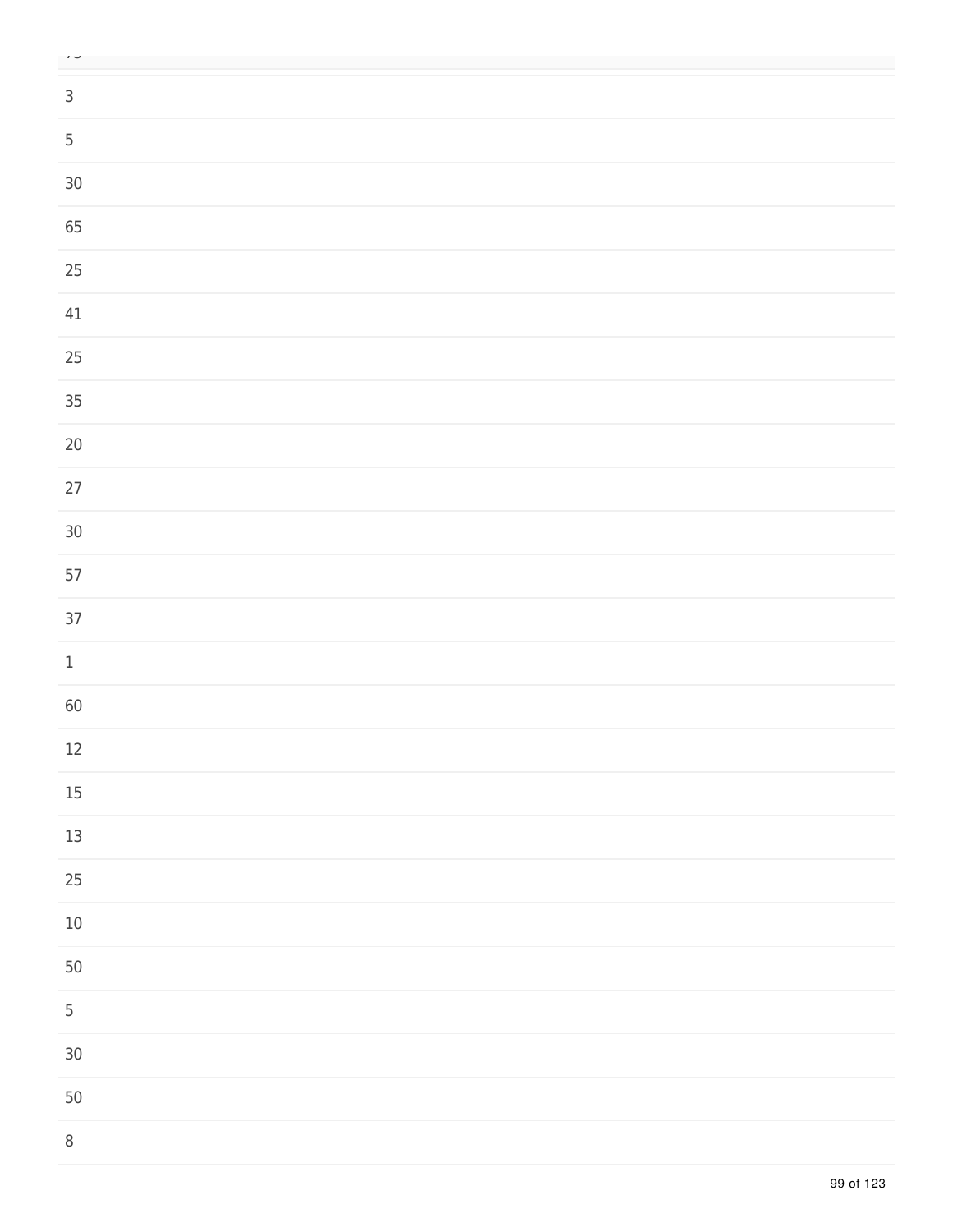| |
|---|
| 3 |
| 5 |
| 30 |
| 65 |
| 25 |
| 41 |
| 25 |
| 35 |
| 20 |
| 27 |
| 30 |
| 57 |
| 37 |
| 1 |
| 60 |
| 12 |
| 15 |
| 13 |
| 25 |
| 10 |
| 50 |
| 5 |
| 30 |
| 50 |
| 8 |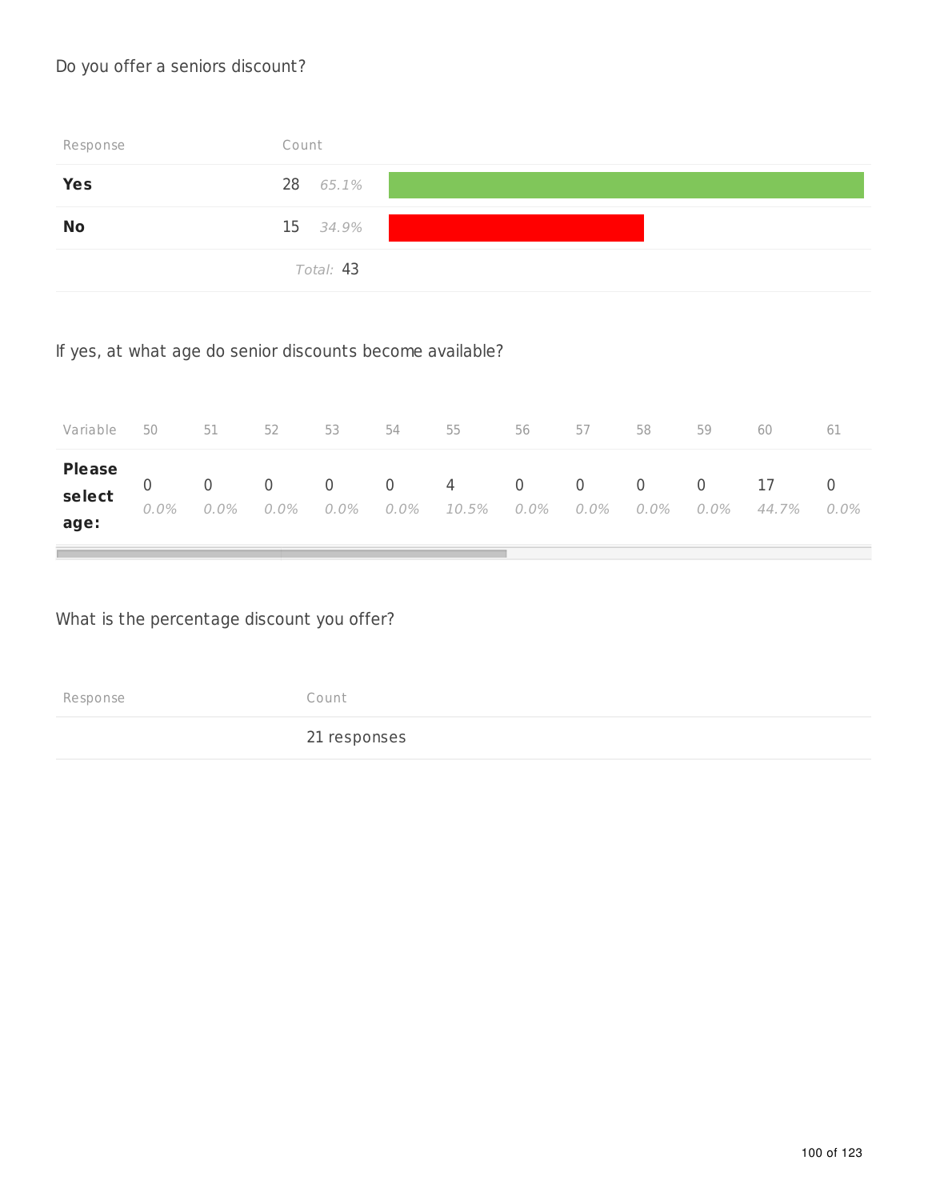Do you offer a seniors discount?

| Response | Count | |
|---|---|---|
| **Yes** | 28 | *65.1%* |
| **No** | 15 | *34.9%* |
| | *Total:* 43 | |

If yes, at what age do senior discounts become available?

| Variable | 50 | 51 | 52 | 53 | 54 | 55 | 56 | 57 | 58 | 59 | 60 | 61 |
|---|---|---|---|---|---|---|---|---|---|---|---|---|
| **Please select age:** | 0 *0.0%* | 0 *0.0%* | 0 *0.0%* | 0 *0.0%* | 0 *0.0%* | 4 *10.5%* | 0 *0.0%* | 0 *0.0%* | 0 *0.0%* | 0 *0.0%* | 17 *44.7%* | 0 *0.0%* |

What is the percentage discount you offer?

| Response | Count |
|---|---|
| | 21 responses |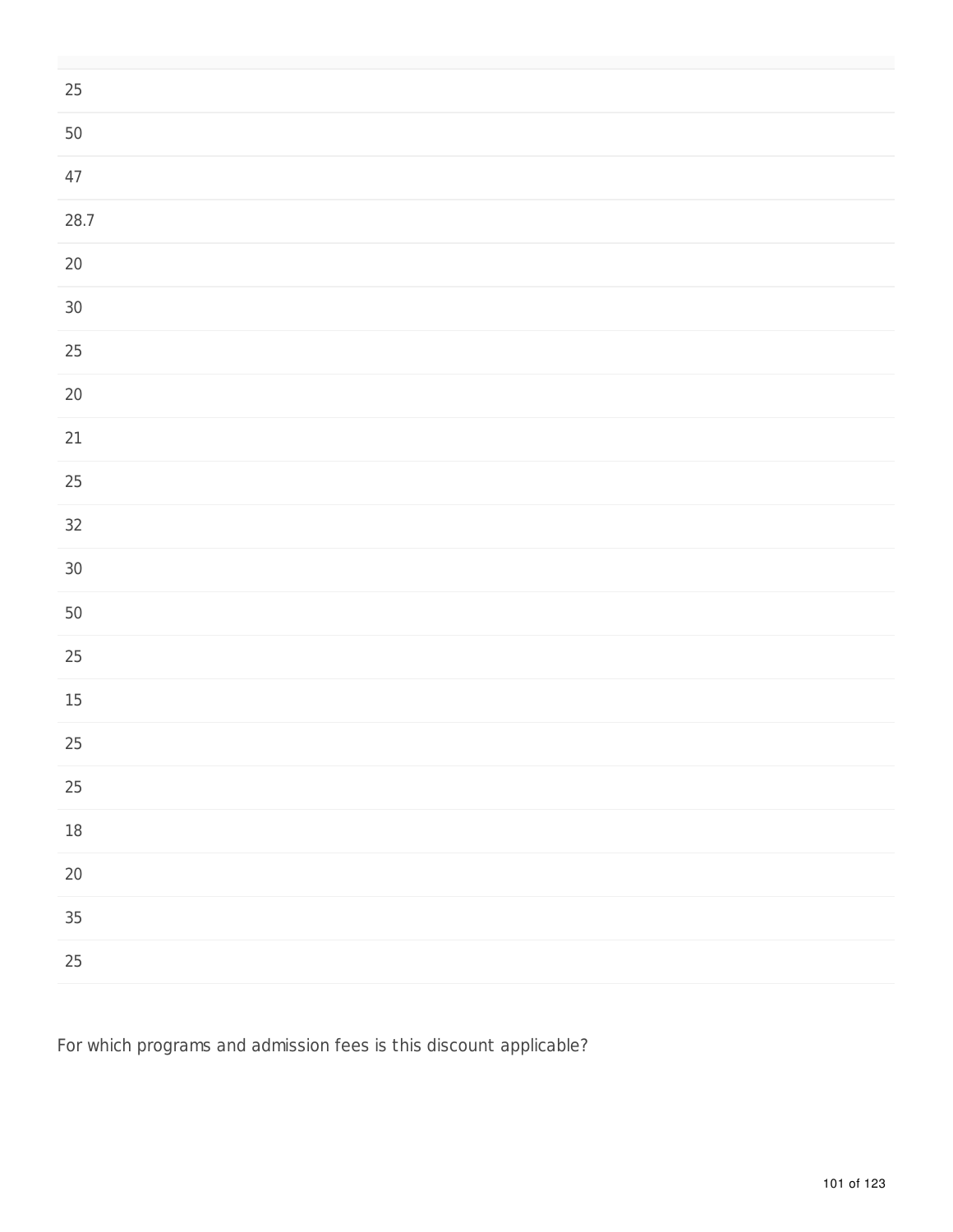| |
|---|
| 25 |
| 50 |
| 47 |
| 28.7 |
| 20 |
| 30 |
| 25 |
| 20 |
| 21 |
| 25 |
| 32 |
| 30 |
| 50 |
| 25 |
| 15 |
| 25 |
| 25 |
| 18 |
| 20 |
| 35 |
| 25 |

For which programs and admission fees is this discount applicable?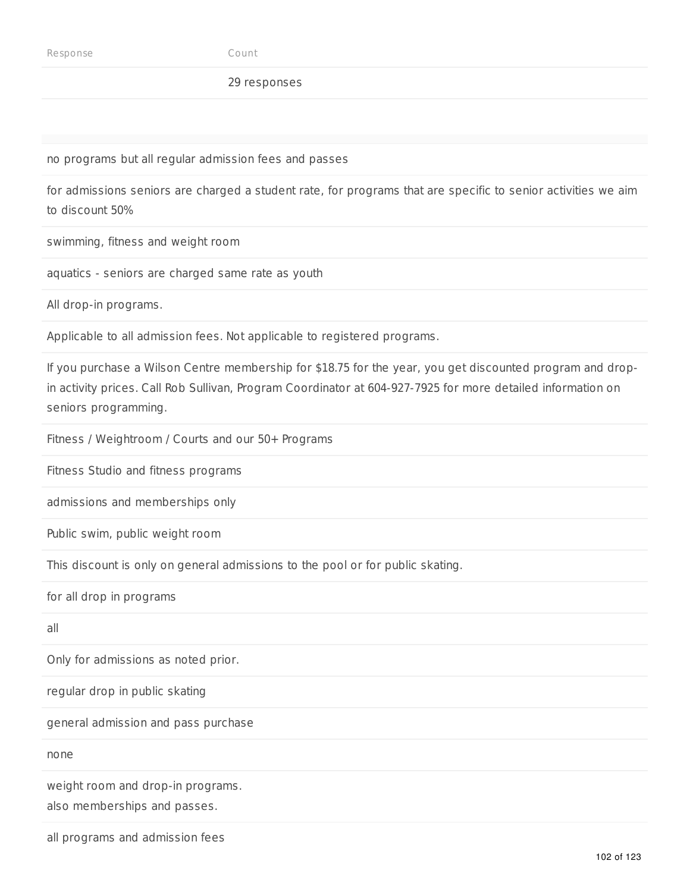| Response | Count |
| --- | --- |
| | 29 responses |

| |
| --- |
| no programs but all regular admission fees and passes |
| for admissions seniors are charged a student rate, for programs that are specific to senior activities we aim to discount 50% |
| swimming, fitness and weight room |
| aquatics - seniors are charged same rate as youth |
| All drop-in programs. |
| Applicable to all admission fees. Not applicable to registered programs. |
| If you purchase a Wilson Centre membership for $18.75 for the year, you get discounted program and drop-in activity prices. Call Rob Sullivan, Program Coordinator at 604-927-7925 for more detailed information on seniors programming. |
| Fitness / Weightroom / Courts and our 50+ Programs |
| Fitness Studio and fitness programs |
| admissions and memberships only |
| Public swim, public weight room |
| This discount is only on general admissions to the pool or for public skating. |
| for all drop in programs |
| all |
| Only for admissions as noted prior. |
| regular drop in public skating |
| general admission and pass purchase |
| none |
| weight room and drop-in programs. also memberships and passes. |
| all programs and admission fees |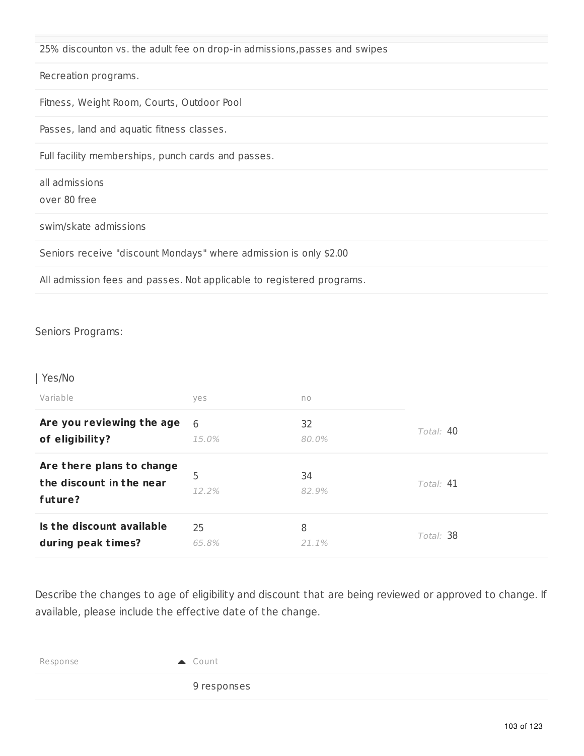| |
|---|
| 25% discounton vs. the adult fee on drop-in admissions,passes and swipes |
| Recreation programs. |
| Fitness, Weight Room, Courts, Outdoor Pool |
| Passes, land and aquatic fitness classes. |
| Full facility memberships, punch cards and passes. |
| all admissions<br>over 80 free |
| swim/skate admissions |
| Seniors receive "discount Mondays" where admission is only $2.00 |
| All admission fees and passes. Not applicable to registered programs. |

Seniors Programs:

| Yes/No

| Variable | yes | no | |
|---|---|---|---|
| **Are you reviewing the age of eligibility?** | 6<br>*15.0%* | 32<br>*80.0%* | *Total:* 40 |
| **Are there plans to change the discount in the near future?** | 5<br>*12.2%* | 34<br>*82.9%* | *Total:* 41 |
| **Is the discount available during peak times?** | 25<br>*65.8%* | 8<br>*21.1%* | *Total:* 38 |

Describe the changes to age of eligibility and discount that are being reviewed or approved to change. If available, please include the effective date of the change.

| Response | Count |
|---|---|
| | 9 responses |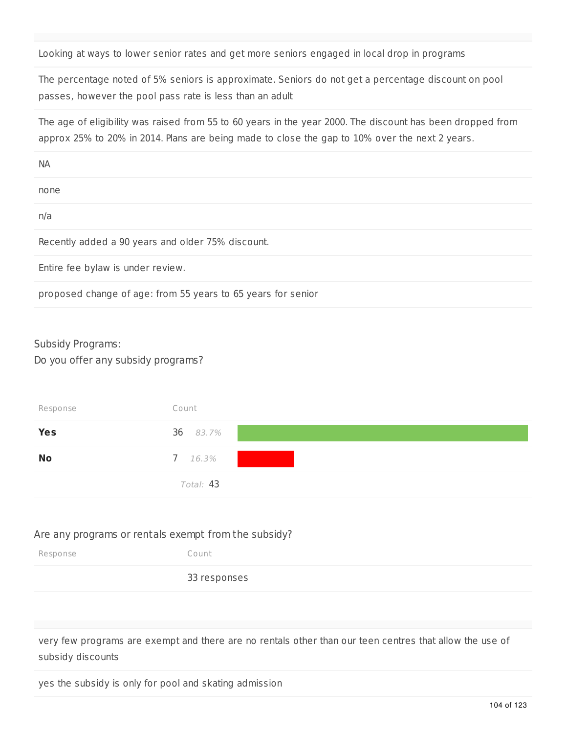| |
|---|
| Looking at ways to lower senior rates and get more seniors engaged in local drop in programs |
| The percentage noted of 5% seniors is approximate. Seniors do not get a percentage discount on pool passes, however the pool pass rate is less than an adult |
| The age of eligibility was raised from 55 to 60 years in the year 2000. The discount has been dropped from approx 25% to 20% in 2014. Plans are being made to close the gap to 10% over the next 2 years. |
| NA |
| none |
| n/a |
| Recently added a 90 years and older 75% discount. |
| Entire fee bylaw is under review. |
| proposed change of age: from 55 years to 65 years for senior |

Subsidy Programs:
Do you offer any subsidy programs?

| Response | Count | |
|---|---|---|
| **Yes** | 36 | 83.7% |
| **No** | 7 | 16.3% |
| | Total: 43 | |

Are any programs or rentals exempt from the subsidy?

| Response | Count |
|---|---|
| | 33 responses |

| |
|---|
| very few programs are exempt and there are no rentals other than our teen centres that allow the use of subsidy discounts |
| yes the subsidy is only for pool and skating admission |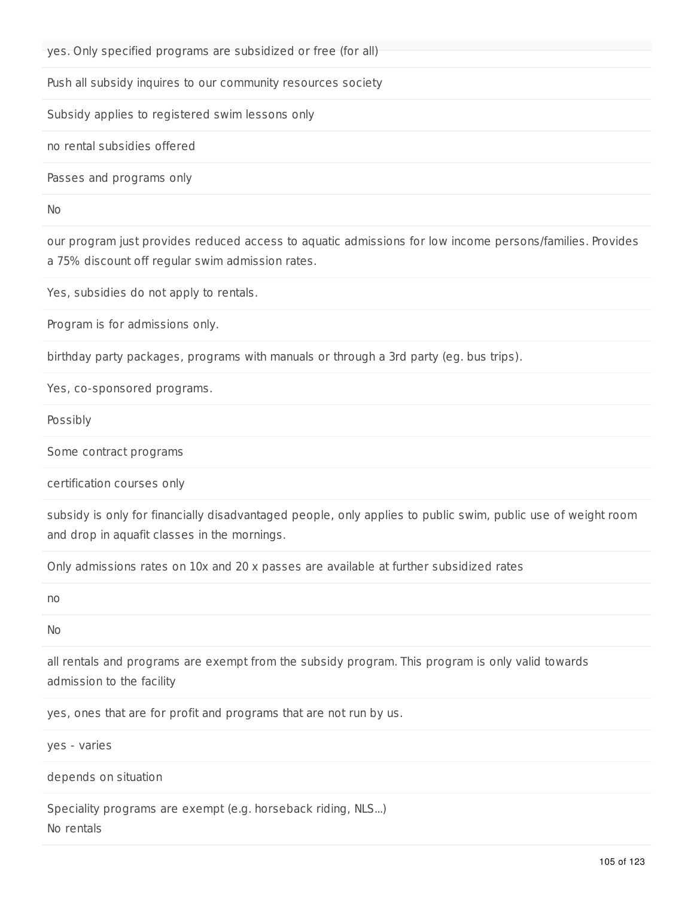yes. Only specified programs are subsidized or free (for all)

Push all subsidy inquires to our community resources society

Subsidy applies to registered swim lessons only

no rental subsidies offered

Passes and programs only

No

our program just provides reduced access to aquatic admissions for low income persons/families. Provides a 75% discount off regular swim admission rates.

Yes, subsidies do not apply to rentals.

Program is for admissions only.

birthday party packages, programs with manuals or through a 3rd party (eg. bus trips).

Yes, co-sponsored programs.

Possibly

Some contract programs

certification courses only

subsidy is only for financially disadvantaged people, only applies to public swim, public use of weight room and drop in aquafit classes in the mornings.

Only admissions rates on 10x and 20 x passes are available at further subsidized rates

no

No

all rentals and programs are exempt from the subsidy program. This program is only valid towards admission to the facility

yes, ones that are for profit and programs that are not run by us.

yes - varies

depends on situation

Speciality programs are exempt (e.g. horseback riding, NLS...)
No rentals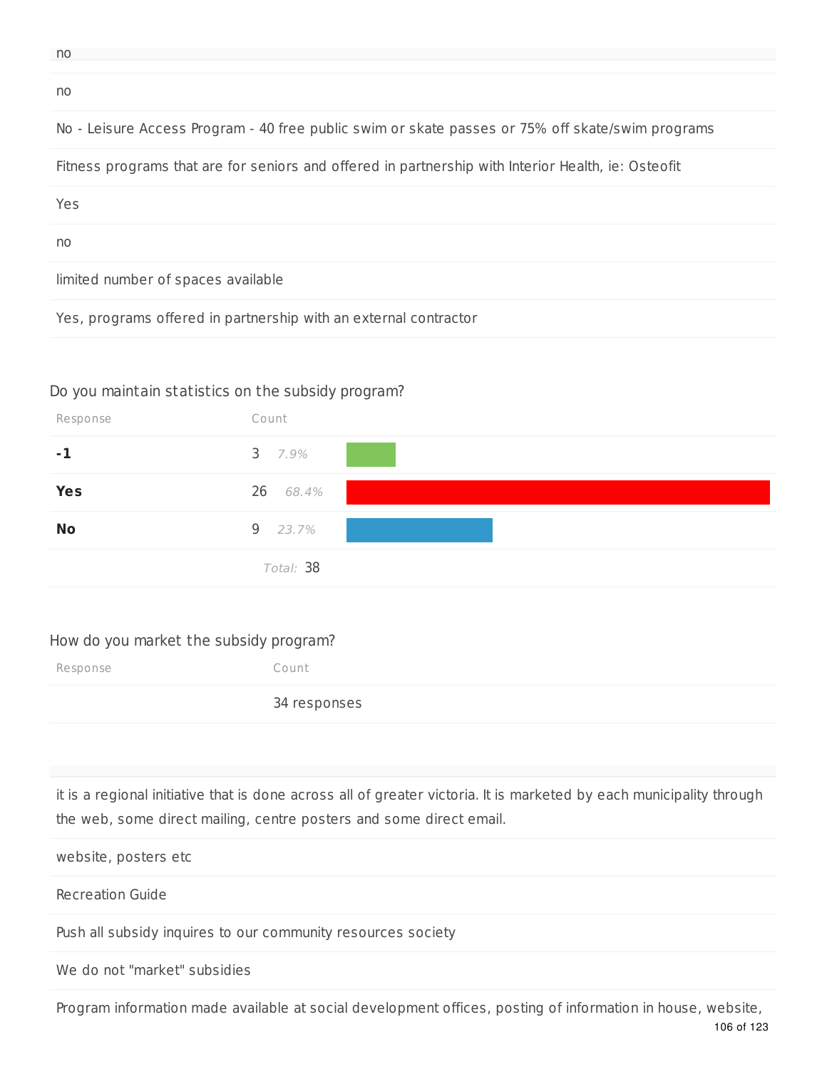no

no

No - Leisure Access Program - 40 free public swim or skate passes or 75% off skate/swim programs

Fitness programs that are for seniors and offered in partnership with Interior Health, ie: Osteofit

Yes

no

limited number of spaces available

Yes, programs offered in partnership with an external contractor

Do you maintain statistics on the subsidy program?

| Response | Count | |
|---|---|---|
| **-1** | 3 | 7.9% |
| **Yes** | 26 | 68.4% |
| **No** | 9 | 23.7% |
| | Total: 38 | |

How do you market the subsidy program?

| Response | Count |
|---|---|
| | 34 responses |

it is a regional initiative that is done across all of greater victoria. It is marketed by each municipality through the web, some direct mailing, centre posters and some direct email.

website, posters etc

Recreation Guide

Push all subsidy inquires to our community resources society

We do not "market" subsidies

Program information made available at social development offices, posting of information in house, website,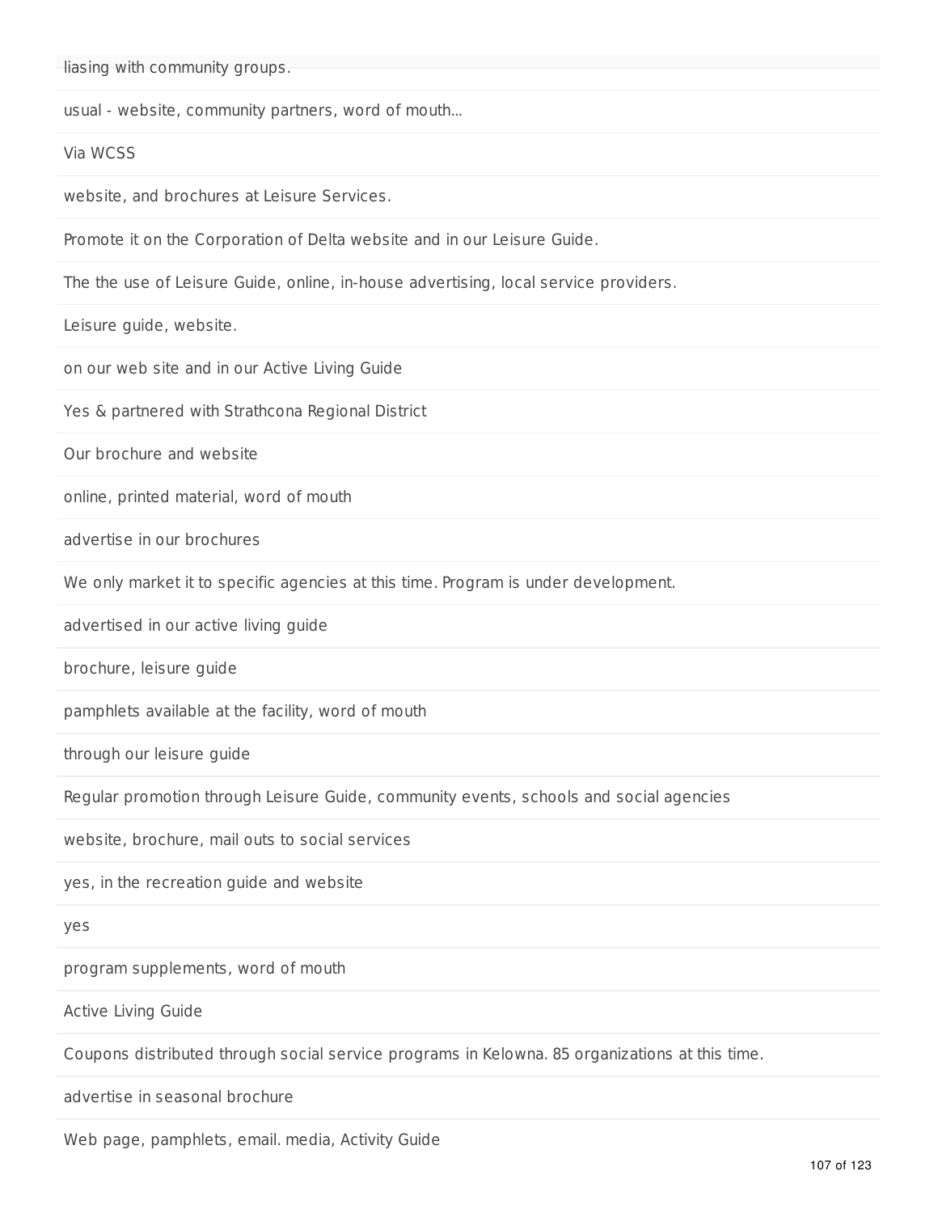liasing with community groups.

usual - website, community partners, word of mouth...

Via WCSS

website, and brochures at Leisure Services.

Promote it on the Corporation of Delta website and in our Leisure Guide.

The the use of Leisure Guide, online, in-house advertising, local service providers.

Leisure guide, website.

on our web site and in our Active Living Guide

Yes & partnered with Strathcona Regional District

Our brochure and website

online, printed material, word of mouth

advertise in our brochures

We only market it to specific agencies at this time. Program is under development.

advertised in our active living guide

brochure, leisure guide

pamphlets available at the facility, word of mouth

through our leisure guide

Regular promotion through Leisure Guide, community events, schools and social agencies

website, brochure, mail outs to social services

yes, in the recreation guide and website

yes

program supplements, word of mouth

Active Living Guide

Coupons distributed through social service programs in Kelowna. 85 organizations at this time.

advertise in seasonal brochure

Web page, pamphlets, email. media, Activity Guide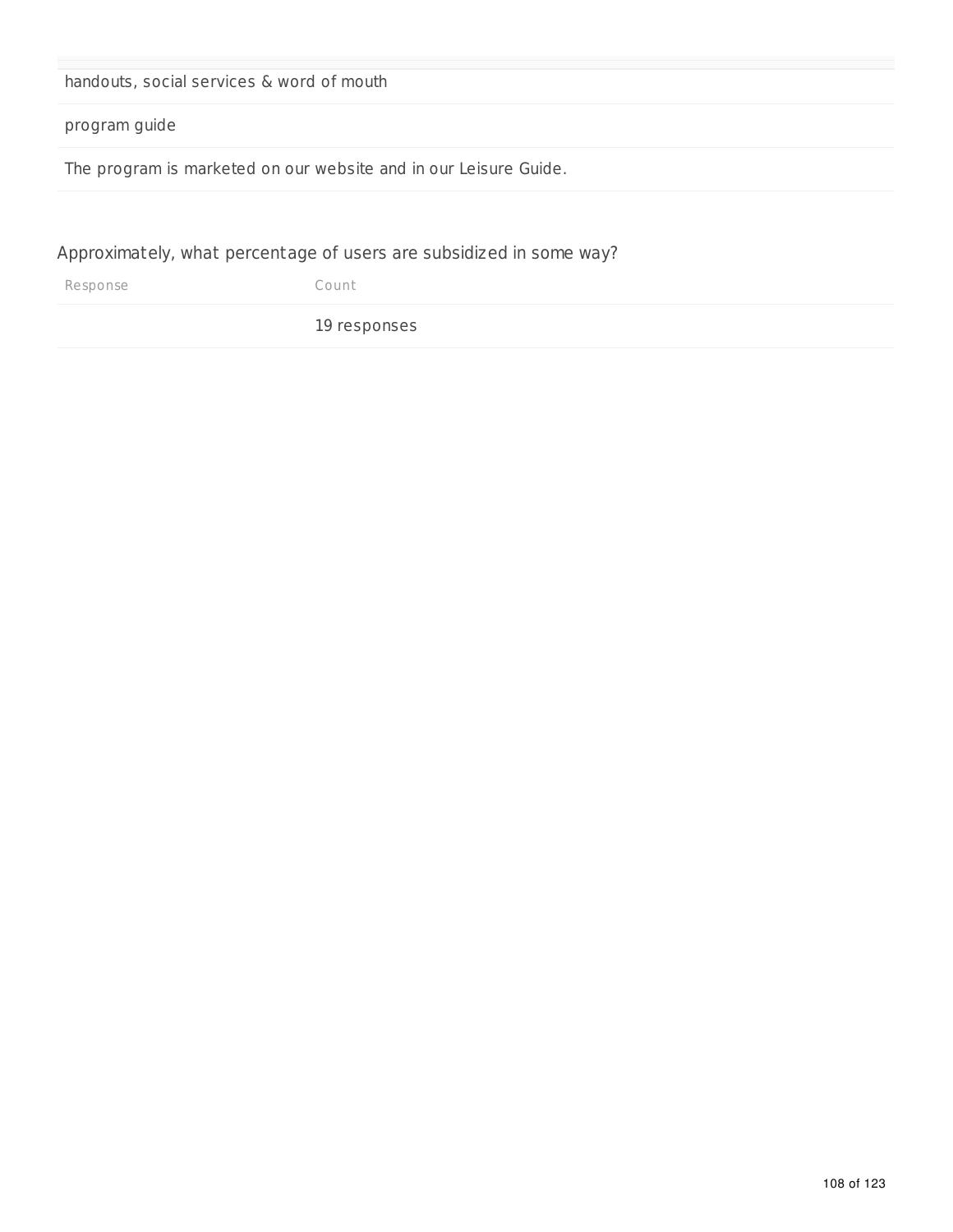| |
|---|
| handouts, social services & word of mouth |
| program guide |
| The program is marketed on our website and in our Leisure Guide. |

Approximately, what percentage of users are subsidized in some way?

| Response | Count |
|---|---|
| | 19 responses |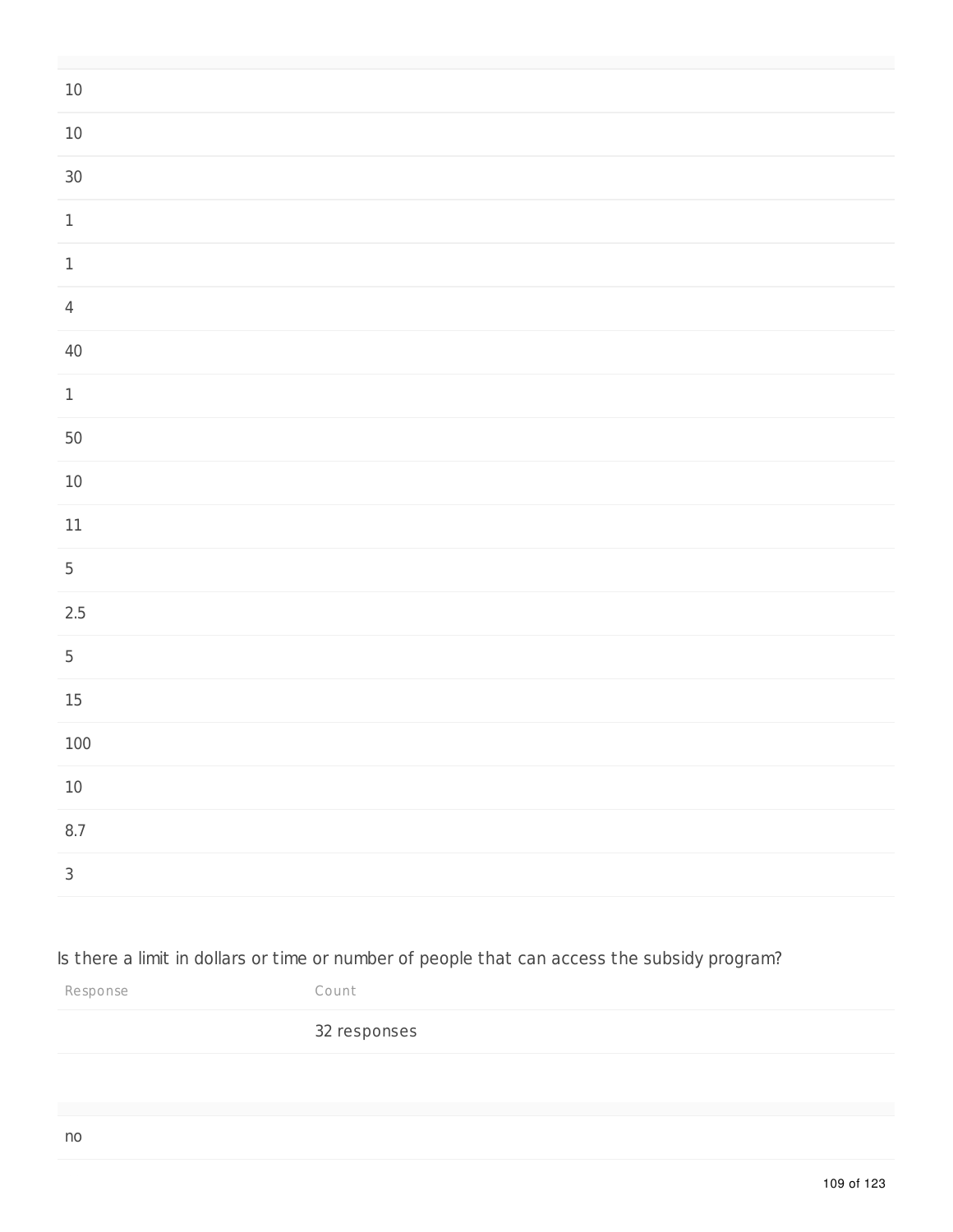| |
|---|
| 10 |
| 10 |
| 30 |
| 1 |
| 1 |
| 4 |
| 40 |
| 1 |
| 50 |
| 10 |
| 11 |
| 5 |
| 2.5 |
| 5 |
| 15 |
| 100 |
| 10 |
| 8.7 |
| 3 |

Is there a limit in dollars or time or number of people that can access the subsidy program?

| Response | Count |
|---|---|
| | 32 responses |

| |
|---|
| no |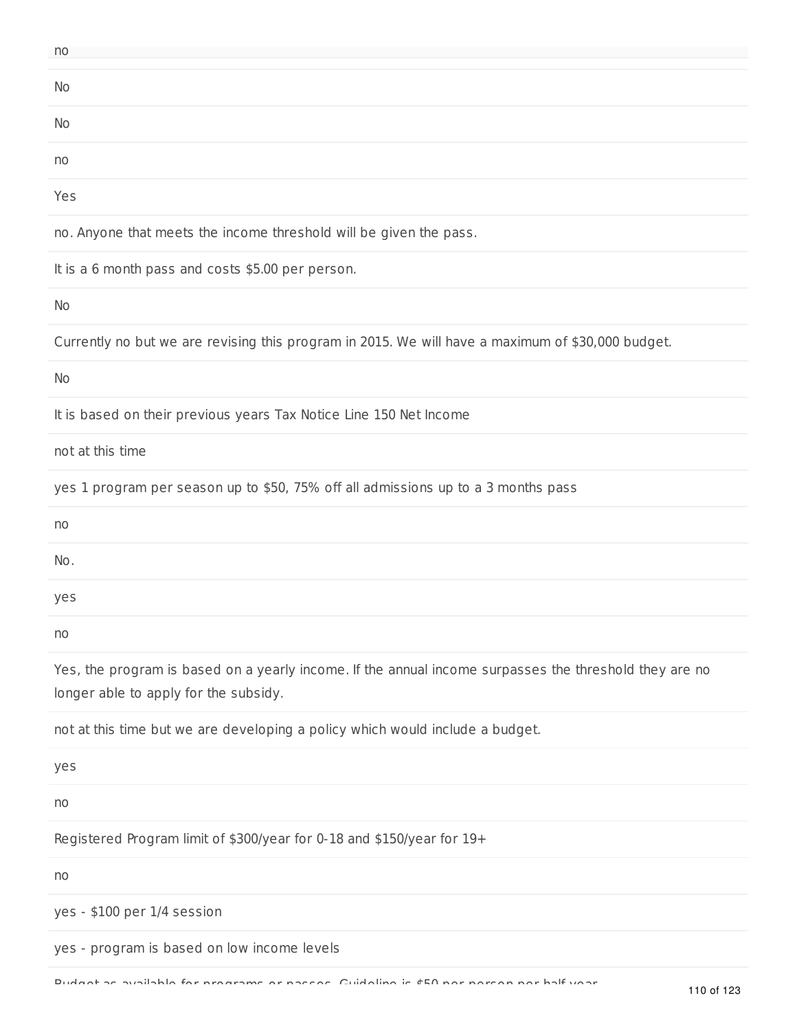no

No

No

no

Yes

no. Anyone that meets the income threshold will be given the pass.

It is a 6 month pass and costs $5.00 per person.

No

Currently no but we are revising this program in 2015. We will have a maximum of $30,000 budget.

No

It is based on their previous years Tax Notice Line 150 Net Income

not at this time

yes 1 program per season up to $50, 75% off all admissions up to a 3 months pass

no

No.

yes

no

Yes, the program is based on a yearly income. If the annual income surpasses the threshold they are no longer able to apply for the subsidy.

not at this time but we are developing a policy which would include a budget.

yes

no

Registered Program limit of $300/year for 0-18 and $150/year for 19+

no

yes - $100 per 1/4 session

yes - program is based on low income levels

Budget as available for programs or passes. Guideline is $50 per person per half year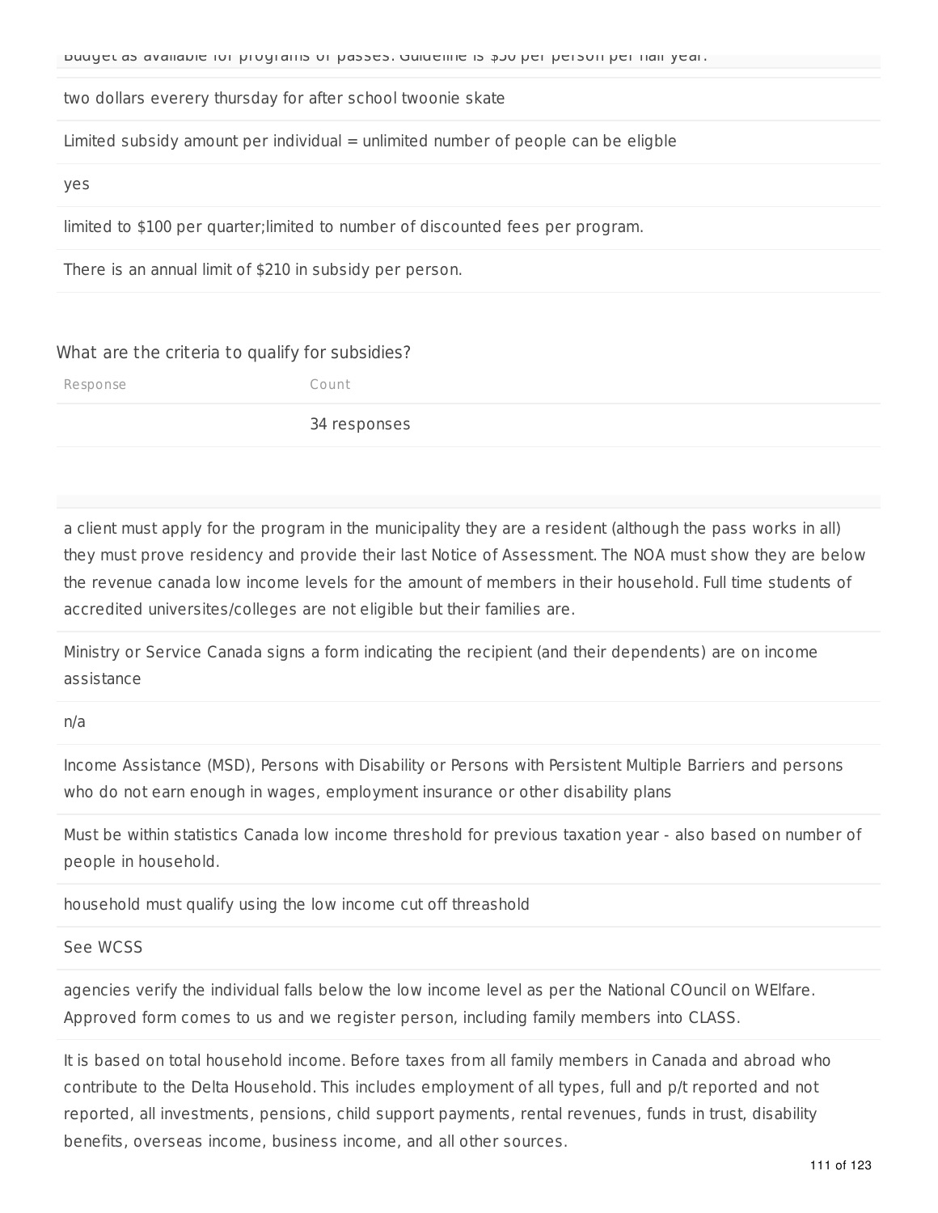Budget as available for programs or passes. Guideline is $50 per person per half year.

two dollars everery thursday for after school twoonie skate

Limited subsidy amount per individual = unlimited number of people can be eligble

yes

limited to $100 per quarter;limited to number of discounted fees per program.

There is an annual limit of $210 in subsidy per person.

What are the criteria to qualify for subsidies?

| Response | Count |
|---|---|
| | 34 responses |

a client must apply for the program in the municipality they are a resident (although the pass works in all) they must prove residency and provide their last Notice of Assessment. The NOA must show they are below the revenue canada low income levels for the amount of members in their household. Full time students of accredited universites/colleges are not eligible but their families are.

Ministry or Service Canada signs a form indicating the recipient (and their dependents) are on income assistance

n/a

Income Assistance (MSD), Persons with Disability or Persons with Persistent Multiple Barriers and persons who do not earn enough in wages, employment insurance or other disability plans

Must be within statistics Canada low income threshold for previous taxation year - also based on number of people in household.

household must qualify using the low income cut off threashold

See WCSS

agencies verify the individual falls below the low income level as per the National COuncil on WElfare. Approved form comes to us and we register person, including family members into CLASS.

It is based on total household income. Before taxes from all family members in Canada and abroad who contribute to the Delta Household. This includes employment of all types, full and p/t reported and not reported, all investments, pensions, child support payments, rental revenues, funds in trust, disability benefits, overseas income, business income, and all other sources.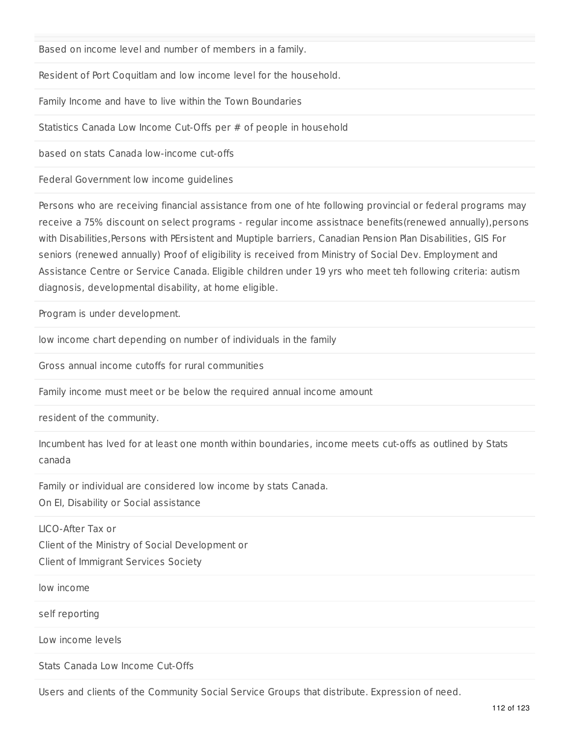Based on income level and number of members in a family.

Resident of Port Coquitlam and low income level for the household.

Family Income and have to live within the Town Boundaries

Statistics Canada Low Income Cut-Offs per # of people in household

based on stats Canada low-income cut-offs

Federal Government low income guidelines

Persons who are receiving financial assistance from one of hte following provincial or federal programs may receive a 75% discount on select programs - regular income assistnace benefits(renewed annually),persons with Disabilities,Persons with PErsistent and Muptiple barriers, Canadian Pension Plan Disabilities, GIS For seniors (renewed annually) Proof of eligibility is received from Ministry of Social Dev. Employment and Assistance Centre or Service Canada. Eligible children under 19 yrs who meet teh following criteria: autism diagnosis, developmental disability, at home eligible.

Program is under development.

low income chart depending on number of individuals in the family

Gross annual income cutoffs for rural communities

Family income must meet or be below the required annual income amount

resident of the community.

Incumbent has lved for at least one month within boundaries, income meets cut-offs as outlined by Stats canada

Family or individual are considered low income by stats Canada.
On EI, Disability or Social assistance

LICO-After Tax or
Client of the Ministry of Social Development or
Client of Immigrant Services Society

low income

self reporting

Low income levels

Stats Canada Low Income Cut-Offs

Users and clients of the Community Social Service Groups that distribute. Expression of need.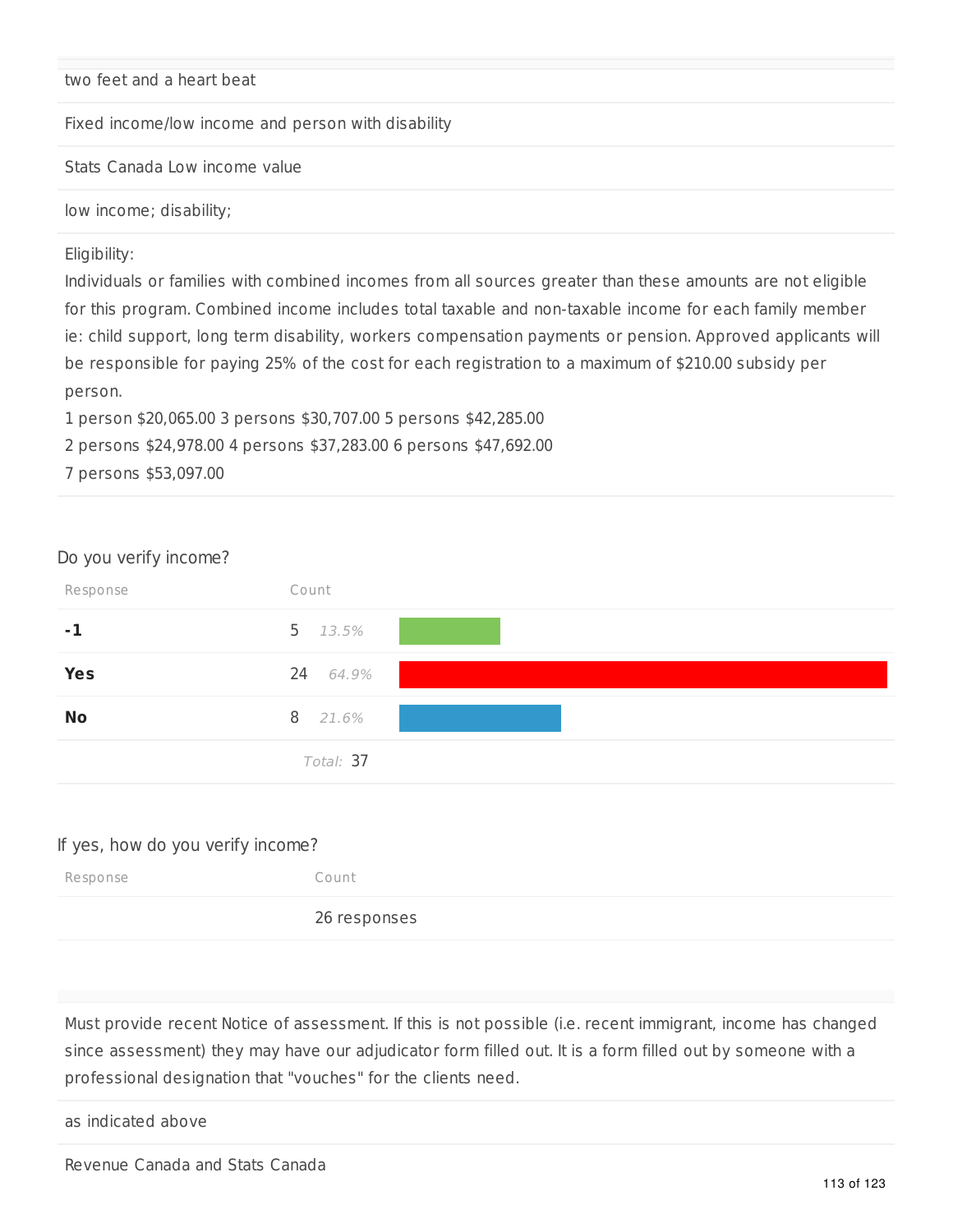two feet and a heart beat

Fixed income/low income and person with disability

Stats Canada Low income value

low income; disability;

Eligibility:
Individuals or families with combined incomes from all sources greater than these amounts are not eligible for this program. Combined income includes total taxable and non-taxable income for each family member ie: child support, long term disability, workers compensation payments or pension. Approved applicants will be responsible for paying 25% of the cost for each registration to a maximum of $210.00 subsidy per person.
1 person $20,065.00 3 persons $30,707.00 5 persons $42,285.00
2 persons $24,978.00 4 persons $37,283.00 6 persons $47,692.00
7 persons $53,097.00

Do you verify income?

| Response | Count | |
|---|---|---|
| **-1** | 5 | 13.5% |
| **Yes** | 24 | 64.9% |
| **No** | 8 | 21.6% |
| | Total: 37 | |

If yes, how do you verify income?

| Response | Count |
|---|---|
| | 26 responses |

Must provide recent Notice of assessment. If this is not possible (i.e. recent immigrant, income has changed since assessment) they may have our adjudicator form filled out. It is a form filled out by someone with a professional designation that "vouches" for the clients need.

as indicated above

Revenue Canada and Stats Canada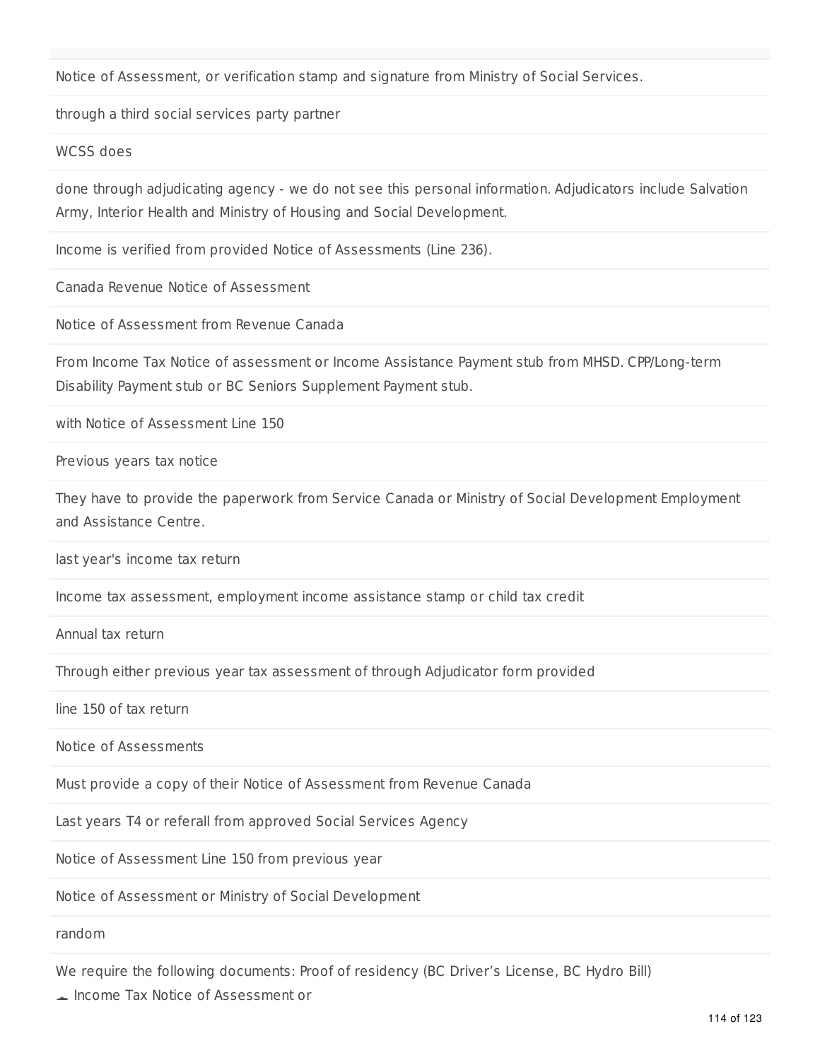Notice of Assessment, or verification stamp and signature from Ministry of Social Services.

through a third social services party partner

WCSS does

done through adjudicating agency - we do not see this personal information. Adjudicators include Salvation Army, Interior Health and Ministry of Housing and Social Development.

Income is verified from provided Notice of Assessments (Line 236).

Canada Revenue Notice of Assessment

Notice of Assessment from Revenue Canada

From Income Tax Notice of assessment or Income Assistance Payment stub from MHSD. CPP/Long-term Disability Payment stub or BC Seniors Supplement Payment stub.

with Notice of Assessment Line 150

Previous years tax notice

They have to provide the paperwork from Service Canada or Ministry of Social Development Employment and Assistance Centre.

last year's income tax return

Income tax assessment, employment income assistance stamp or child tax credit

Annual tax return

Through either previous year tax assessment of through Adjudicator form provided

line 150 of tax return

Notice of Assessments

Must provide a copy of their Notice of Assessment from Revenue Canada

Last years T4 or referall from approved Social Services Agency

Notice of Assessment Line 150 from previous year

Notice of Assessment or Ministry of Social Development

random

We require the following documents: Proof of residency (BC Driver's License, BC Hydro Bill)
- Income Tax Notice of Assessment or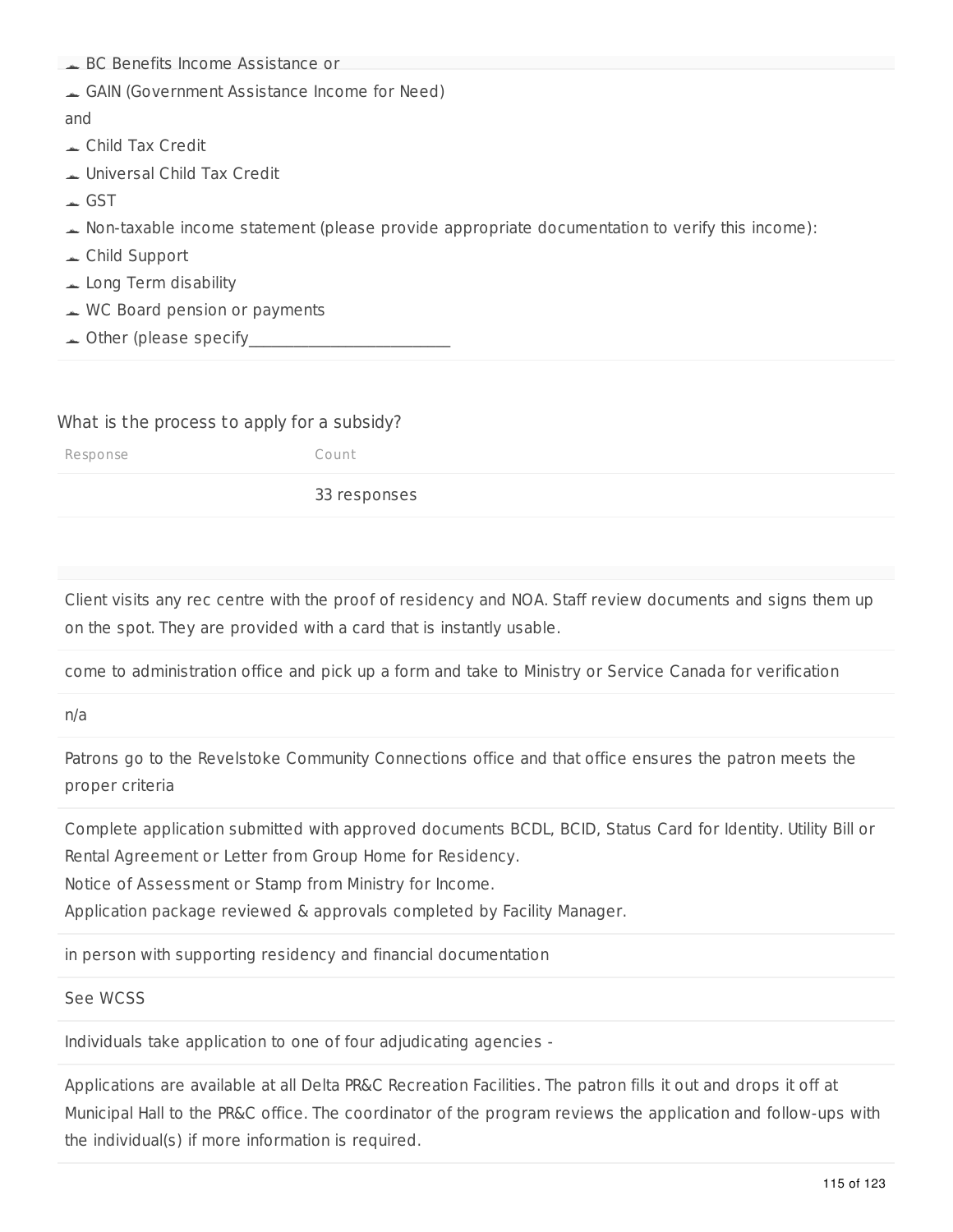- BC Benefits Income Assistance or
- GAIN (Government Assistance Income for Need)

and

- Child Tax Credit
- Universal Child Tax Credit
- GST
- Non-taxable income statement (please provide appropriate documentation to verify this income):
- Child Support
- Long Term disability
- WC Board pension or payments
- Other (please specify_________________________

What is the process to apply for a subsidy?

| Response | Count |
| --- | --- |
| | 33 responses |

Client visits any rec centre with the proof of residency and NOA. Staff review documents and signs them up on the spot. They are provided with a card that is instantly usable.

come to administration office and pick up a form and take to Ministry or Service Canada for verification

n/a

Patrons go to the Revelstoke Community Connections office and that office ensures the patron meets the proper criteria

Complete application submitted with approved documents BCDL, BCID, Status Card for Identity. Utility Bill or Rental Agreement or Letter from Group Home for Residency.
Notice of Assessment or Stamp from Ministry for Income.
Application package reviewed & approvals completed by Facility Manager.

in person with supporting residency and financial documentation

See WCSS

Individuals take application to one of four adjudicating agencies -

Applications are available at all Delta PR&C Recreation Facilities. The patron fills it out and drops it off at Municipal Hall to the PR&C office. The coordinator of the program reviews the application and follow-ups with the individual(s) if more information is required.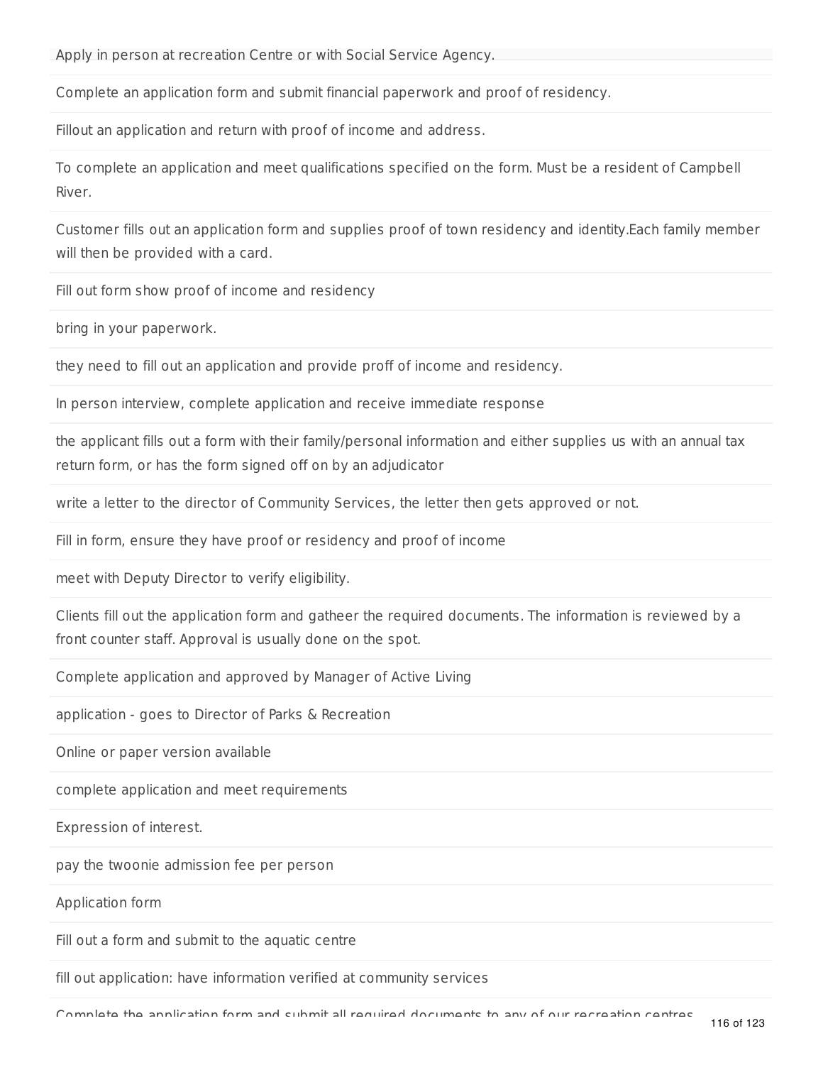Apply in person at recreation Centre or with Social Service Agency.

Complete an application form and submit financial paperwork and proof of residency.

Fillout an application and return with proof of income and address.

To complete an application and meet qualifications specified on the form. Must be a resident of Campbell River.

Customer fills out an application form and supplies proof of town residency and identity.Each family member will then be provided with a card.

Fill out form show proof of income and residency

bring in your paperwork.

they need to fill out an application and provide proff of income and residency.

In person interview, complete application and receive immediate response

the applicant fills out a form with their family/personal information and either supplies us with an annual tax return form, or has the form signed off on by an adjudicator

write a letter to the director of Community Services, the letter then gets approved or not.

Fill in form, ensure they have proof or residency and proof of income

meet with Deputy Director to verify eligibility.

Clients fill out the application form and gatheer the required documents. The information is reviewed by a front counter staff. Approval is usually done on the spot.

Complete application and approved by Manager of Active Living

application - goes to Director of Parks & Recreation

Online or paper version available

complete application and meet requirements

Expression of interest.

pay the twoonie admission fee per person

Application form

Fill out a form and submit to the aquatic centre

fill out application: have information verified at community services

Complete the application form and submit all required documents to any of our recreation centres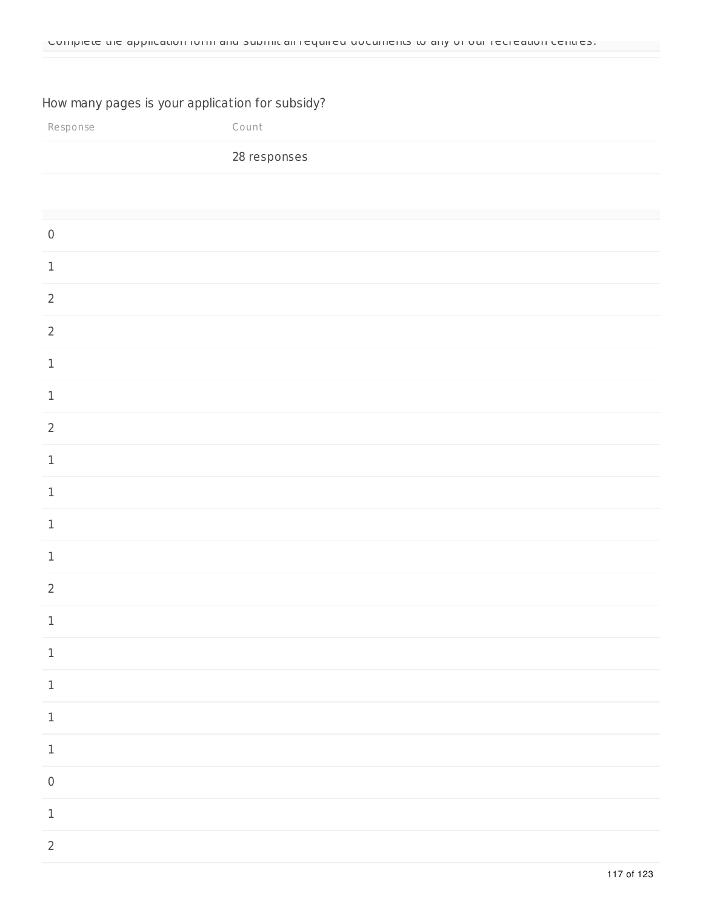Complete the application form and submit all required documents to any of our recreation centres.

How many pages is your application for subsidy?

| Response | Count |
| --- | --- |
| | 28 responses |

| |
| --- |
| 0 |
| 1 |
| 2 |
| 2 |
| 1 |
| 1 |
| 2 |
| 1 |
| 1 |
| 1 |
| 1 |
| 2 |
| 1 |
| 1 |
| 1 |
| 1 |
| 1 |
| 0 |
| 1 |
| 2 |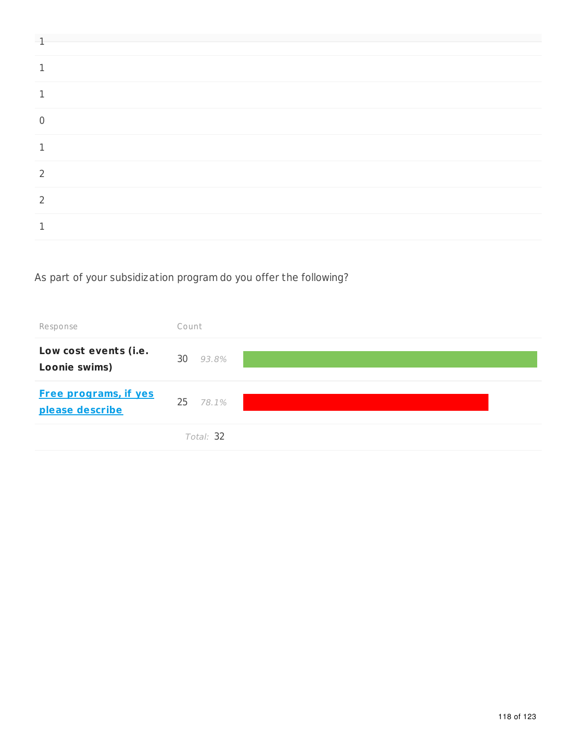| |
|---|
| 1 |
| 1 |
| 1 |
| 0 |
| 1 |
| 2 |
| 2 |
| 1 |

As part of your subsidization program do you offer the following?

| Response | Count | |
|---|---|---|
| **Low cost events (i.e. Loonie swims)** | 30 | 93.8% |
| **Free programs, if yes please describe** | 25 | 78.1% |
| | *Total:* 32 | |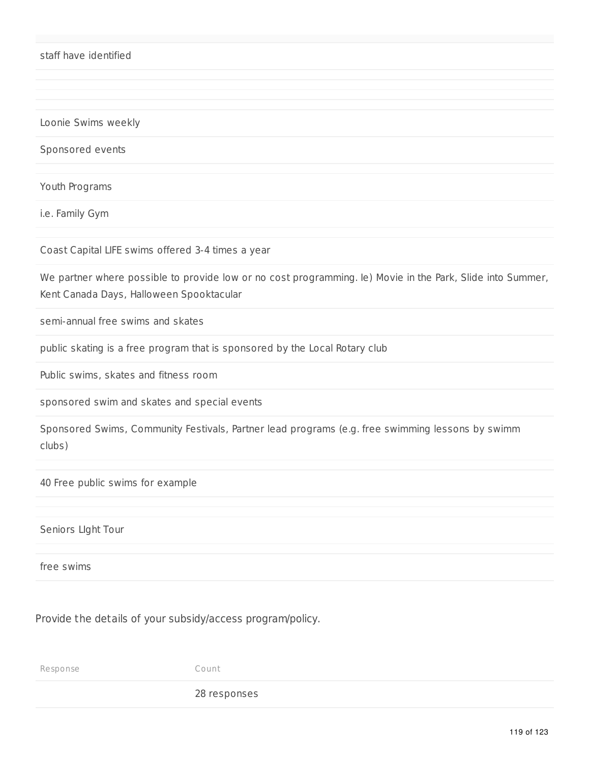staff have identified

Loonie Swims weekly

Sponsored events

Youth Programs

i.e. Family Gym

Coast Capital LIFE swims offered 3-4 times a year

We partner where possible to provide low or no cost programming. Ie) Movie in the Park, Slide into Summer, Kent Canada Days, Halloween Spooktacular

semi-annual free swims and skates

public skating is a free program that is sponsored by the Local Rotary club

Public swims, skates and fitness room

sponsored swim and skates and special events

Sponsored Swims, Community Festivals, Partner lead programs (e.g. free swimming lessons by swimm clubs)

40 Free public swims for example

Seniors LIght Tour

free swims

Provide the details of your subsidy/access program/policy.

| Response | Count |
| --- | --- |
| | 28 responses |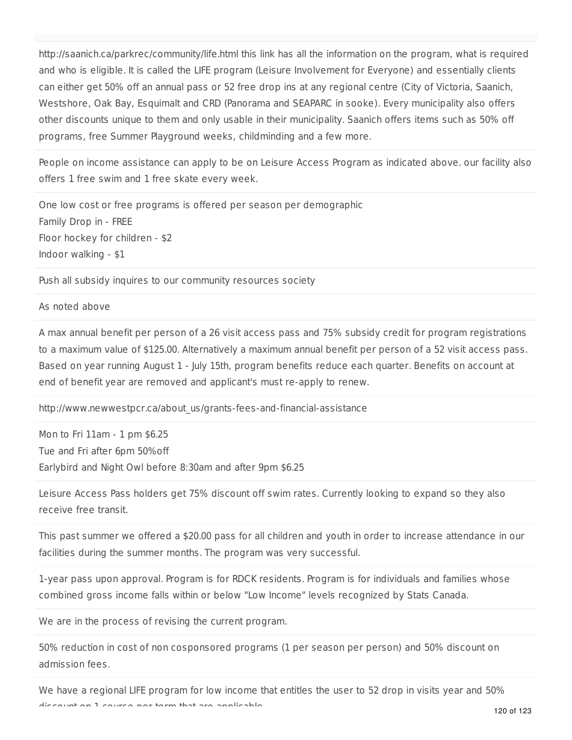http://saanich.ca/parkrec/community/life.html this link has all the information on the program, what is required and who is eligible. It is called the LIFE program (Leisure Involvement for Everyone) and essentially clients can either get 50% off an annual pass or 52 free drop ins at any regional centre (City of Victoria, Saanich, Westshore, Oak Bay, Esquimalt and CRD (Panorama and SEAPARC in sooke). Every municipality also offers other discounts unique to them and only usable in their municipality. Saanich offers items such as 50% off programs, free Summer Playground weeks, childminding and a few more.

People on income assistance can apply to be on Leisure Access Program as indicated above. our facility also offers 1 free swim and 1 free skate every week.

One low cost or free programs is offered per season per demographic
Family Drop in - FREE
Floor hockey for children - $2
Indoor walking - $1

Push all subsidy inquires to our community resources society

As noted above

A max annual benefit per person of a 26 visit access pass and 75% subsidy credit for program registrations to a maximum value of $125.00. Alternatively a maximum annual benefit per person of a 52 visit access pass. Based on year running August 1 - July 15th, program benefits reduce each quarter. Benefits on account at end of benefit year are removed and applicant's must re-apply to renew.

http://www.newwestpcr.ca/about_us/grants-fees-and-financial-assistance

Mon to Fri 11am - 1 pm $6.25
Tue and Fri after 6pm 50%off
Earlybird and Night Owl before 8:30am and after 9pm $6.25

Leisure Access Pass holders get 75% discount off swim rates. Currently looking to expand so they also receive free transit.

This past summer we offered a $20.00 pass for all children and youth in order to increase attendance in our facilities during the summer months. The program was very successful.

1-year pass upon approval. Program is for RDCK residents. Program is for individuals and families whose combined gross income falls within or below "Low Income" levels recognized by Stats Canada.

We are in the process of revising the current program.

50% reduction in cost of non cosponsored programs (1 per season per person) and 50% discount on admission fees.

We have a regional LIFE program for low income that entitles the user to 52 drop in visits year and 50% discount on 1 course per term that are applicable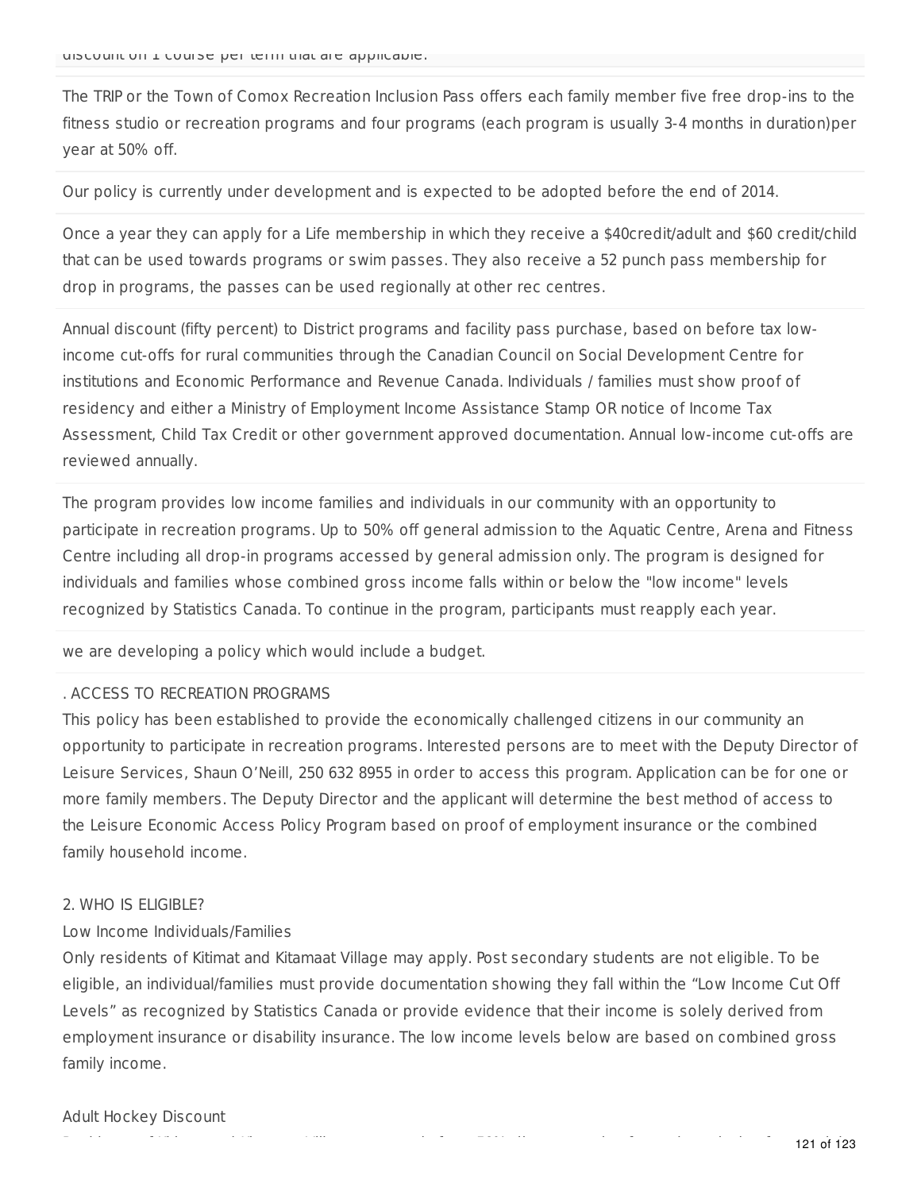discount on 1 course per term that are applicable.

The TRIP or the Town of Comox Recreation Inclusion Pass offers each family member five free drop-ins to the fitness studio or recreation programs and four programs (each program is usually 3-4 months in duration)per year at 50% off.

Our policy is currently under development and is expected to be adopted before the end of 2014.

Once a year they can apply for a Life membership in which they receive a $40credit/adult and $60 credit/child that can be used towards programs or swim passes. They also receive a 52 punch pass membership for drop in programs, the passes can be used regionally at other rec centres.

Annual discount (fifty percent) to District programs and facility pass purchase, based on before tax low-income cut-offs for rural communities through the Canadian Council on Social Development Centre for institutions and Economic Performance and Revenue Canada. Individuals / families must show proof of residency and either a Ministry of Employment Income Assistance Stamp OR notice of Income Tax Assessment, Child Tax Credit or other government approved documentation. Annual low-income cut-offs are reviewed annually.

The program provides low income families and individuals in our community with an opportunity to participate in recreation programs. Up to 50% off general admission to the Aquatic Centre, Arena and Fitness Centre including all drop-in programs accessed by general admission only. The program is designed for individuals and families whose combined gross income falls within or below the "low income" levels recognized by Statistics Canada. To continue in the program, participants must reapply each year.

we are developing a policy which would include a budget.

. ACCESS TO RECREATION PROGRAMS
This policy has been established to provide the economically challenged citizens in our community an opportunity to participate in recreation programs. Interested persons are to meet with the Deputy Director of Leisure Services, Shaun O'Neill, 250 632 8955 in order to access this program. Application can be for one or more family members. The Deputy Director and the applicant will determine the best method of access to the Leisure Economic Access Policy Program based on proof of employment insurance or the combined family household income.

2. WHO IS ELIGIBLE?
Low Income Individuals/Families
Only residents of Kitimat and Kitamaat Village may apply. Post secondary students are not eligible. To be eligible, an individual/families must provide documentation showing they fall within the "Low Income Cut Off Levels" as recognized by Statistics Canada or provide evidence that their income is solely derived from employment insurance or disability insurance. The low income levels below are based on combined gross family income.

Adult Hockey Discount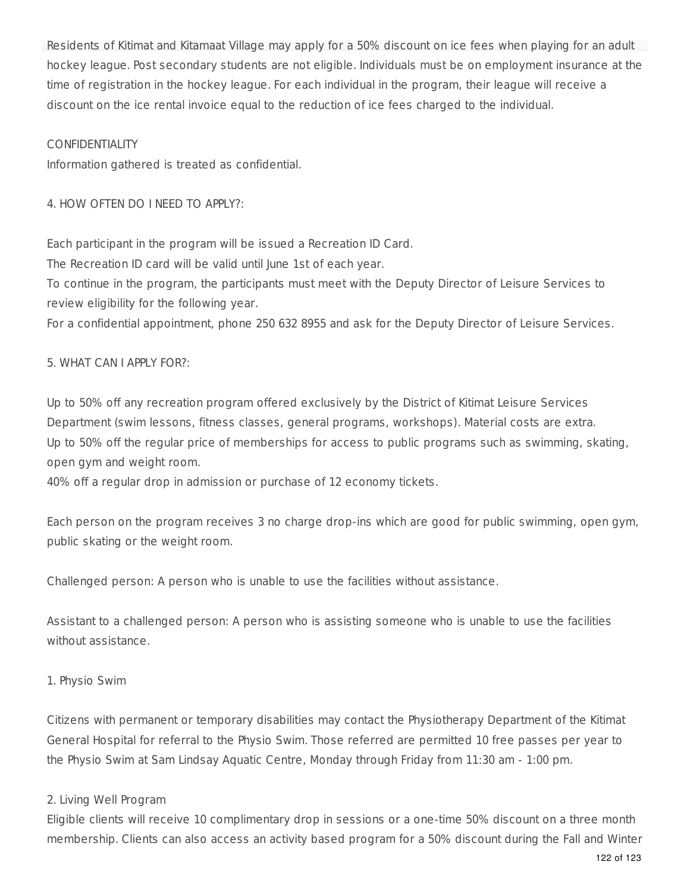Residents of Kitimat and Kitamaat Village may apply for a 50% discount on ice fees when playing for an adult hockey league. Post secondary students are not eligible. Individuals must be on employment insurance at the time of registration in the hockey league. For each individual in the program, their league will receive a discount on the ice rental invoice equal to the reduction of ice fees charged to the individual.

CONFIDENTIALITY

Information gathered is treated as confidential.

4. HOW OFTEN DO I NEED TO APPLY?:

Each participant in the program will be issued a Recreation ID Card.
The Recreation ID card will be valid until June 1st of each year.
To continue in the program, the participants must meet with the Deputy Director of Leisure Services to review eligibility for the following year.
For a confidential appointment, phone 250 632 8955 and ask for the Deputy Director of Leisure Services.

5. WHAT CAN I APPLY FOR?:

Up to 50% off any recreation program offered exclusively by the District of Kitimat Leisure Services Department (swim lessons, fitness classes, general programs, workshops). Material costs are extra.
Up to 50% off the regular price of memberships for access to public programs such as swimming, skating, open gym and weight room.
40% off a regular drop in admission or purchase of 12 economy tickets.

Each person on the program receives 3 no charge drop-ins which are good for public swimming, open gym, public skating or the weight room.

Challenged person: A person who is unable to use the facilities without assistance.

Assistant to a challenged person: A person who is assisting someone who is unable to use the facilities without assistance.

1. Physio Swim

Citizens with permanent or temporary disabilities may contact the Physiotherapy Department of the Kitimat General Hospital for referral to the Physio Swim. Those referred are permitted 10 free passes per year to the Physio Swim at Sam Lindsay Aquatic Centre, Monday through Friday from 11:30 am - 1:00 pm.

2. Living Well Program

Eligible clients will receive 10 complimentary drop in sessions or a one-time 50% discount on a three month membership. Clients can also access an activity based program for a 50% discount during the Fall and Winter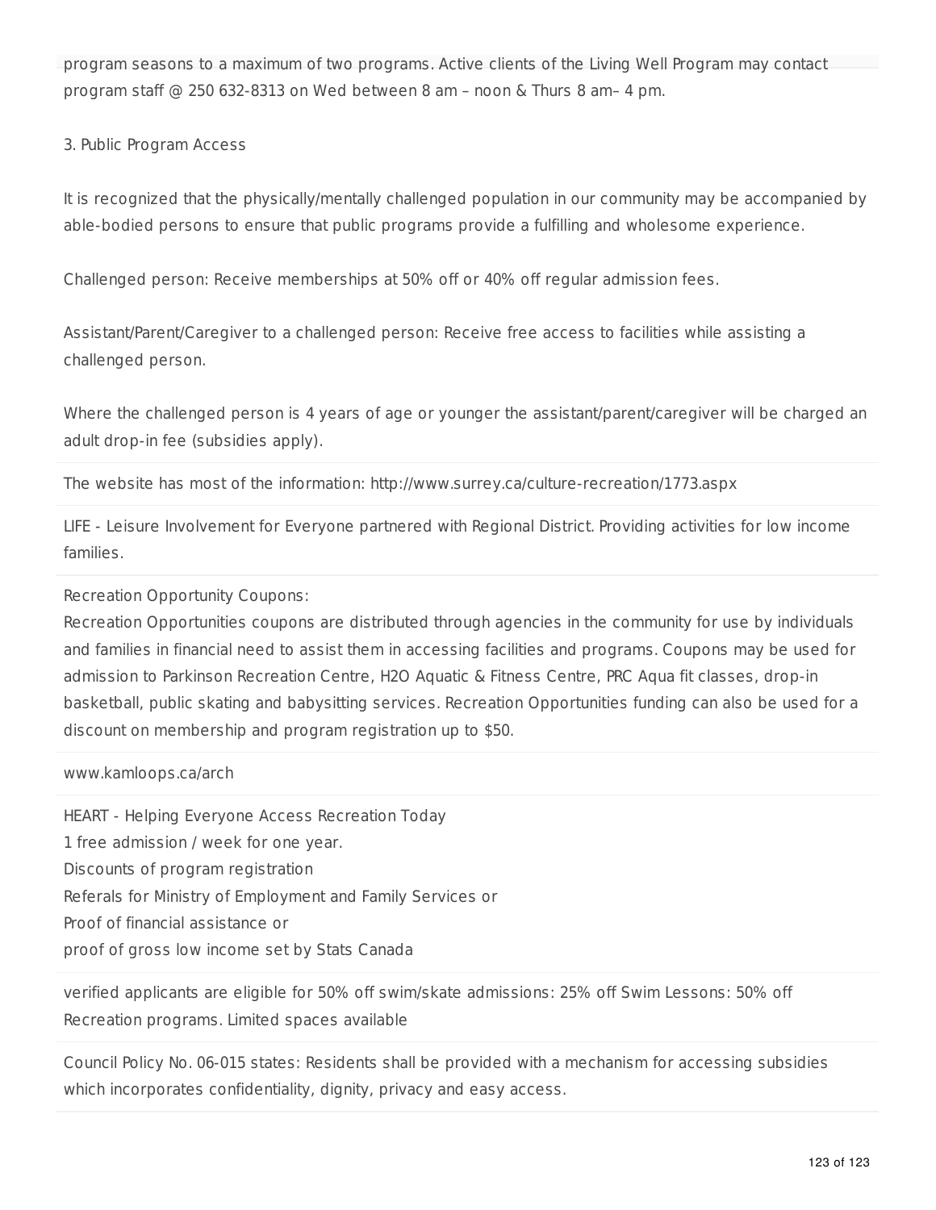program seasons to a maximum of two programs. Active clients of the Living Well Program may contact program staff @ 250 632-8313 on Wed between 8 am – noon & Thurs 8 am– 4 pm.

3. Public Program Access

It is recognized that the physically/mentally challenged population in our community may be accompanied by able-bodied persons to ensure that public programs provide a fulfilling and wholesome experience.

Challenged person: Receive memberships at 50% off or 40% off regular admission fees.

Assistant/Parent/Caregiver to a challenged person: Receive free access to facilities while assisting a challenged person.

Where the challenged person is 4 years of age or younger the assistant/parent/caregiver will be charged an adult drop-in fee (subsidies apply).

---

The website has most of the information: http://www.surrey.ca/culture-recreation/1773.aspx

---

LIFE - Leisure Involvement for Everyone partnered with Regional District. Providing activities for low income families.

---

Recreation Opportunity Coupons:
Recreation Opportunities coupons are distributed through agencies in the community for use by individuals and families in financial need to assist them in accessing facilities and programs. Coupons may be used for admission to Parkinson Recreation Centre, H2O Aquatic & Fitness Centre, PRC Aqua fit classes, drop-in basketball, public skating and babysitting services. Recreation Opportunities funding can also be used for a discount on membership and program registration up to $50.

---

www.kamloops.ca/arch

---

HEART - Helping Everyone Access Recreation Today
1 free admission / week for one year.
Discounts of program registration
Referals for Ministry of Employment and Family Services or
Proof of financial assistance or
proof of gross low income set by Stats Canada

---

verified applicants are eligible for 50% off swim/skate admissions: 25% off Swim Lessons: 50% off Recreation programs. Limited spaces available

---

Council Policy No. 06-015 states: Residents shall be provided with a mechanism for accessing subsidies which incorporates confidentiality, dignity, privacy and easy access.